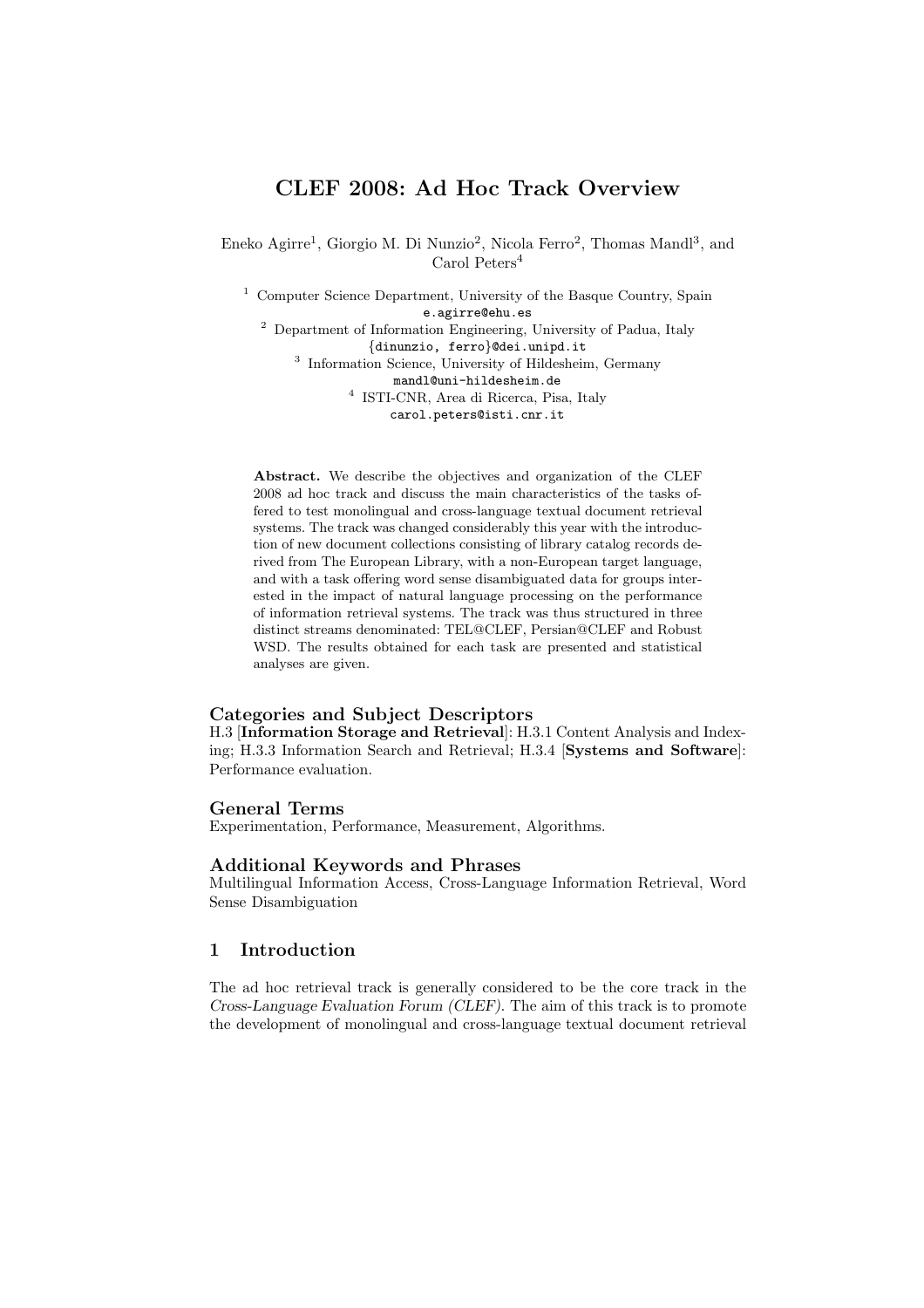# CLEF 2008: Ad Hoc Track Overview

Eneko Agirre[1], Giorgio M. Di Nunzio[2], Nicola Ferro[2], Thomas Mandl[3], and Carol Peters[4]

[1] Computer Science Department, University of the Basque Country, Spain
e.agirre@ehu.es

[2] Department of Information Engineering, University of Padua, Italy
{dinunzio, ferro}@dei.unipd.it

[3] Information Science, University of Hildesheim, Germany
mandl@uni-hildesheim.de

[4] ISTI-CNR, Area di Ricerca, Pisa, Italy
carol.peters@isti.cnr.it

**Abstract.** We describe the objectives and organization of the CLEF 2008 ad hoc track and discuss the main characteristics of the tasks offered to test monolingual and cross-language textual document retrieval systems. The track was changed considerably this year with the introduction of new document collections consisting of library catalog records derived from The European Library, with a non-European target language, and with a task offering word sense disambiguated data for groups interested in the impact of natural language processing on the performance of information retrieval systems. The track was thus structured in three distinct streams denominated: TEL@CLEF, Persian@CLEF and Robust WSD. The results obtained for each task are presented and statistical analyses are given.

## Categories and Subject Descriptors

H.3 [**Information Storage and Retrieval**]: H.3.1 Content Analysis and Indexing; H.3.3 Information Search and Retrieval; H.3.4 [**Systems and Software**]: Performance evaluation.

## General Terms

Experimentation, Performance, Measurement, Algorithms.

## Additional Keywords and Phrases

Multilingual Information Access, Cross-Language Information Retrieval, Word Sense Disambiguation

## 1 Introduction

The ad hoc retrieval track is generally considered to be the core track in the *Cross-Language Evaluation Forum (CLEF)*. The aim of this track is to promote the development of monolingual and cross-language textual document retrieval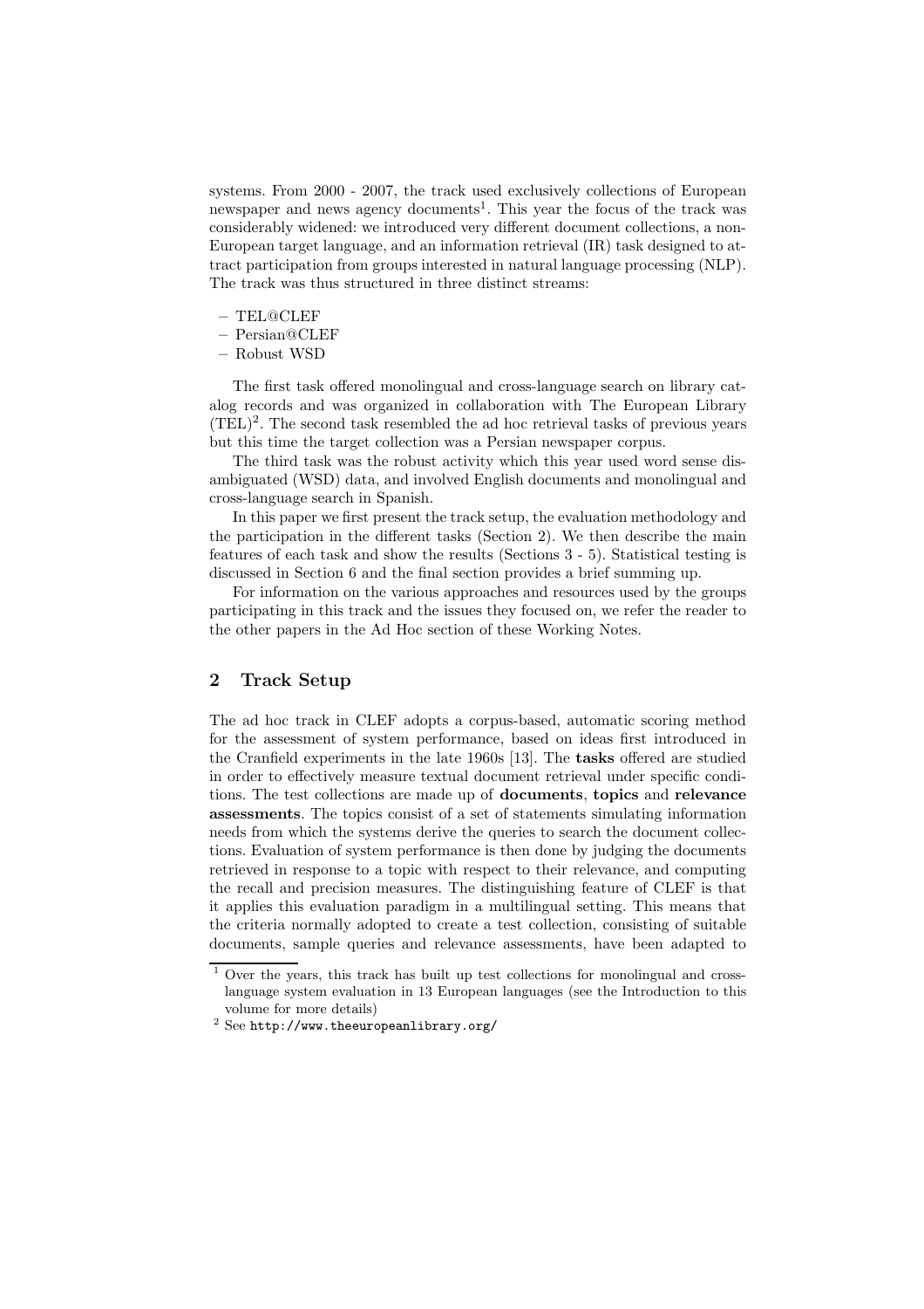systems. From 2000 - 2007, the track used exclusively collections of European newspaper and news agency documents[1]. This year the focus of the track was considerably widened: we introduced very different document collections, a non-European target language, and an information retrieval (IR) task designed to attract participation from groups interested in natural language processing (NLP). The track was thus structured in three distinct streams:

- TEL@CLEF
- Persian@CLEF
- Robust WSD

The first task offered monolingual and cross-language search on library catalog records and was organized in collaboration with The European Library (TEL)[2]. The second task resembled the ad hoc retrieval tasks of previous years but this time the target collection was a Persian newspaper corpus.

The third task was the robust activity which this year used word sense disambiguated (WSD) data, and involved English documents and monolingual and cross-language search in Spanish.

In this paper we first present the track setup, the evaluation methodology and the participation in the different tasks (Section 2). We then describe the main features of each task and show the results (Sections 3 - 5). Statistical testing is discussed in Section 6 and the final section provides a brief summing up.

For information on the various approaches and resources used by the groups participating in this track and the issues they focused on, we refer the reader to the other papers in the Ad Hoc section of these Working Notes.

## 2 Track Setup

The ad hoc track in CLEF adopts a corpus-based, automatic scoring method for the assessment of system performance, based on ideas first introduced in the Cranfield experiments in the late 1960s [13]. The **tasks** offered are studied in order to effectively measure textual document retrieval under specific conditions. The test collections are made up of **documents**, **topics** and **relevance assessments**. The topics consist of a set of statements simulating information needs from which the systems derive the queries to search the document collections. Evaluation of system performance is then done by judging the documents retrieved in response to a topic with respect to their relevance, and computing the recall and precision measures. The distinguishing feature of CLEF is that it applies this evaluation paradigm in a multilingual setting. This means that the criteria normally adopted to create a test collection, consisting of suitable documents, sample queries and relevance assessments, have been adapted to

[1] Over the years, this track has built up test collections for monolingual and cross-language system evaluation in 13 European languages (see the Introduction to this volume for more details)

[2] See http://www.theeuropeanlibrary.org/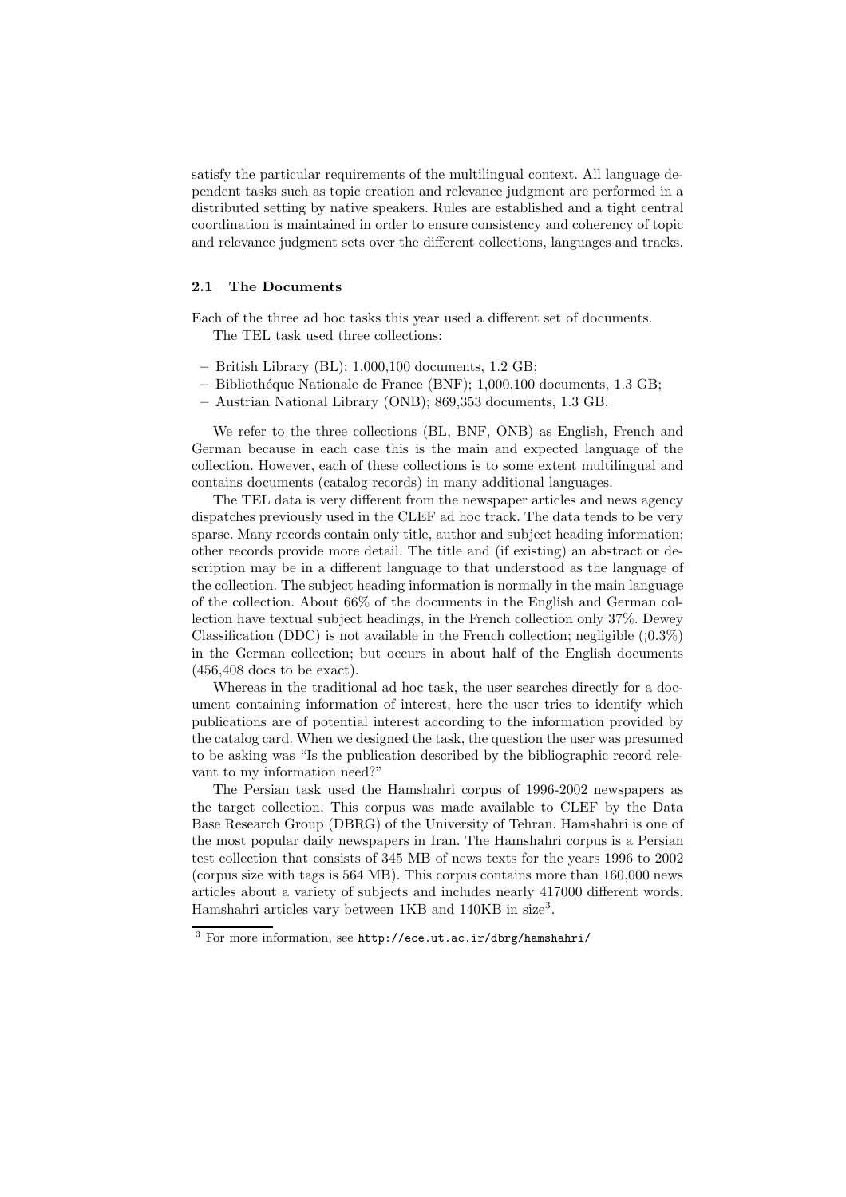satisfy the particular requirements of the multilingual context. All language dependent tasks such as topic creation and relevance judgment are performed in a distributed setting by native speakers. Rules are established and a tight central coordination is maintained in order to ensure consistency and coherency of topic and relevance judgment sets over the different collections, languages and tracks.

### 2.1 The Documents

Each of the three ad hoc tasks this year used a different set of documents.

The TEL task used three collections:

- British Library (BL); 1,000,100 documents, 1.2 GB;
- Bibliothéque Nationale de France (BNF); 1,000,100 documents, 1.3 GB;
- Austrian National Library (ONB); 869,353 documents, 1.3 GB.

We refer to the three collections (BL, BNF, ONB) as English, French and German because in each case this is the main and expected language of the collection. However, each of these collections is to some extent multilingual and contains documents (catalog records) in many additional languages.

The TEL data is very different from the newspaper articles and news agency dispatches previously used in the CLEF ad hoc track. The data tends to be very sparse. Many records contain only title, author and subject heading information; other records provide more detail. The title and (if existing) an abstract or description may be in a different language to that understood as the language of the collection. The subject heading information is normally in the main language of the collection. About 66% of the documents in the English and German collection have textual subject headings, in the French collection only 37%. Dewey Classification (DDC) is not available in the French collection; negligible (¡0.3%) in the German collection; but occurs in about half of the English documents (456,408 docs to be exact).

Whereas in the traditional ad hoc task, the user searches directly for a document containing information of interest, here the user tries to identify which publications are of potential interest according to the information provided by the catalog card. When we designed the task, the question the user was presumed to be asking was "Is the publication described by the bibliographic record relevant to my information need?"

The Persian task used the Hamshahri corpus of 1996-2002 newspapers as the target collection. This corpus was made available to CLEF by the Data Base Research Group (DBRG) of the University of Tehran. Hamshahri is one of the most popular daily newspapers in Iran. The Hamshahri corpus is a Persian test collection that consists of 345 MB of news texts for the years 1996 to 2002 (corpus size with tags is 564 MB). This corpus contains more than 160,000 news articles about a variety of subjects and includes nearly 417000 different words. Hamshahri articles vary between 1KB and 140KB in size[3].

[3] For more information, see http://ece.ut.ac.ir/dbrg/hamshahri/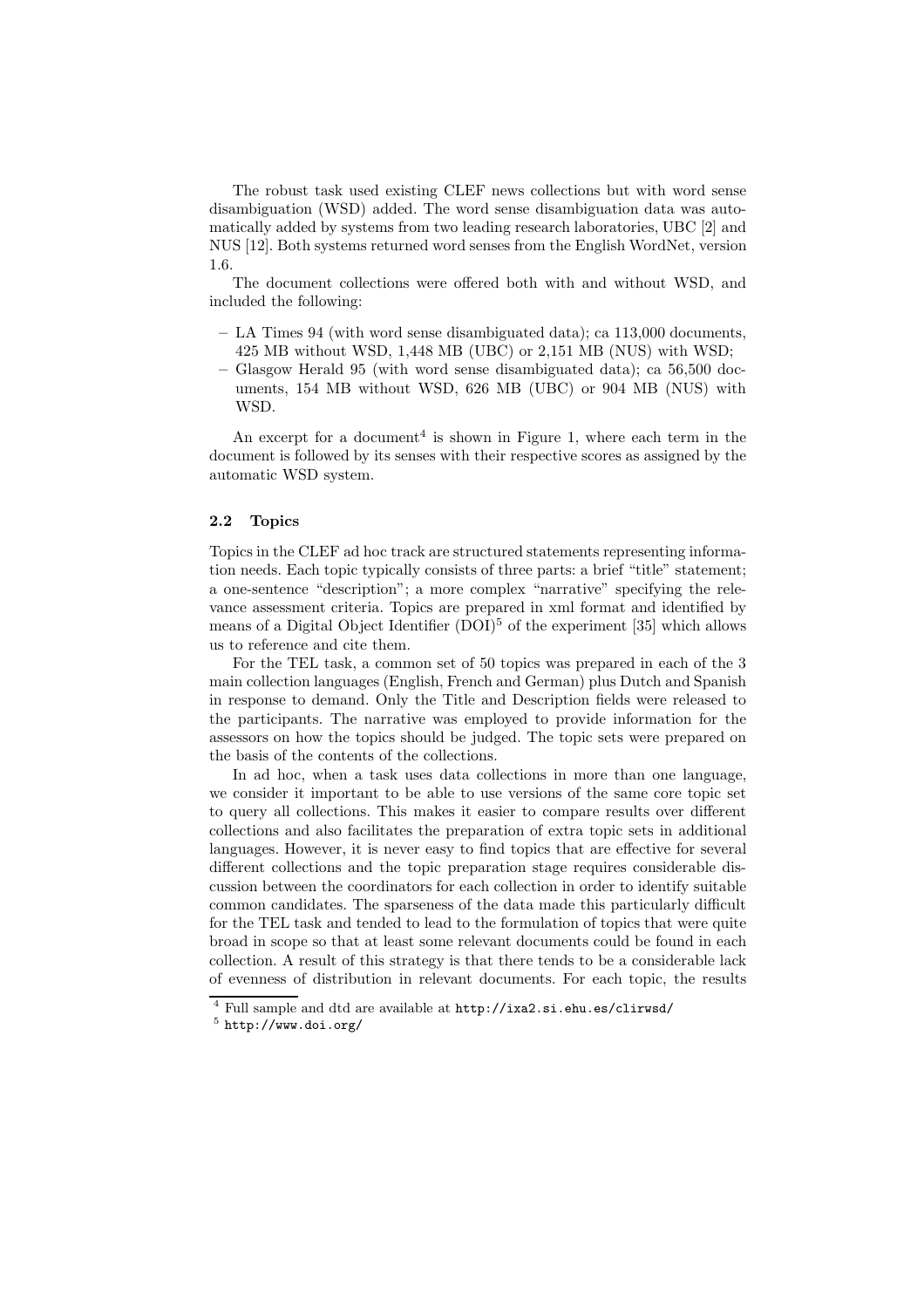The robust task used existing CLEF news collections but with word sense disambiguation (WSD) added. The word sense disambiguation data was automatically added by systems from two leading research laboratories, UBC [2] and NUS [12]. Both systems returned word senses from the English WordNet, version 1.6.

The document collections were offered both with and without WSD, and included the following:

- LA Times 94 (with word sense disambiguated data); ca 113,000 documents, 425 MB without WSD, 1,448 MB (UBC) or 2,151 MB (NUS) with WSD;
- Glasgow Herald 95 (with word sense disambiguated data); ca 56,500 documents, 154 MB without WSD, 626 MB (UBC) or 904 MB (NUS) with WSD.

An excerpt for a document[4] is shown in Figure 1, where each term in the document is followed by its senses with their respective scores as assigned by the automatic WSD system.

### 2.2 Topics

Topics in the CLEF ad hoc track are structured statements representing information needs. Each topic typically consists of three parts: a brief "title" statement; a one-sentence "description"; a more complex "narrative" specifying the relevance assessment criteria. Topics are prepared in xml format and identified by means of a Digital Object Identifier (DOI)[5] of the experiment [35] which allows us to reference and cite them.

For the TEL task, a common set of 50 topics was prepared in each of the 3 main collection languages (English, French and German) plus Dutch and Spanish in response to demand. Only the Title and Description fields were released to the participants. The narrative was employed to provide information for the assessors on how the topics should be judged. The topic sets were prepared on the basis of the contents of the collections.

In ad hoc, when a task uses data collections in more than one language, we consider it important to be able to use versions of the same core topic set to query all collections. This makes it easier to compare results over different collections and also facilitates the preparation of extra topic sets in additional languages. However, it is never easy to find topics that are effective for several different collections and the topic preparation stage requires considerable discussion between the coordinators for each collection in order to identify suitable common candidates. The sparseness of the data made this particularly difficult for the TEL task and tended to lead to the formulation of topics that were quite broad in scope so that at least some relevant documents could be found in each collection. A result of this strategy is that there tends to be a considerable lack of evenness of distribution in relevant documents. For each topic, the results

[4] Full sample and dtd are available at http://ixa2.si.ehu.es/clirwsd/

[5] http://www.doi.org/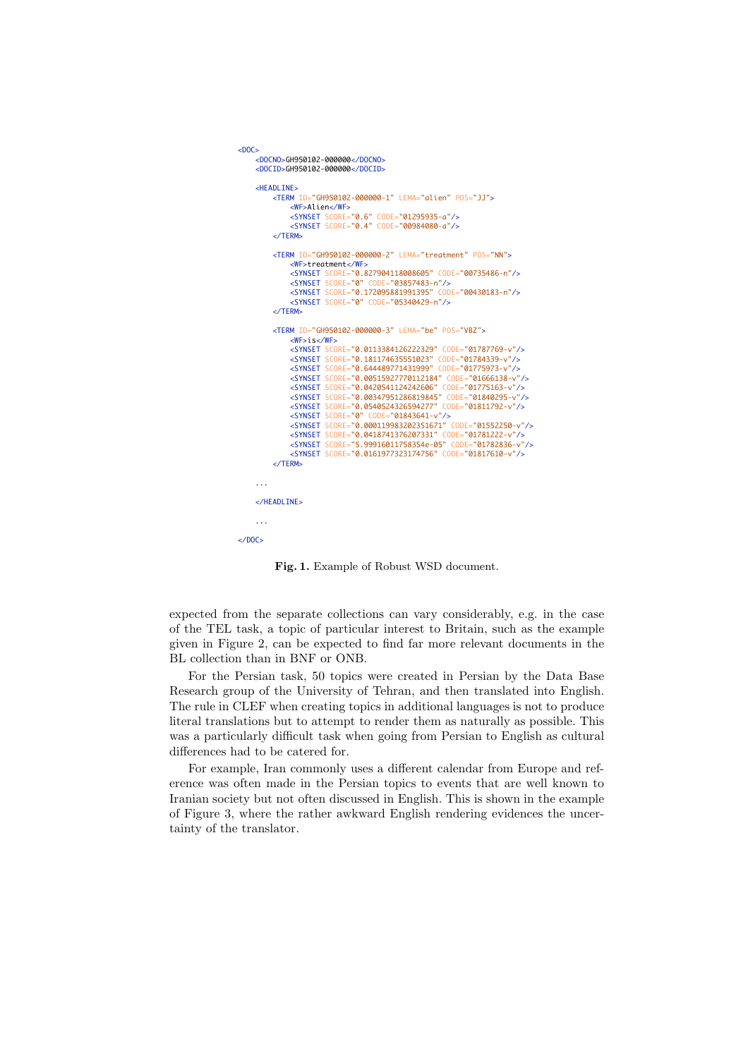```
<DOC>
    <DOCNO>GH950102-000000</DOCNO>
    <DOCID>GH950102-000000</DOCID>

    <HEADLINE>
        <TERM ID="GH950102-000000-1" LEMA="alien" POS="JJ">
            <WF>Alien</WF>
            <SYNSET SCORE="0.6" CODE="01295935-a"/>
            <SYNSET SCORE="0.4" CODE="00984080-a"/>
        </TERM>

        <TERM ID="GH950102-000000-2" LEMA="treatment" POS="NN">
            <WF>treatment</WF>
            <SYNSET SCORE="0.827904118008605" CODE="00735486-n"/>
            <SYNSET SCORE="0" CODE="03857483-n"/>
            <SYNSET SCORE="0.172095881991395" CODE="00430183-n"/>
            <SYNSET SCORE="0" CODE="05340429-n"/>
        </TERM>

        <TERM ID="GH950102-000000-3" LEMA="be" POS="VBZ">
            <WF>is</WF>
            <SYNSET SCORE="0.0113384126222329" CODE="01787769-v"/>
            <SYNSET SCORE="0.181174635551023" CODE="01784339-v"/>
            <SYNSET SCORE="0.644489771431999" CODE="01775973-v"/>
            <SYNSET SCORE="0.00515927770112184" CODE="01666138-v"/>
            <SYNSET SCORE="0.0420541124242606" CODE="01775163-v"/>
            <SYNSET SCORE="0.00347951286819845" CODE="01840295-v"/>
            <SYNSET SCORE="0.0540524326594277" CODE="01811792-v"/>
            <SYNSET SCORE="0" CODE="01843641-v"/>
            <SYNSET SCORE="0.000119983202351671" CODE="01552250-v"/>
            <SYNSET SCORE="0.0418741376207331" CODE="01781222-v"/>
            <SYNSET SCORE="5.99916011758354e-05" CODE="01782836-v"/>
            <SYNSET SCORE="0.0161977323174756" CODE="01817610-v"/>
        </TERM>

    ...

    </HEADLINE>

    ...

</DOC>
```

**Fig. 1.** Example of Robust WSD document.

expected from the separate collections can vary considerably, e.g. in the case of the TEL task, a topic of particular interest to Britain, such as the example given in Figure 2, can be expected to find far more relevant documents in the BL collection than in BNF or ONB.

For the Persian task, 50 topics were created in Persian by the Data Base Research group of the University of Tehran, and then translated into English. The rule in CLEF when creating topics in additional languages is not to produce literal translations but to attempt to render them as naturally as possible. This was a particularly difficult task when going from Persian to English as cultural differences had to be catered for.

For example, Iran commonly uses a different calendar from Europe and reference was often made in the Persian topics to events that are well known to Iranian society but not often discussed in English. This is shown in the example of Figure 3, where the rather awkward English rendering evidences the uncertainty of the translator.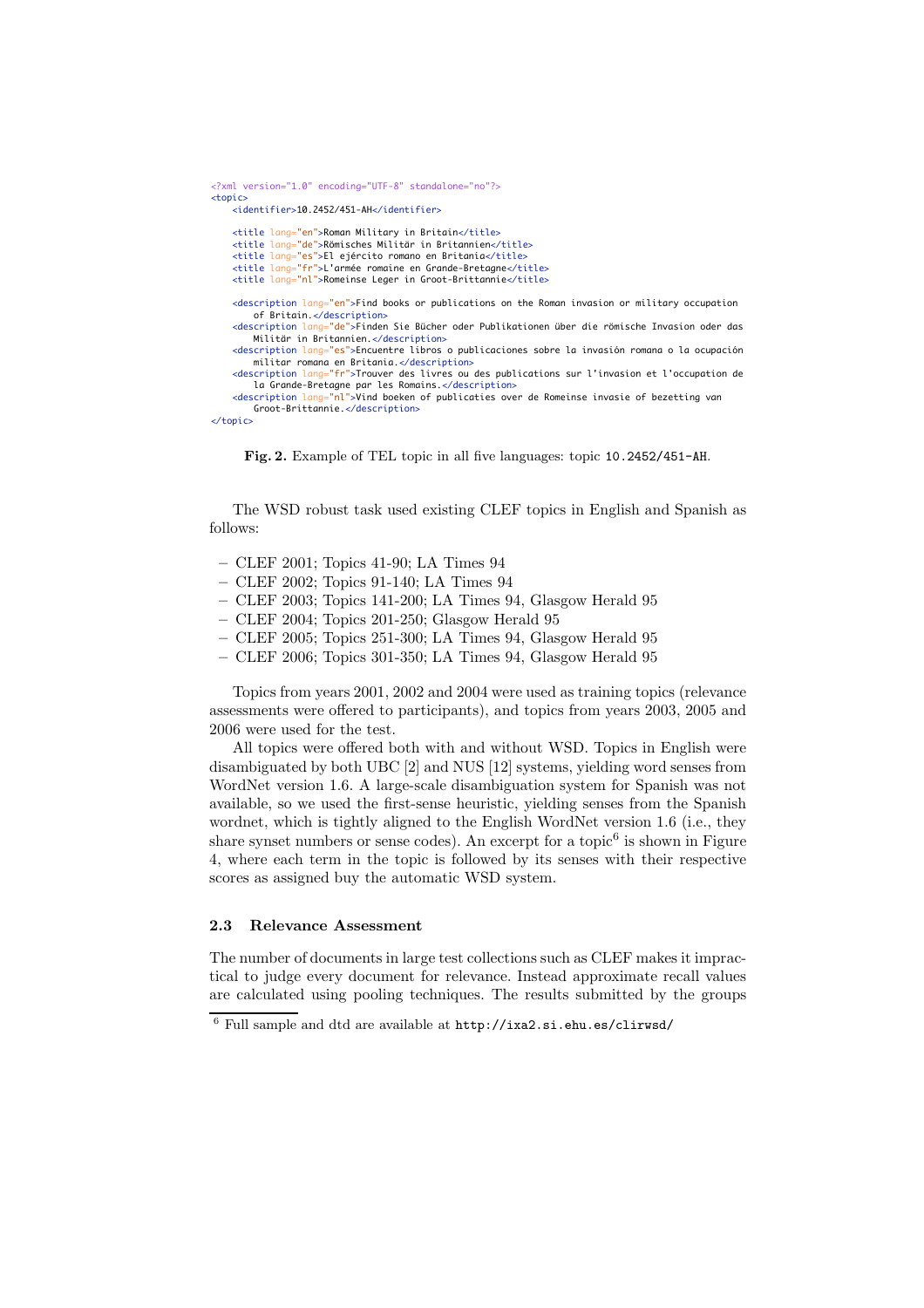```xml
<?xml version="1.0" encoding="UTF-8" standalone="no"?>
<topic>
    <identifier>10.2452/451-AH</identifier>

    <title lang="en">Roman Military in Britain</title>
    <title lang="de">Römisches Militär in Britannien</title>
    <title lang="es">El ejército romano en Britania</title>
    <title lang="fr">L'armée romaine en Grande-Bretagne</title>
    <title lang="nl">Romeinse Leger in Groot-Brittannie</title>

    <description lang="en">Find books or publications on the Roman invasion or military occupation
        of Britain.</description>
    <description lang="de">Finden Sie Bücher oder Publikationen über die römische Invasion oder das
        Militär in Britannien.</description>
    <description lang="es">Encuentre libros o publicaciones sobre la invasión romana o la ocupación
        militar romana en Britania.</description>
    <description lang="fr">Trouver des livres ou des publications sur l'invasion et l'occupation de
        la Grande-Bretagne par les Romains.</description>
    <description lang="nl">Vind boeken of publicaties over de Romeinse invasie of bezetting van
        Groot-Brittannie.</description>
</topic>
```

**Fig. 2.** Example of TEL topic in all five languages: topic `10.2452/451-AH`.

The WSD robust task used existing CLEF topics in English and Spanish as follows:

- CLEF 2001; Topics 41-90; LA Times 94
- CLEF 2002; Topics 91-140; LA Times 94
- CLEF 2003; Topics 141-200; LA Times 94, Glasgow Herald 95
- CLEF 2004; Topics 201-250; Glasgow Herald 95
- CLEF 2005; Topics 251-300; LA Times 94, Glasgow Herald 95
- CLEF 2006; Topics 301-350; LA Times 94, Glasgow Herald 95

Topics from years 2001, 2002 and 2004 were used as training topics (relevance assessments were offered to participants), and topics from years 2003, 2005 and 2006 were used for the test.

All topics were offered both with and without WSD. Topics in English were disambiguated by both UBC [2] and NUS [12] systems, yielding word senses from WordNet version 1.6. A large-scale disambiguation system for Spanish was not available, so we used the first-sense heuristic, yielding senses from the Spanish wordnet, which is tightly aligned to the English WordNet version 1.6 (i.e., they share synset numbers or sense codes). An excerpt for a topic[6] is shown in Figure 4, where each term in the topic is followed by its senses with their respective scores as assigned buy the automatic WSD system.

### 2.3 Relevance Assessment

The number of documents in large test collections such as CLEF makes it impractical to judge every document for relevance. Instead approximate recall values are calculated using pooling techniques. The results submitted by the groups

[6] Full sample and dtd are available at `http://ixa2.si.ehu.es/clirwsd/`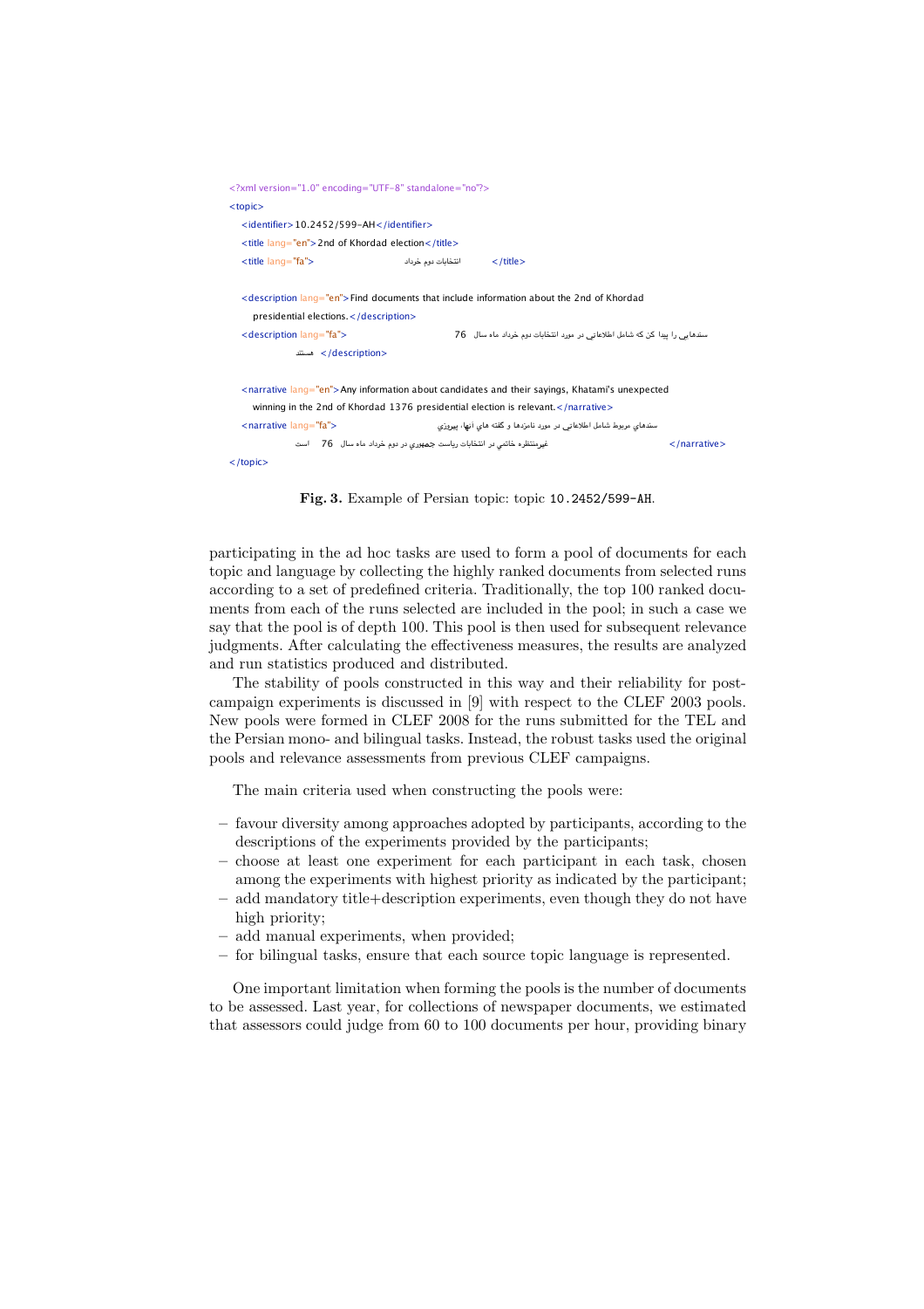```
<?xml version="1.0" encoding="UTF-8" standalone="no"?>
<topic>
   <identifier>10.2452/599-AH</identifier>
   <title lang="en">2nd of Khordad election</title>
   <title lang="fa">انتخابات دوم خرداد</title>

   <description lang="en">Find documents that include information about the 2nd of Khordad
      presidential elections.</description>
   <description lang="fa">سندهایی را پیدا کن که شامل اطلاعاتی در مورد انتخابات دوم خرداد ماه سال 76
      هستند</description>

   <narrative lang="en">Any information about candidates and their sayings, Khatami's unexpected
      winning in the 2nd of Khordad 1376 presidential election is relevant.</narrative>
   <narrative lang="fa">سندهاي مربوط شامل اطلاعاتي در مورد نامزدها و گفته هاي آنها، پيروزي
      غيرمنتظره خاتمي در انتخابات رياست جمهوري در دوم خرداد ماه سال 76 است</narrative>
</topic>
```

**Fig. 3.** Example of Persian topic: topic 10.2452/599-AH.

participating in the ad hoc tasks are used to form a pool of documents for each topic and language by collecting the highly ranked documents from selected runs according to a set of predefined criteria. Traditionally, the top 100 ranked documents from each of the runs selected are included in the pool; in such a case we say that the pool is of depth 100. This pool is then used for subsequent relevance judgments. After calculating the effectiveness measures, the results are analyzed and run statistics produced and distributed.

The stability of pools constructed in this way and their reliability for post-campaign experiments is discussed in [9] with respect to the CLEF 2003 pools. New pools were formed in CLEF 2008 for the runs submitted for the TEL and the Persian mono- and bilingual tasks. Instead, the robust tasks used the original pools and relevance assessments from previous CLEF campaigns.

The main criteria used when constructing the pools were:

- favour diversity among approaches adopted by participants, according to the descriptions of the experiments provided by the participants;
- choose at least one experiment for each participant in each task, chosen among the experiments with highest priority as indicated by the participant;
- add mandatory title+description experiments, even though they do not have high priority;
- add manual experiments, when provided;
- for bilingual tasks, ensure that each source topic language is represented.

One important limitation when forming the pools is the number of documents to be assessed. Last year, for collections of newspaper documents, we estimated that assessors could judge from 60 to 100 documents per hour, providing binary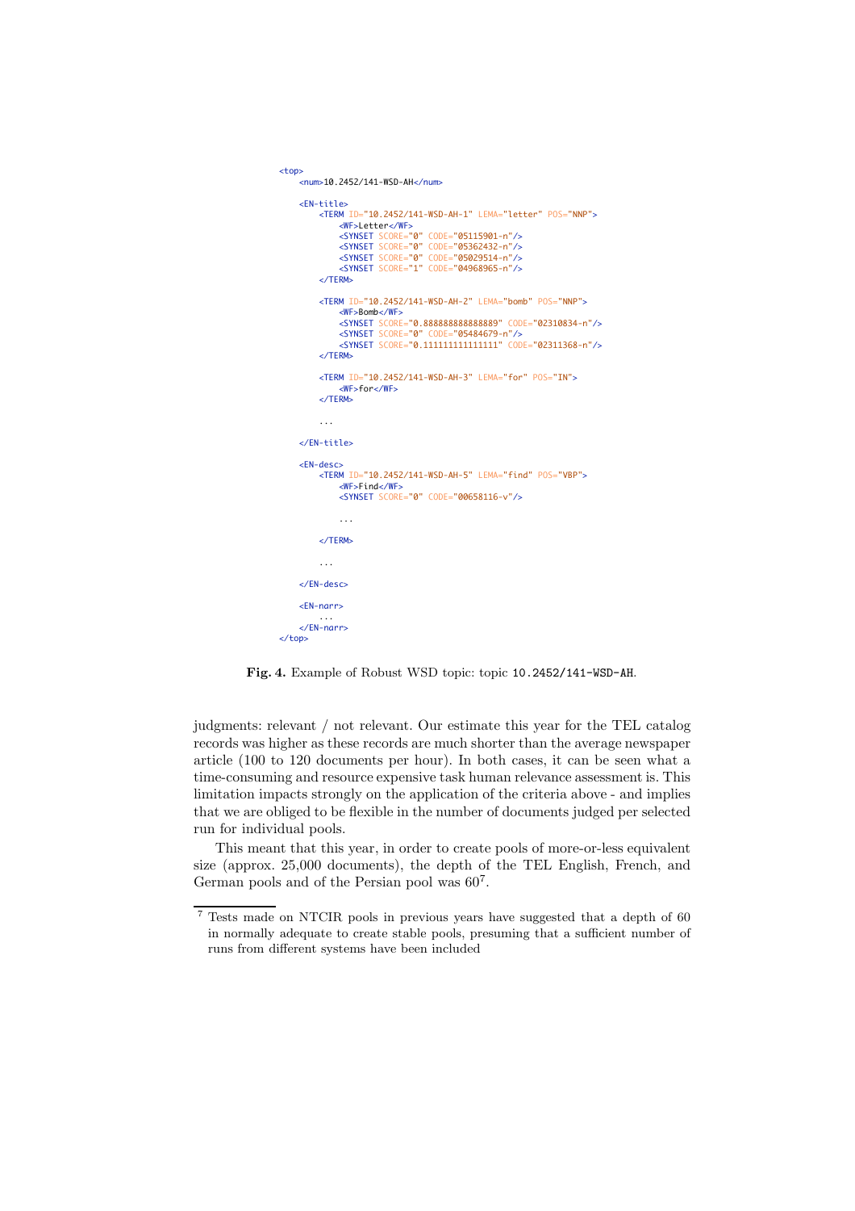```
<top>
    <num>10.2452/141-WSD-AH</num>

    <EN-title>
        <TERM ID="10.2452/141-WSD-AH-1" LEMA="letter" POS="NNP">
            <WF>Letter</WF>
            <SYNSET SCORE="0" CODE="05115901-n"/>
            <SYNSET SCORE="0" CODE="05362432-n"/>
            <SYNSET SCORE="0" CODE="05029514-n"/>
            <SYNSET SCORE="1" CODE="04968965-n"/>
        </TERM>

        <TERM ID="10.2452/141-WSD-AH-2" LEMA="bomb" POS="NNP">
            <WF>Bomb</WF>
            <SYNSET SCORE="0.888888888888889" CODE="02310834-n"/>
            <SYNSET SCORE="0" CODE="05484679-n"/>
            <SYNSET SCORE="0.111111111111111" CODE="02311368-n"/>
        </TERM>

        <TERM ID="10.2452/141-WSD-AH-3" LEMA="for" POS="IN">
            <WF>for</WF>
        </TERM>

        ...

    </EN-title>

    <EN-desc>
        <TERM ID="10.2452/141-WSD-AH-5" LEMA="find" POS="VBP">
            <WF>Find</WF>
            <SYNSET SCORE="0" CODE="00658116-v"/>

            ...

        </TERM>

        ...

    </EN-desc>

    <EN-narr>
        ...
    </EN-narr>
</top>
```

**Fig. 4.** Example of Robust WSD topic: topic `10.2452/141-WSD-AH`.

judgments: relevant / not relevant. Our estimate this year for the TEL catalog records was higher as these records are much shorter than the average newspaper article (100 to 120 documents per hour). In both cases, it can be seen what a time-consuming and resource expensive task human relevance assessment is. This limitation impacts strongly on the application of the criteria above - and implies that we are obliged to be flexible in the number of documents judged per selected run for individual pools.

This meant that this year, in order to create pools of more-or-less equivalent size (approx. 25,000 documents), the depth of the TEL English, French, and German pools and of the Persian pool was 60[7].

[7] Tests made on NTCIR pools in previous years have suggested that a depth of 60 in normally adequate to create stable pools, presuming that a sufficient number of runs from different systems have been included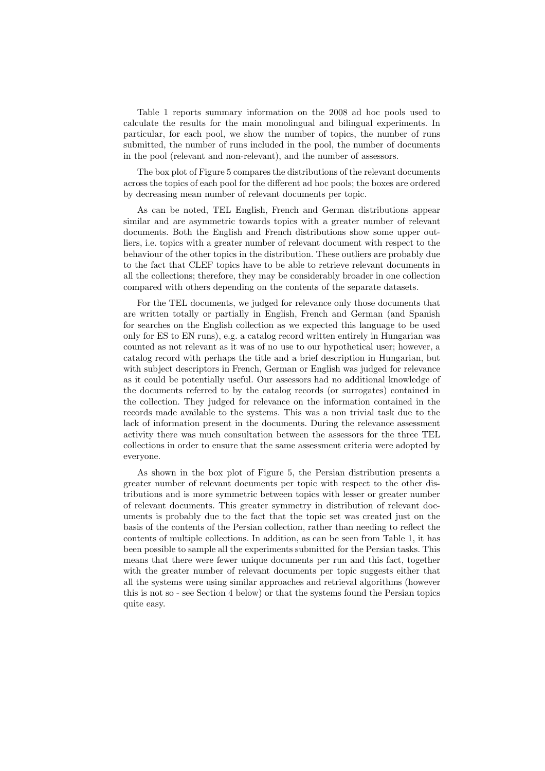Table 1 reports summary information on the 2008 ad hoc pools used to calculate the results for the main monolingual and bilingual experiments. In particular, for each pool, we show the number of topics, the number of runs submitted, the number of runs included in the pool, the number of documents in the pool (relevant and non-relevant), and the number of assessors.

The box plot of Figure 5 compares the distributions of the relevant documents across the topics of each pool for the different ad hoc pools; the boxes are ordered by decreasing mean number of relevant documents per topic.

As can be noted, TEL English, French and German distributions appear similar and are asymmetric towards topics with a greater number of relevant documents. Both the English and French distributions show some upper outliers, i.e. topics with a greater number of relevant document with respect to the behaviour of the other topics in the distribution. These outliers are probably due to the fact that CLEF topics have to be able to retrieve relevant documents in all the collections; therefore, they may be considerably broader in one collection compared with others depending on the contents of the separate datasets.

For the TEL documents, we judged for relevance only those documents that are written totally or partially in English, French and German (and Spanish for searches on the English collection as we expected this language to be used only for ES to EN runs), e.g. a catalog record written entirely in Hungarian was counted as not relevant as it was of no use to our hypothetical user; however, a catalog record with perhaps the title and a brief description in Hungarian, but with subject descriptors in French, German or English was judged for relevance as it could be potentially useful. Our assessors had no additional knowledge of the documents referred to by the catalog records (or surrogates) contained in the collection. They judged for relevance on the information contained in the records made available to the systems. This was a non trivial task due to the lack of information present in the documents. During the relevance assessment activity there was much consultation between the assessors for the three TEL collections in order to ensure that the same assessment criteria were adopted by everyone.

As shown in the box plot of Figure 5, the Persian distribution presents a greater number of relevant documents per topic with respect to the other distributions and is more symmetric between topics with lesser or greater number of relevant documents. This greater symmetry in distribution of relevant documents is probably due to the fact that the topic set was created just on the basis of the contents of the Persian collection, rather than needing to reflect the contents of multiple collections. In addition, as can be seen from Table 1, it has been possible to sample all the experiments submitted for the Persian tasks. This means that there were fewer unique documents per run and this fact, together with the greater number of relevant documents per topic suggests either that all the systems were using similar approaches and retrieval algorithms (however this is not so - see Section 4 below) or that the systems found the Persian topics quite easy.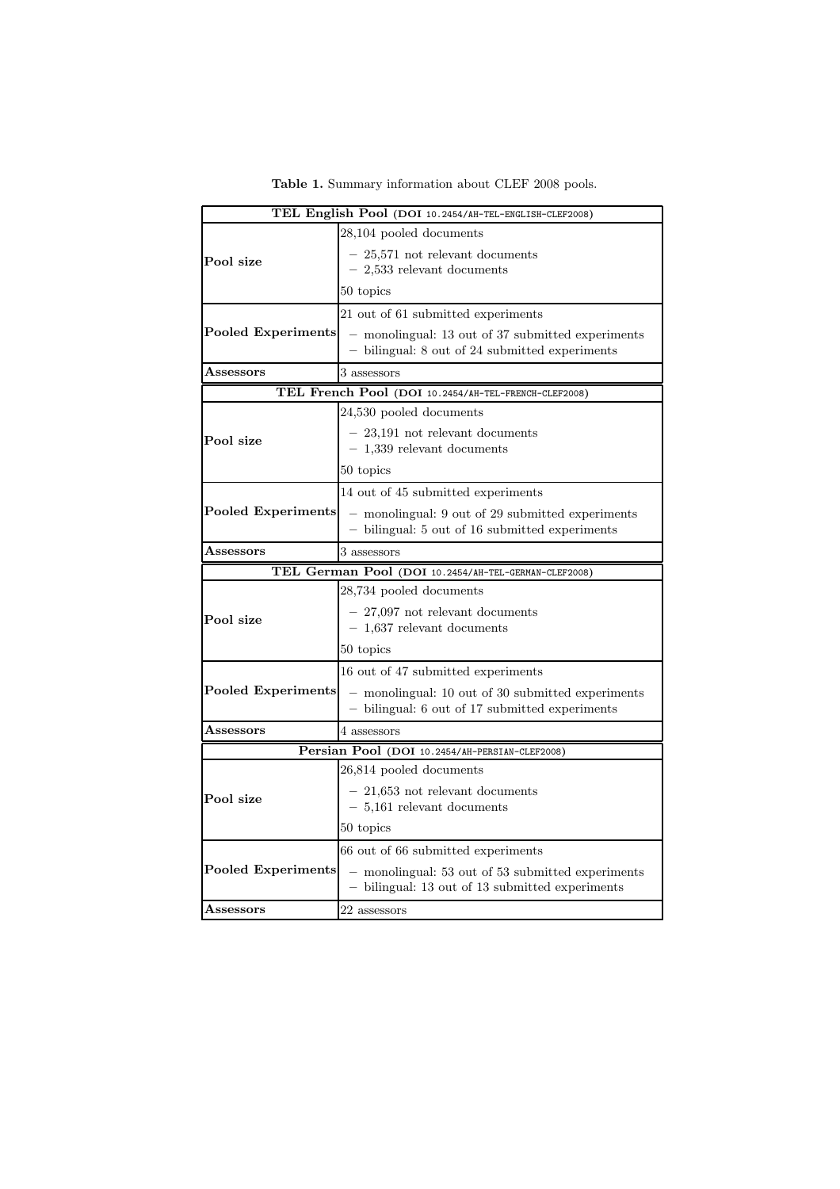**Table 1.** Summary information about CLEF 2008 pools.

| TEL English Pool (DOI 10.2454/AH-TEL-ENGLISH-CLEF2008) | |
|---|---|
| **Pool size** | 28,104 pooled documents<br>– 25,571 not relevant documents<br>– 2,533 relevant documents<br>50 topics |
| **Pooled Experiments** | 21 out of 61 submitted experiments<br>– monolingual: 13 out of 37 submitted experiments<br>– bilingual: 8 out of 24 submitted experiments |
| **Assessors** | 3 assessors |
| **TEL French Pool (DOI 10.2454/AH-TEL-FRENCH-CLEF2008)** | |
| **Pool size** | 24,530 pooled documents<br>– 23,191 not relevant documents<br>– 1,339 relevant documents<br>50 topics |
| **Pooled Experiments** | 14 out of 45 submitted experiments<br>– monolingual: 9 out of 29 submitted experiments<br>– bilingual: 5 out of 16 submitted experiments |
| **Assessors** | 3 assessors |
| **TEL German Pool (DOI 10.2454/AH-TEL-GERMAN-CLEF2008)** | |
| **Pool size** | 28,734 pooled documents<br>– 27,097 not relevant documents<br>– 1,637 relevant documents<br>50 topics |
| **Pooled Experiments** | 16 out of 47 submitted experiments<br>– monolingual: 10 out of 30 submitted experiments<br>– bilingual: 6 out of 17 submitted experiments |
| **Assessors** | 4 assessors |
| **Persian Pool (DOI 10.2454/AH-PERSIAN-CLEF2008)** | |
| **Pool size** | 26,814 pooled documents<br>– 21,653 not relevant documents<br>– 5,161 relevant documents<br>50 topics |
| **Pooled Experiments** | 66 out of 66 submitted experiments<br>– monolingual: 53 out of 53 submitted experiments<br>– bilingual: 13 out of 13 submitted experiments |
| **Assessors** | 22 assessors |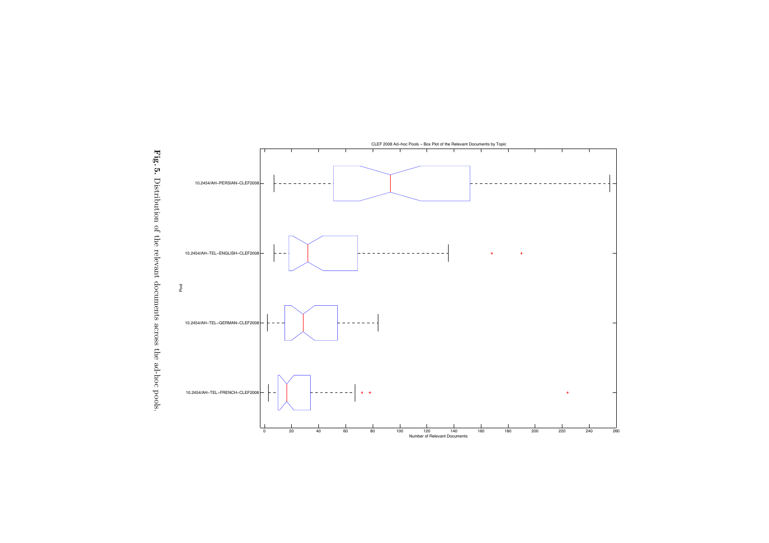**Fig. 5.** Distribution of the relevant documents across the ad-hoc pools.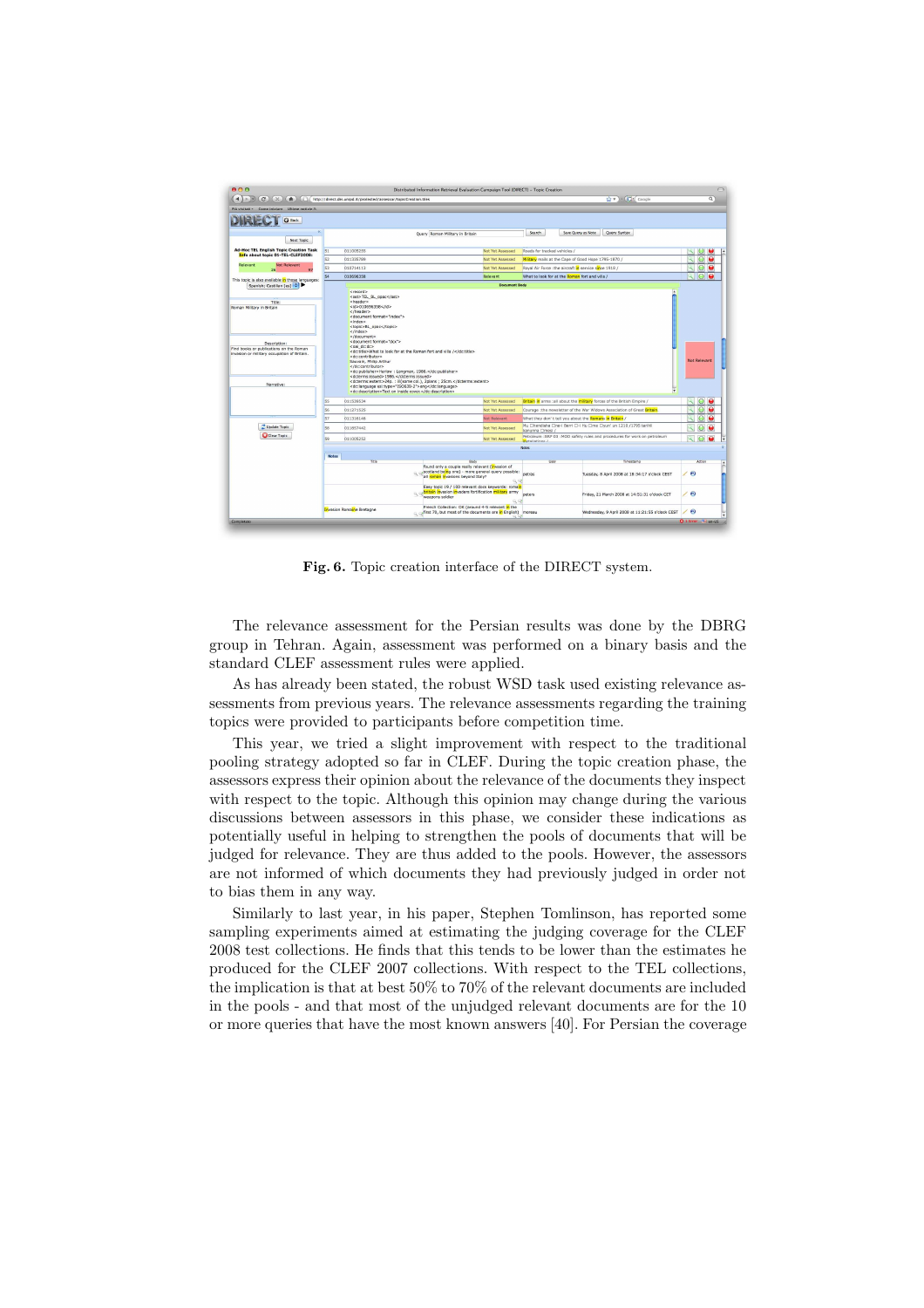**Fig. 6.** Topic creation interface of the DIRECT system.

The relevance assessment for the Persian results was done by the DBRG group in Tehran. Again, assessment was performed on a binary basis and the standard CLEF assessment rules were applied.

As has already been stated, the robust WSD task used existing relevance assessments from previous years. The relevance assessments regarding the training topics were provided to participants before competition time.

This year, we tried a slight improvement with respect to the traditional pooling strategy adopted so far in CLEF. During the topic creation phase, the assessors express their opinion about the relevance of the documents they inspect with respect to the topic. Although this opinion may change during the various discussions between assessors in this phase, we consider these indications as potentially useful in helping to strengthen the pools of documents that will be judged for relevance. They are thus added to the pools. However, the assessors are not informed of which documents they had previously judged in order not to bias them in any way.

Similarly to last year, in his paper, Stephen Tomlinson, has reported some sampling experiments aimed at estimating the judging coverage for the CLEF 2008 test collections. He finds that this tends to be lower than the estimates he produced for the CLEF 2007 collections. With respect to the TEL collections, the implication is that at best 50% to 70% of the relevant documents are included in the pools - and that most of the unjudged relevant documents are for the 10 or more queries that have the most known answers [40]. For Persian the coverage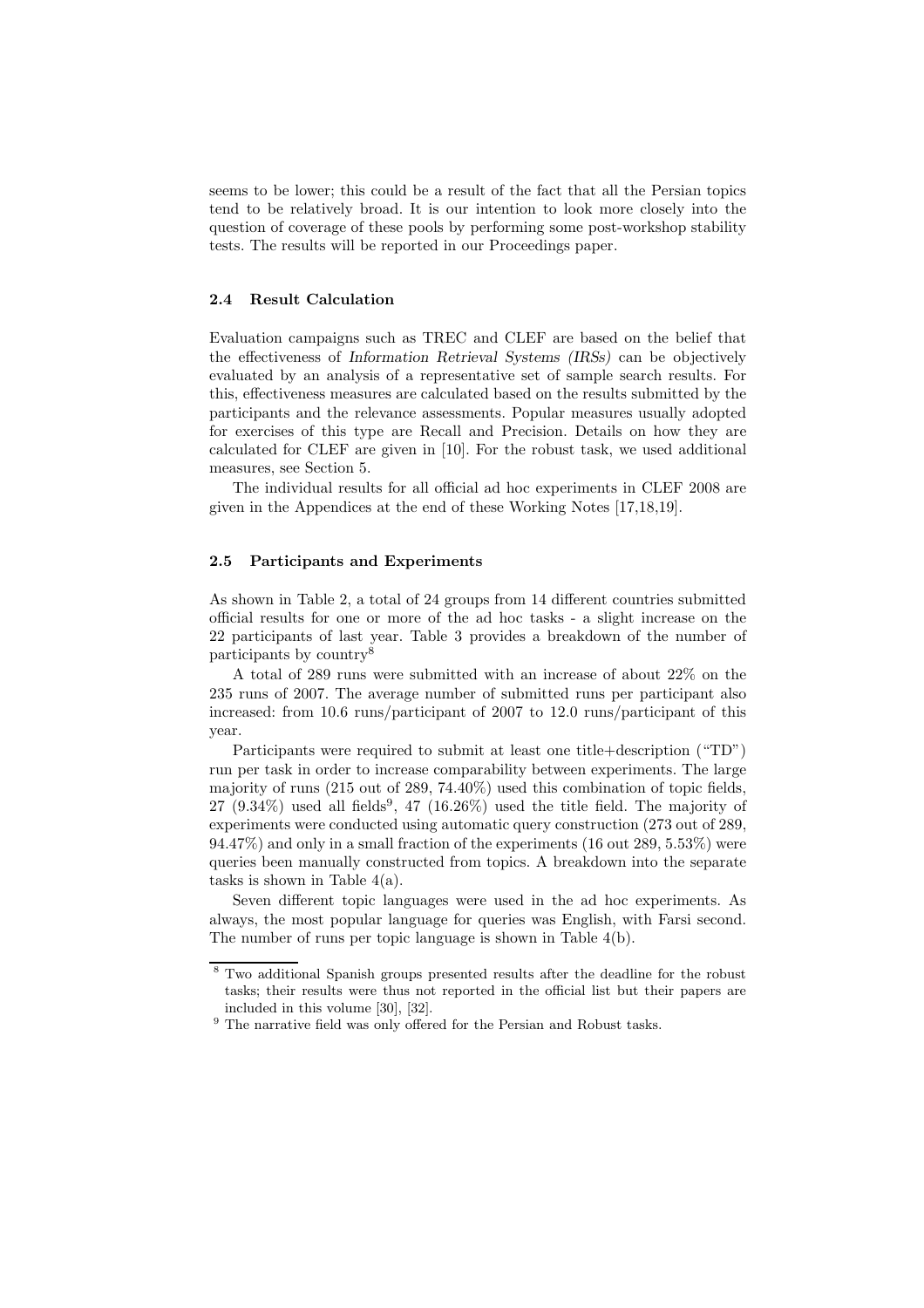seems to be lower; this could be a result of the fact that all the Persian topics tend to be relatively broad. It is our intention to look more closely into the question of coverage of these pools by performing some post-workshop stability tests. The results will be reported in our Proceedings paper.

### 2.4 Result Calculation

Evaluation campaigns such as TREC and CLEF are based on the belief that the effectiveness of *Information Retrieval Systems (IRSs)* can be objectively evaluated by an analysis of a representative set of sample search results. For this, effectiveness measures are calculated based on the results submitted by the participants and the relevance assessments. Popular measures usually adopted for exercises of this type are Recall and Precision. Details on how they are calculated for CLEF are given in [10]. For the robust task, we used additional measures, see Section 5.

The individual results for all official ad hoc experiments in CLEF 2008 are given in the Appendices at the end of these Working Notes [17,18,19].

### 2.5 Participants and Experiments

As shown in Table 2, a total of 24 groups from 14 different countries submitted official results for one or more of the ad hoc tasks - a slight increase on the 22 participants of last year. Table 3 provides a breakdown of the number of participants by country[8]

A total of 289 runs were submitted with an increase of about 22% on the 235 runs of 2007. The average number of submitted runs per participant also increased: from 10.6 runs/participant of 2007 to 12.0 runs/participant of this year.

Participants were required to submit at least one title+description ("TD") run per task in order to increase comparability between experiments. The large majority of runs (215 out of 289, 74.40%) used this combination of topic fields, 27 (9.34%) used all fields[9], 47 (16.26%) used the title field. The majority of experiments were conducted using automatic query construction (273 out of 289, 94.47%) and only in a small fraction of the experiments (16 out 289, 5.53%) were queries been manually constructed from topics. A breakdown into the separate tasks is shown in Table 4(a).

Seven different topic languages were used in the ad hoc experiments. As always, the most popular language for queries was English, with Farsi second. The number of runs per topic language is shown in Table 4(b).

---

[8] Two additional Spanish groups presented results after the deadline for the robust tasks; their results were thus not reported in the official list but their papers are included in this volume [30], [32].

[9] The narrative field was only offered for the Persian and Robust tasks.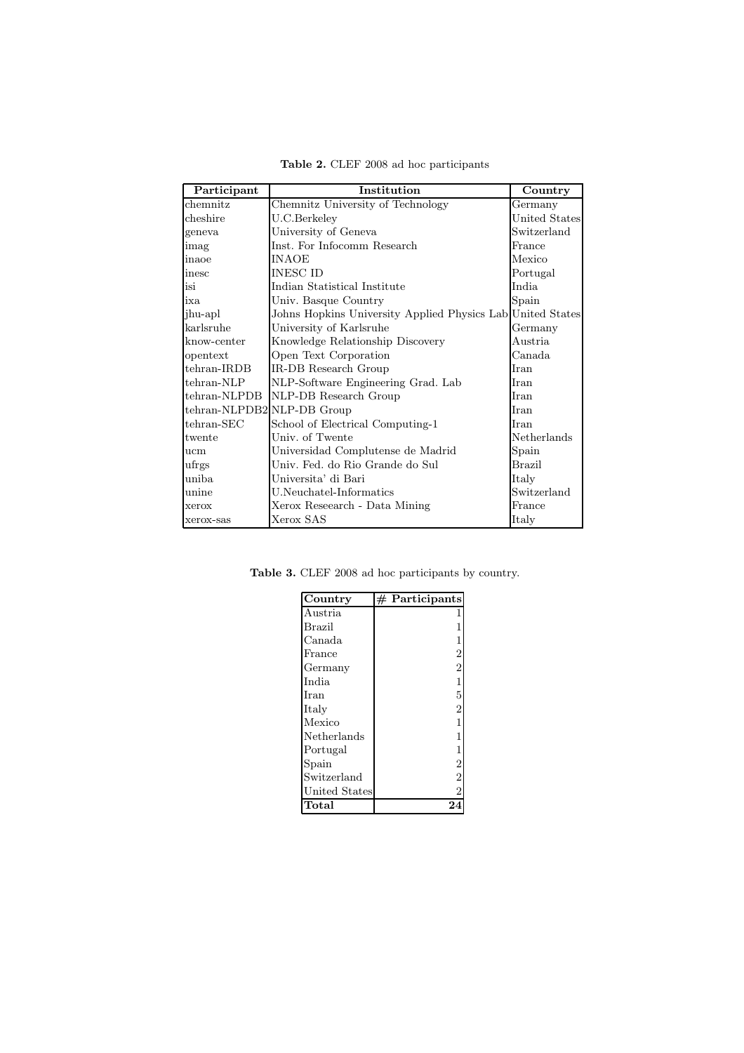**Table 2.** CLEF 2008 ad hoc participants

| Participant | Institution | Country |
|---|---|---|
| chemnitz | Chemnitz University of Technology | Germany |
| cheshire | U.C.Berkeley | United States |
| geneva | University of Geneva | Switzerland |
| imag | Inst. For Infocomm Research | France |
| inaoe | INAOE | Mexico |
| inesc | INESC ID | Portugal |
| isi | Indian Statistical Institute | India |
| ixa | Univ. Basque Country | Spain |
| jhu-apl | Johns Hopkins University Applied Physics Lab | United States |
| karlsruhe | University of Karlsruhe | Germany |
| know-center | Knowledge Relationship Discovery | Austria |
| opentext | Open Text Corporation | Canada |
| tehran-IRDB | IR-DB Research Group | Iran |
| tehran-NLP | NLP-Software Engineering Grad. Lab | Iran |
| tehran-NLPDB | NLP-DB Research Group | Iran |
| tehran-NLPDB2 | NLP-DB Group | Iran |
| tehran-SEC | School of Electrical Computing-1 | Iran |
| twente | Univ. of Twente | Netherlands |
| ucm | Universidad Complutense de Madrid | Spain |
| ufrgs | Univ. Fed. do Rio Grande do Sul | Brazil |
| uniba | Universita' di Bari | Italy |
| unine | U.Neuchatel-Informatics | Switzerland |
| xerox | Xerox Reseearch - Data Mining | France |
| xerox-sas | Xerox SAS | Italy |

**Table 3.** CLEF 2008 ad hoc participants by country.

| Country | # Participants |
|---|---|
| Austria | 1 |
| Brazil | 1 |
| Canada | 1 |
| France | 2 |
| Germany | 2 |
| India | 1 |
| Iran | 5 |
| Italy | 2 |
| Mexico | 1 |
| Netherlands | 1 |
| Portugal | 1 |
| Spain | 2 |
| Switzerland | 2 |
| United States | 2 |
| **Total** | **24** |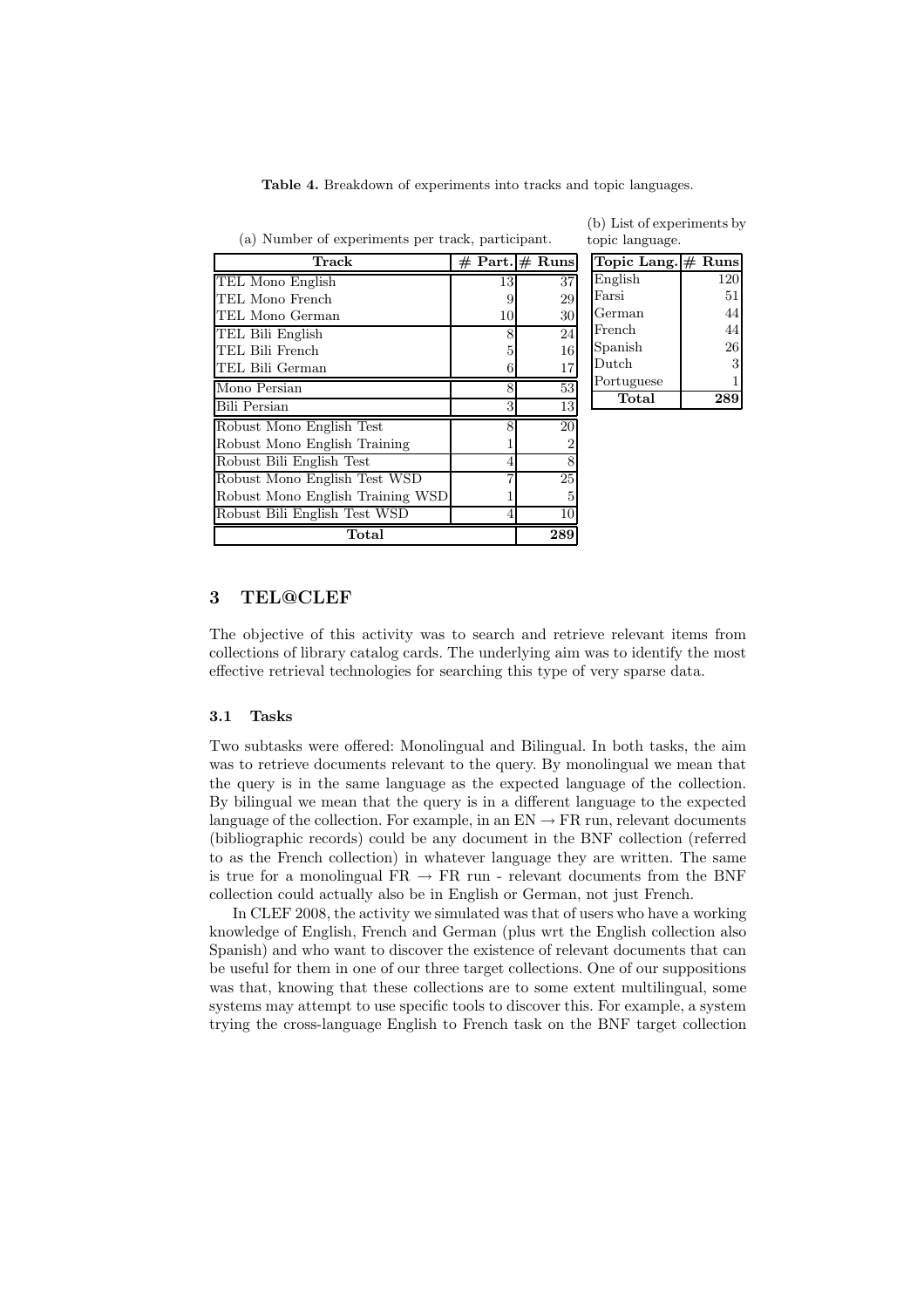**Table 4.** Breakdown of experiments into tracks and topic languages.

(a) Number of experiments per track, participant.

| Track | # Part. | # Runs |
|---|---|---|
| TEL Mono English | 13 | 37 |
| TEL Mono French | 9 | 29 |
| TEL Mono German | 10 | 30 |
| TEL Bili English | 8 | 24 |
| TEL Bili French | 5 | 16 |
| TEL Bili German | 6 | 17 |
| Mono Persian | 8 | 53 |
| Bili Persian | 3 | 13 |
| Robust Mono English Test | 8 | 20 |
| Robust Mono English Training | 1 | 2 |
| Robust Bili English Test | 4 | 8 |
| Robust Mono English Test WSD | 7 | 25 |
| Robust Mono English Training WSD | 1 | 5 |
| Robust Bili English Test WSD | 4 | 10 |
| **Total** | | **289** |

(b) List of experiments by topic language.

| Topic Lang. | # Runs |
|---|---|
| English | 120 |
| Farsi | 51 |
| German | 44 |
| French | 44 |
| Spanish | 26 |
| Dutch | 3 |
| Portuguese | 1 |
| **Total** | **289** |

## 3 TEL@CLEF

The objective of this activity was to search and retrieve relevant items from collections of library catalog cards. The underlying aim was to identify the most effective retrieval technologies for searching this type of very sparse data.

### 3.1 Tasks

Two subtasks were offered: Monolingual and Bilingual. In both tasks, the aim was to retrieve documents relevant to the query. By monolingual we mean that the query is in the same language as the expected language of the collection. By bilingual we mean that the query is in a different language to the expected language of the collection. For example, in an EN → FR run, relevant documents (bibliographic records) could be any document in the BNF collection (referred to as the French collection) in whatever language they are written. The same is true for a monolingual FR → FR run - relevant documents from the BNF collection could actually also be in English or German, not just French.

In CLEF 2008, the activity we simulated was that of users who have a working knowledge of English, French and German (plus wrt the English collection also Spanish) and who want to discover the existence of relevant documents that can be useful for them in one of our three target collections. One of our suppositions was that, knowing that these collections are to some extent multilingual, some systems may attempt to use specific tools to discover this. For example, a system trying the cross-language English to French task on the BNF target collection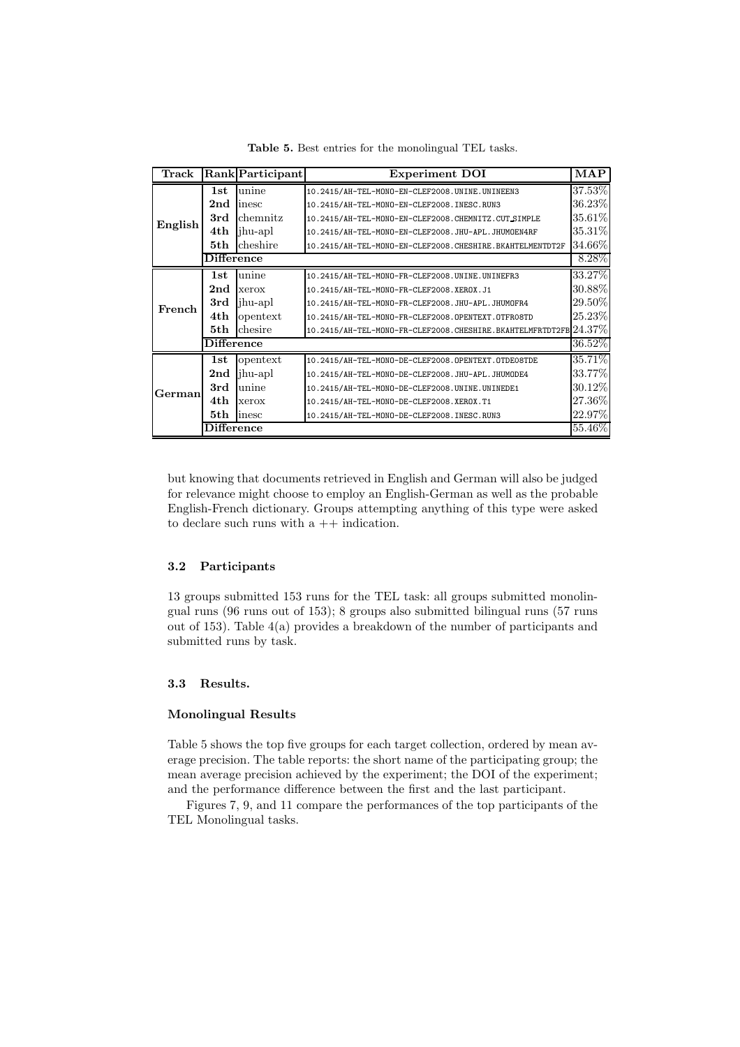**Table 5.** Best entries for the monolingual TEL tasks.

| Track | Rank | Participant | Experiment DOI | MAP |
|---|---|---|---|---|
| English | **1st** | unine | 10.2415/AH-TEL-MONO-EN-CLEF2008.UNINE.UNINEEN3 | 37.53% |
| | **2nd** | inesc | 10.2415/AH-TEL-MONO-EN-CLEF2008.INESC.RUN3 | 36.23% |
| | **3rd** | chemnitz | 10.2415/AH-TEL-MONO-EN-CLEF2008.CHEMNITZ.CUT_SIMPLE | 35.61% |
| | **4th** | jhu-apl | 10.2415/AH-TEL-MONO-EN-CLEF2008.JHU-APL.JHUMOEN4RF | 35.31% |
| | **5th** | cheshire | 10.2415/AH-TEL-MONO-EN-CLEF2008.CHESHIRE.BKAHTELMENTDT2F | 34.66% |
| | **Difference** | | | 8.28% |
| French | **1st** | unine | 10.2415/AH-TEL-MONO-FR-CLEF2008.UNINE.UNINEFR3 | 33.27% |
| | **2nd** | xerox | 10.2415/AH-TEL-MONO-FR-CLEF2008.XEROX.J1 | 30.88% |
| | **3rd** | jhu-apl | 10.2415/AH-TEL-MONO-FR-CLEF2008.JHU-APL.JHUMOFR4 | 29.50% |
| | **4th** | opentext | 10.2415/AH-TEL-MONO-FR-CLEF2008.OPENTEXT.OTFR08TD | 25.23% |
| | **5th** | chesire | 10.2415/AH-TEL-MONO-FR-CLEF2008.CHESHIRE.BKAHTELMFRTDT2FB | 24.37% |
| | **Difference** | | | 36.52% |
| German | **1st** | opentext | 10.2415/AH-TEL-MONO-DE-CLEF2008.OPENTEXT.OTDE08TDE | 35.71% |
| | **2nd** | jhu-apl | 10.2415/AH-TEL-MONO-DE-CLEF2008.JHU-APL.JHUMODE4 | 33.77% |
| | **3rd** | unine | 10.2415/AH-TEL-MONO-DE-CLEF2008.UNINE.UNINEDE1 | 30.12% |
| | **4th** | xerox | 10.2415/AH-TEL-MONO-DE-CLEF2008.XEROX.T1 | 27.36% |
| | **5th** | inesc | 10.2415/AH-TEL-MONO-DE-CLEF2008.INESC.RUN3 | 22.97% |
| | **Difference** | | | 55.46% |

but knowing that documents retrieved in English and German will also be judged for relevance might choose to employ an English-German as well as the probable English-French dictionary. Groups attempting anything of this type were asked to declare such runs with a ++ indication.

### 3.2 Participants

13 groups submitted 153 runs for the TEL task: all groups submitted monolingual runs (96 runs out of 153); 8 groups also submitted bilingual runs (57 runs out of 153). Table 4(a) provides a breakdown of the number of participants and submitted runs by task.

### 3.3 Results.

#### Monolingual Results

Table 5 shows the top five groups for each target collection, ordered by mean average precision. The table reports: the short name of the participating group; the mean average precision achieved by the experiment; the DOI of the experiment; and the performance difference between the first and the last participant.

Figures 7, 9, and 11 compare the performances of the top participants of the TEL Monolingual tasks.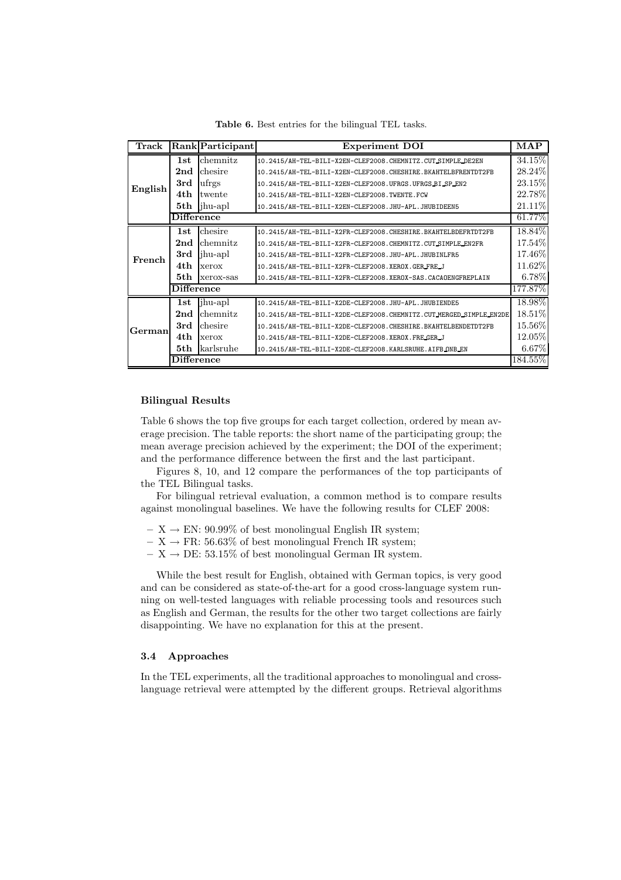**Table 6.** Best entries for the bilingual TEL tasks.

| Track | Rank | Participant | Experiment DOI | MAP |
|---|---|---|---|---|
| English | **1st** | chemnitz | 10.2415/AH-TEL-BILI-X2EN-CLEF2008.CHEMNITZ.CUT_SIMPLE_DE2EN | 34.15% |
| | **2nd** | chesire | 10.2415/AH-TEL-BILI-X2EN-CLEF2008.CHESHIRE.BKAHTELBFRENTDT2FB | 28.24% |
| | **3rd** | ufrgs | 10.2415/AH-TEL-BILI-X2EN-CLEF2008.UFRGS.UFRGS_BI_SP_EN2 | 23.15% |
| | **4th** | twente | 10.2415/AH-TEL-BILI-X2EN-CLEF2008.TWENTE.FCW | 22.78% |
| | **5th** | jhu-apl | 10.2415/AH-TEL-BILI-X2EN-CLEF2008.JHU-APL.JHUBIDEEN5 | 21.11% |
| | **Difference** | | | 61.77% |
| French | **1st** | chesire | 10.2415/AH-TEL-BILI-X2FR-CLEF2008.CHESHIRE.BKAHTELBDEFRTDT2FB | 18.84% |
| | **2nd** | chemnitz | 10.2415/AH-TEL-BILI-X2FR-CLEF2008.CHEMNITZ.CUT_SIMPLE_EN2FR | 17.54% |
| | **3rd** | jhu-apl | 10.2415/AH-TEL-BILI-X2FR-CLEF2008.JHU-APL.JHUBINLFR5 | 17.46% |
| | **4th** | xerox | 10.2415/AH-TEL-BILI-X2FR-CLEF2008.XEROX.GER_FRE_J | 11.62% |
| | **5th** | xerox-sas | 10.2415/AH-TEL-BILI-X2FR-CLEF2008.XEROX-SAS.CACAOENGFREPLAIN | 6.78% |
| | **Difference** | | | 177.87% |
| German | **1st** | jhu-apl | 10.2415/AH-TEL-BILI-X2DE-CLEF2008.JHU-APL.JHUBIENDE5 | 18.98% |
| | **2nd** | chemnitz | 10.2415/AH-TEL-BILI-X2DE-CLEF2008.CHEMNITZ.CUT_MERGED_SIMPLE_EN2DE | 18.51% |
| | **3rd** | chesire | 10.2415/AH-TEL-BILI-X2DE-CLEF2008.CHESHIRE.BKAHTELBENDETDT2FB | 15.56% |
| | **4th** | xerox | 10.2415/AH-TEL-BILI-X2DE-CLEF2008.XEROX.FRE_GER_J | 12.05% |
| | **5th** | karlsruhe | 10.2415/AH-TEL-BILI-X2DE-CLEF2008.KARLSRUHE.AIFB_ONB_EN | 6.67% |
| | **Difference** | | | 184.55% |

**Bilingual Results**

Table 6 shows the top five groups for each target collection, ordered by mean average precision. The table reports: the short name of the participating group; the mean average precision achieved by the experiment; the DOI of the experiment; and the performance difference between the first and the last participant.

Figures 8, 10, and 12 compare the performances of the top participants of the TEL Bilingual tasks.

For bilingual retrieval evaluation, a common method is to compare results against monolingual baselines. We have the following results for CLEF 2008:

- X $\rightarrow$ EN: 90.99% of best monolingual English IR system;
- X $\rightarrow$ FR: 56.63% of best monolingual French IR system;
- X $\rightarrow$ DE: 53.15% of best monolingual German IR system.

While the best result for English, obtained with German topics, is very good and can be considered as state-of-the-art for a good cross-language system running on well-tested languages with reliable processing tools and resources such as English and German, the results for the other two target collections are fairly disappointing. We have no explanation for this at the present.

### 3.4 Approaches

In the TEL experiments, all the traditional approaches to monolingual and cross-language retrieval were attempted by the different groups. Retrieval algorithms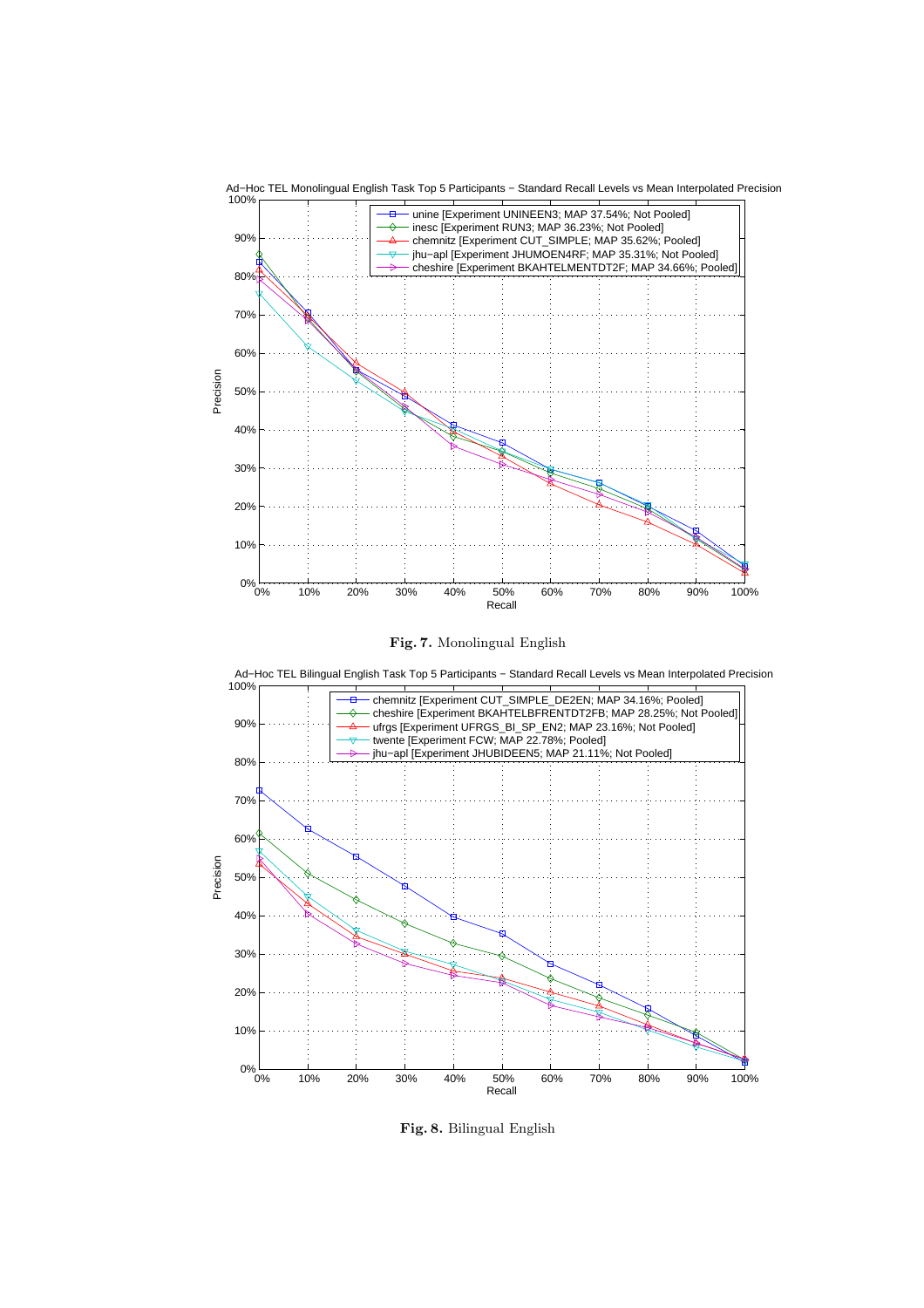**Fig. 7.** Monolingual English

**Fig. 8.** Bilingual English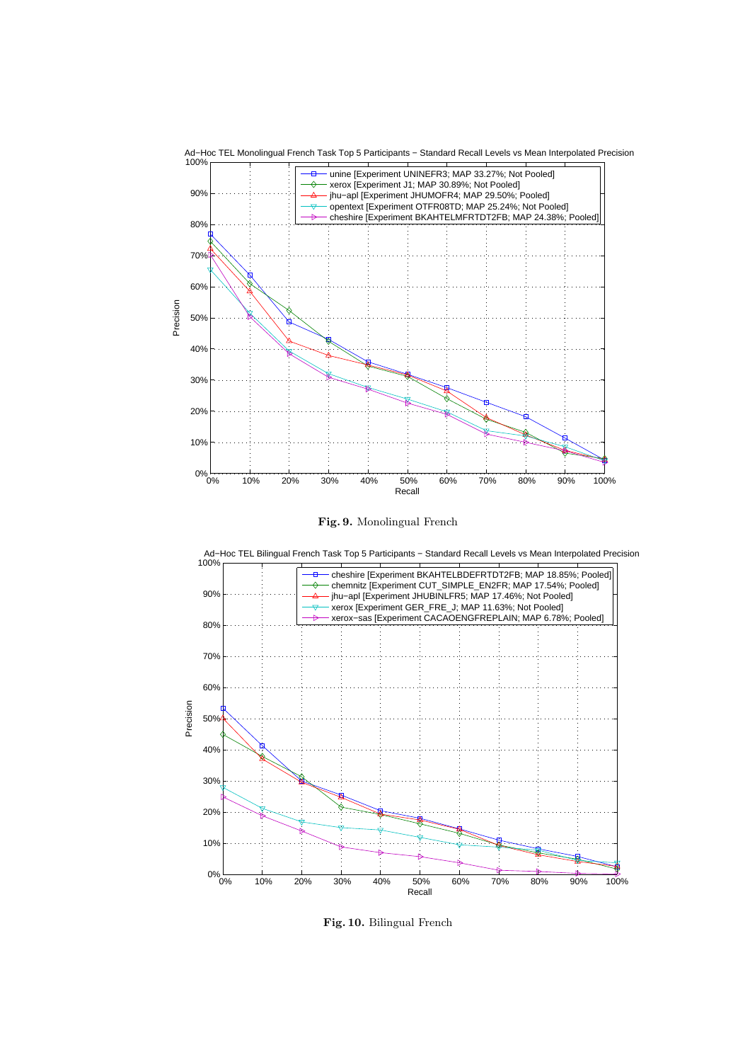Ad-Hoc TEL Monolingual French Task Top 5 Participants − Standard Recall Levels vs Mean Interpolated Precision

- unine [Experiment UNINEFR3; MAP 33.27%; Not Pooled]
- xerox [Experiment J1; MAP 30.89%; Not Pooled]
- jhu−apl [Experiment JHUMOFR4; MAP 29.50%; Pooled]
- opentext [Experiment OTFR08TD; MAP 25.24%; Not Pooled]
- cheshire [Experiment BKAHTELMFRTDT2FB; MAP 24.38%; Pooled]

**Fig. 9.** Monolingual French

Ad-Hoc TEL Bilingual French Task Top 5 Participants − Standard Recall Levels vs Mean Interpolated Precision

- cheshire [Experiment BKAHTELBDEFRTDT2FB; MAP 18.85%; Pooled]
- chemnitz [Experiment CUT_SIMPLE_EN2FR; MAP 17.54%; Pooled]
- jhu−apl [Experiment JHUBINLFR5; MAP 17.46%; Not Pooled]
- xerox [Experiment GER_FRE_J; MAP 11.63%; Not Pooled]
- xerox−sas [Experiment CACAOENGFREPLAIN; MAP 6.78%; Pooled]

**Fig. 10.** Bilingual French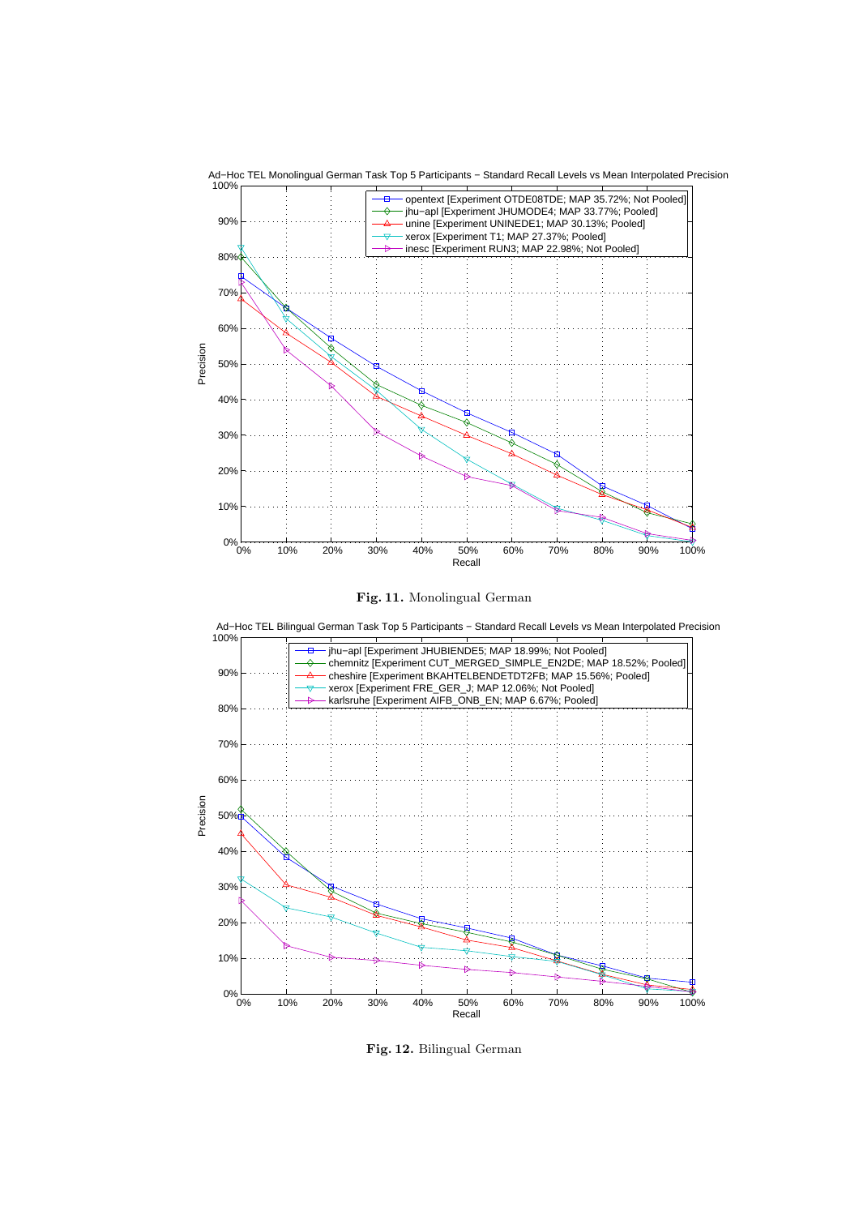Ad−Hoc TEL Monolingual German Task Top 5 Participants − Standard Recall Levels vs Mean Interpolated Precision

- opentext [Experiment OTDE08TDE; MAP 35.72%; Not Pooled]
- jhu−apl [Experiment JHUMODE4; MAP 33.77%; Pooled]
- unine [Experiment UNINEDE1; MAP 30.13%; Pooled]
- xerox [Experiment T1; MAP 27.37%; Pooled]
- inesc [Experiment RUN3; MAP 22.98%; Not Pooled]

**Fig. 11.** Monolingual German

Ad−Hoc TEL Bilingual German Task Top 5 Participants − Standard Recall Levels vs Mean Interpolated Precision

- jhu−apl [Experiment JHUBIENDE5; MAP 18.99%; Not Pooled]
- chemnitz [Experiment CUT_MERGED_SIMPLE_EN2DE; MAP 18.52%; Pooled]
- cheshire [Experiment BKAHTELBENDETDT2FB; MAP 15.56%; Pooled]
- xerox [Experiment FRE_GER_J; MAP 12.06%; Not Pooled]
- karlsruhe [Experiment AIFB_ONB_EN; MAP 6.67%; Pooled]

**Fig. 12.** Bilingual German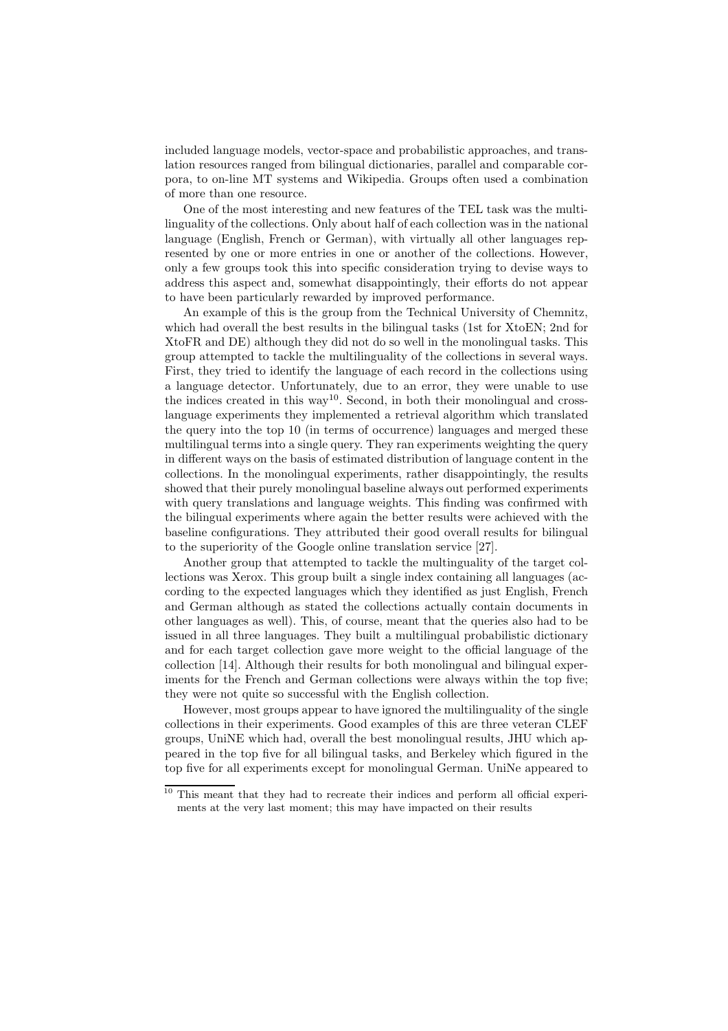included language models, vector-space and probabilistic approaches, and translation resources ranged from bilingual dictionaries, parallel and comparable corpora, to on-line MT systems and Wikipedia. Groups often used a combination of more than one resource.

One of the most interesting and new features of the TEL task was the multilinguality of the collections. Only about half of each collection was in the national language (English, French or German), with virtually all other languages represented by one or more entries in one or another of the collections. However, only a few groups took this into specific consideration trying to devise ways to address this aspect and, somewhat disappointingly, their efforts do not appear to have been particularly rewarded by improved performance.

An example of this is the group from the Technical University of Chemnitz, which had overall the best results in the bilingual tasks (1st for XtoEN; 2nd for XtoFR and DE) although they did not do so well in the monolingual tasks. This group attempted to tackle the multilinguality of the collections in several ways. First, they tried to identify the language of each record in the collections using a language detector. Unfortunately, due to an error, they were unable to use the indices created in this way[10]. Second, in both their monolingual and cross-language experiments they implemented a retrieval algorithm which translated the query into the top 10 (in terms of occurrence) languages and merged these multilingual terms into a single query. They ran experiments weighting the query in different ways on the basis of estimated distribution of language content in the collections. In the monolingual experiments, rather disappointingly, the results showed that their purely monolingual baseline always out performed experiments with query translations and language weights. This finding was confirmed with the bilingual experiments where again the better results were achieved with the baseline configurations. They attributed their good overall results for bilingual to the superiority of the Google online translation service [27].

Another group that attempted to tackle the multinguality of the target collections was Xerox. This group built a single index containing all languages (according to the expected languages which they identified as just English, French and German although as stated the collections actually contain documents in other languages as well). This, of course, meant that the queries also had to be issued in all three languages. They built a multilingual probabilistic dictionary and for each target collection gave more weight to the official language of the collection [14]. Although their results for both monolingual and bilingual experiments for the French and German collections were always within the top five; they were not quite so successful with the English collection.

However, most groups appear to have ignored the multilinguality of the single collections in their experiments. Good examples of this are three veteran CLEF groups, UniNE which had, overall the best monolingual results, JHU which appeared in the top five for all bilingual tasks, and Berkeley which figured in the top five for all experiments except for monolingual German. UniNe appeared to

[10] This meant that they had to recreate their indices and perform all official experiments at the very last moment; this may have impacted on their results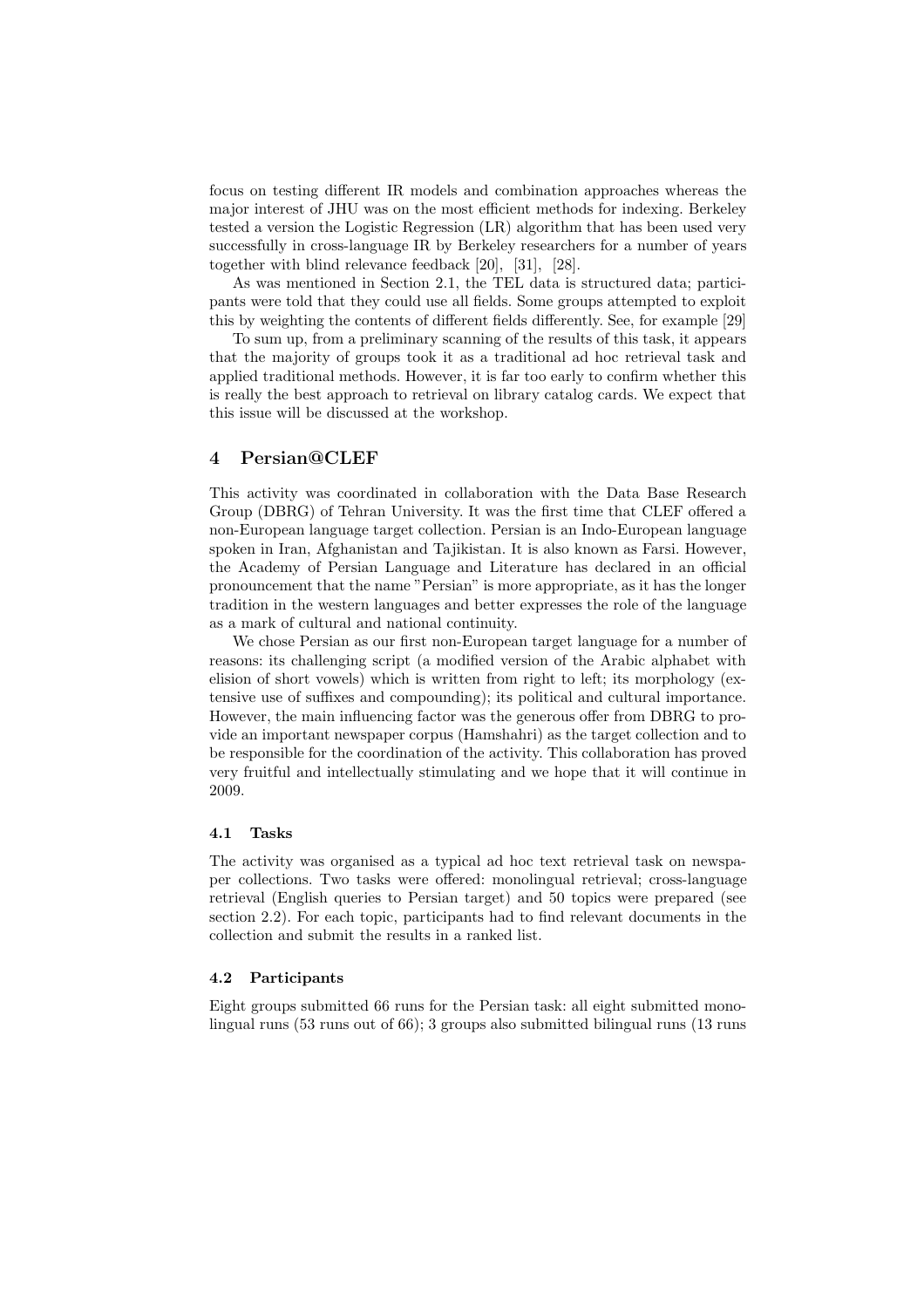focus on testing different IR models and combination approaches whereas the major interest of JHU was on the most efficient methods for indexing. Berkeley tested a version the Logistic Regression (LR) algorithm that has been used very successfully in cross-language IR by Berkeley researchers for a number of years together with blind relevance feedback [20], [31], [28].

As was mentioned in Section 2.1, the TEL data is structured data; participants were told that they could use all fields. Some groups attempted to exploit this by weighting the contents of different fields differently. See, for example [29]

To sum up, from a preliminary scanning of the results of this task, it appears that the majority of groups took it as a traditional ad hoc retrieval task and applied traditional methods. However, it is far too early to confirm whether this is really the best approach to retrieval on library catalog cards. We expect that this issue will be discussed at the workshop.

## 4 Persian@CLEF

This activity was coordinated in collaboration with the Data Base Research Group (DBRG) of Tehran University. It was the first time that CLEF offered a non-European language target collection. Persian is an Indo-European language spoken in Iran, Afghanistan and Tajikistan. It is also known as Farsi. However, the Academy of Persian Language and Literature has declared in an official pronouncement that the name "Persian" is more appropriate, as it has the longer tradition in the western languages and better expresses the role of the language as a mark of cultural and national continuity.

We chose Persian as our first non-European target language for a number of reasons: its challenging script (a modified version of the Arabic alphabet with elision of short vowels) which is written from right to left; its morphology (extensive use of suffixes and compounding); its political and cultural importance. However, the main influencing factor was the generous offer from DBRG to provide an important newspaper corpus (Hamshahri) as the target collection and to be responsible for the coordination of the activity. This collaboration has proved very fruitful and intellectually stimulating and we hope that it will continue in 2009.

### 4.1 Tasks

The activity was organised as a typical ad hoc text retrieval task on newspaper collections. Two tasks were offered: monolingual retrieval; cross-language retrieval (English queries to Persian target) and 50 topics were prepared (see section 2.2). For each topic, participants had to find relevant documents in the collection and submit the results in a ranked list.

### 4.2 Participants

Eight groups submitted 66 runs for the Persian task: all eight submitted monolingual runs (53 runs out of 66); 3 groups also submitted bilingual runs (13 runs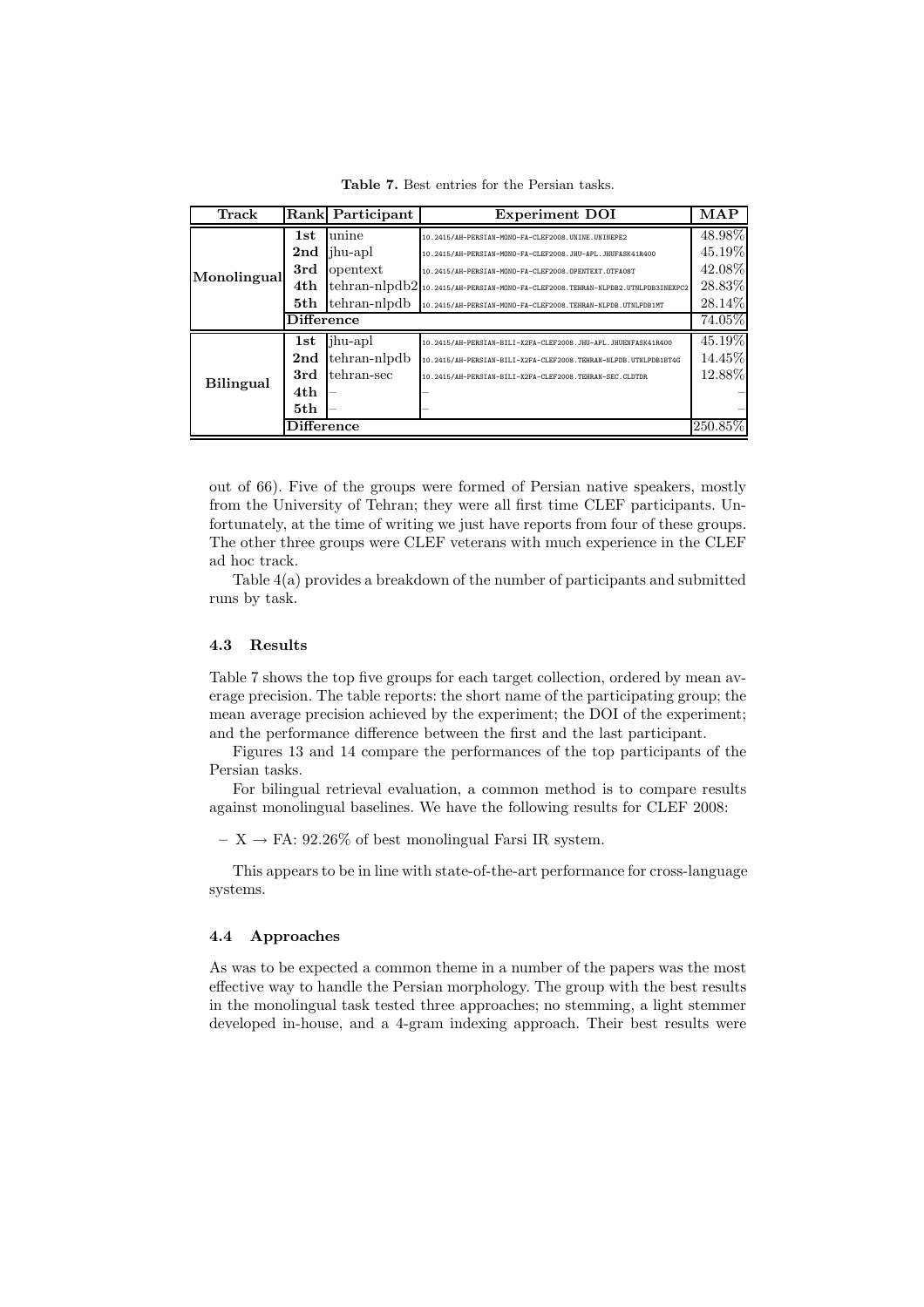**Table 7.** Best entries for the Persian tasks.

| Track | Rank | Participant | Experiment DOI | MAP |
|---|---|---|---|---|
| Monolingual | **1st** | unine | 10.2415/AH-PERSIAN-MONO-FA-CLEF2008.UNINE.UNINEPE2 | 48.98% |
| | **2nd** | jhu-apl | 10.2415/AH-PERSIAN-MONO-FA-CLEF2008.JHU-APL.JHUFASK41R400 | 45.19% |
| | **3rd** | opentext | 10.2415/AH-PERSIAN-MONO-FA-CLEF2008.OPENTEXT.OTFA08T | 42.08% |
| | **4th** | tehran-nlpdb2 | 10.2415/AH-PERSIAN-MONO-FA-CLEF2008.TEHRAN-NLPDB2.UTNLPDB3INEXPC2 | 28.83% |
| | **5th** | tehran-nlpdb | 10.2415/AH-PERSIAN-MONO-FA-CLEF2008.TEHRAN-NLPDB.UTNLPDB1MT | 28.14% |
| | **Difference** | | | 74.05% |
| Bilingual | **1st** | jhu-apl | 10.2415/AH-PERSIAN-BILI-X2FA-CLEF2008.JHU-APL.JHUENFASK41R400 | 45.19% |
| | **2nd** | tehran-nlpdb | 10.2415/AH-PERSIAN-BILI-X2FA-CLEF2008.TEHRAN-NLPDB.UTNLPDB1BT4G | 14.45% |
| | **3rd** | tehran-sec | 10.2415/AH-PERSIAN-BILI-X2FA-CLEF2008.TEHRAN-SEC.CLDTDR | 12.88% |
| | **4th** | – | – | – |
| | **5th** | – | – | – |
| | **Difference** | | | 250.85% |

out of 66). Five of the groups were formed of Persian native speakers, mostly from the University of Tehran; they were all first time CLEF participants. Unfortunately, at the time of writing we just have reports from four of these groups. The other three groups were CLEF veterans with much experience in the CLEF ad hoc track.

Table 4(a) provides a breakdown of the number of participants and submitted runs by task.

### 4.3 Results

Table 7 shows the top five groups for each target collection, ordered by mean average precision. The table reports: the short name of the participating group; the mean average precision achieved by the experiment; the DOI of the experiment; and the performance difference between the first and the last participant.

Figures 13 and 14 compare the performances of the top participants of the Persian tasks.

For bilingual retrieval evaluation, a common method is to compare results against monolingual baselines. We have the following results for CLEF 2008:

– X $\rightarrow$ FA: 92.26% of best monolingual Farsi IR system.

This appears to be in line with state-of-the-art performance for cross-language systems.

### 4.4 Approaches

As was to be expected a common theme in a number of the papers was the most effective way to handle the Persian morphology. The group with the best results in the monolingual task tested three approaches; no stemming, a light stemmer developed in-house, and a 4-gram indexing approach. Their best results were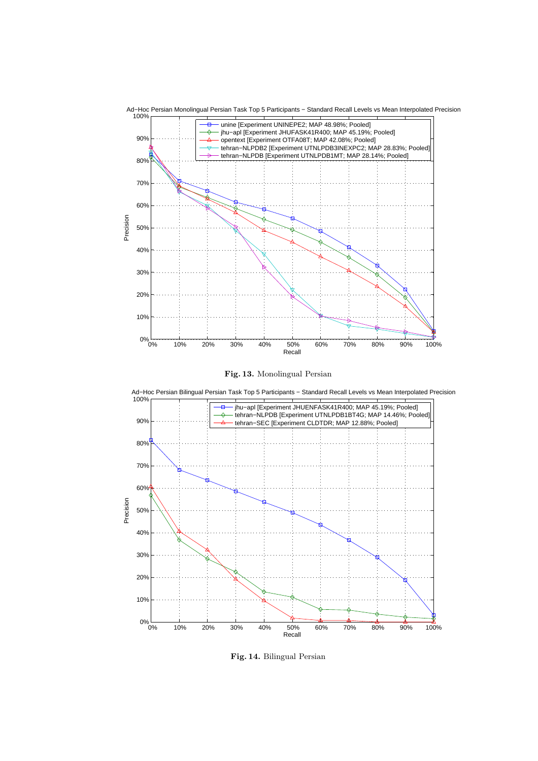Ad-Hoc Persian Monolingual Persian Task Top 5 Participants − Standard Recall Levels vs Mean Interpolated Precision

- unine [Experiment UNINEPE2; MAP 48.98%; Pooled]
- jhu-apl [Experiment JHUFASK41R400; MAP 45.19%; Pooled]
- opentext [Experiment OTFA08T; MAP 42.08%; Pooled]
- tehran-NLPDB2 [Experiment UTNLPDB3INEXPC2; MAP 28.83%; Pooled]
- tehran-NLPDB [Experiment UTNLPDB1MT; MAP 28.14%; Pooled]

**Fig. 13.** Monolingual Persian

Ad-Hoc Persian Bilingual Persian Task Top 5 Participants − Standard Recall Levels vs Mean Interpolated Precision

- jhu-apl [Experiment JHUENFASK41R400; MAP 45.19%; Pooled]
- tehran-NLPDB [Experiment UTNLPDB1BT4G; MAP 14.46%; Pooled]
- tehran-SEC [Experiment CLDTDR; MAP 12.88%; Pooled]

**Fig. 14.** Bilingual Persian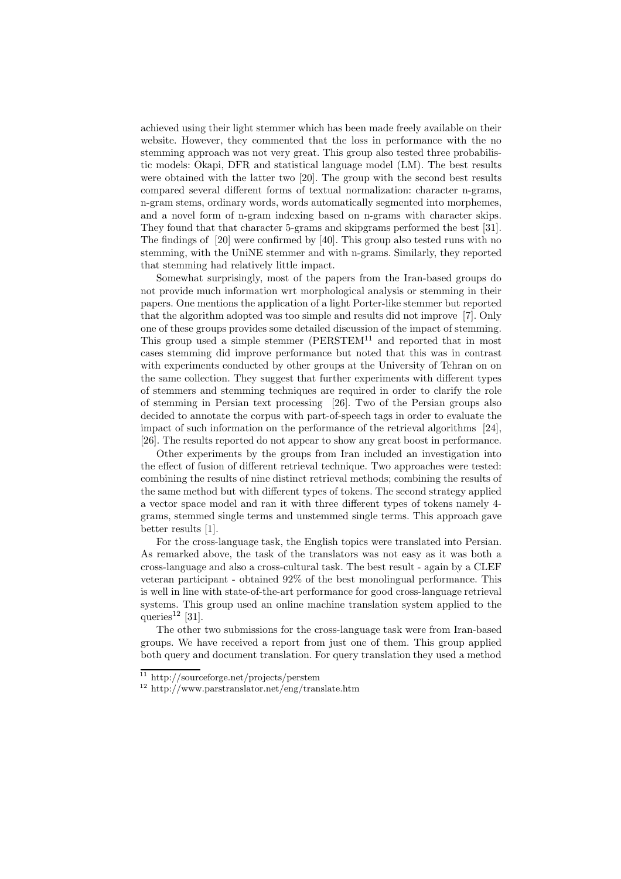achieved using their light stemmer which has been made freely available on their website. However, they commented that the loss in performance with the no stemming approach was not very great. This group also tested three probabilistic models: Okapi, DFR and statistical language model (LM). The best results were obtained with the latter two [20]. The group with the second best results compared several different forms of textual normalization: character n-grams, n-gram stems, ordinary words, words automatically segmented into morphemes, and a novel form of n-gram indexing based on n-grams with character skips. They found that that character 5-grams and skipgrams performed the best [31]. The findings of [20] were confirmed by [40]. This group also tested runs with no stemming, with the UniNE stemmer and with n-grams. Similarly, they reported that stemming had relatively little impact.

Somewhat surprisingly, most of the papers from the Iran-based groups do not provide much information wrt morphological analysis or stemming in their papers. One mentions the application of a light Porter-like stemmer but reported that the algorithm adopted was too simple and results did not improve [7]. Only one of these groups provides some detailed discussion of the impact of stemming. This group used a simple stemmer (PERSTEM[11] and reported that in most cases stemming did improve performance but noted that this was in contrast with experiments conducted by other groups at the University of Tehran on on the same collection. They suggest that further experiments with different types of stemmers and stemming techniques are required in order to clarify the role of stemming in Persian text processing [26]. Two of the Persian groups also decided to annotate the corpus with part-of-speech tags in order to evaluate the impact of such information on the performance of the retrieval algorithms [24], [26]. The results reported do not appear to show any great boost in performance.

Other experiments by the groups from Iran included an investigation into the effect of fusion of different retrieval technique. Two approaches were tested: combining the results of nine distinct retrieval methods; combining the results of the same method but with different types of tokens. The second strategy applied a vector space model and ran it with three different types of tokens namely 4-grams, stemmed single terms and unstemmed single terms. This approach gave better results [1].

For the cross-language task, the English topics were translated into Persian. As remarked above, the task of the translators was not easy as it was both a cross-language and also a cross-cultural task. The best result - again by a CLEF veteran participant - obtained 92% of the best monolingual performance. This is well in line with state-of-the-art performance for good cross-language retrieval systems. This group used an online machine translation system applied to the queries[12] [31].

The other two submissions for the cross-language task were from Iran-based groups. We have received a report from just one of them. This group applied both query and document translation. For query translation they used a method

[11] http://sourceforge.net/projects/perstem

[12] http://www.parstranslator.net/eng/translate.htm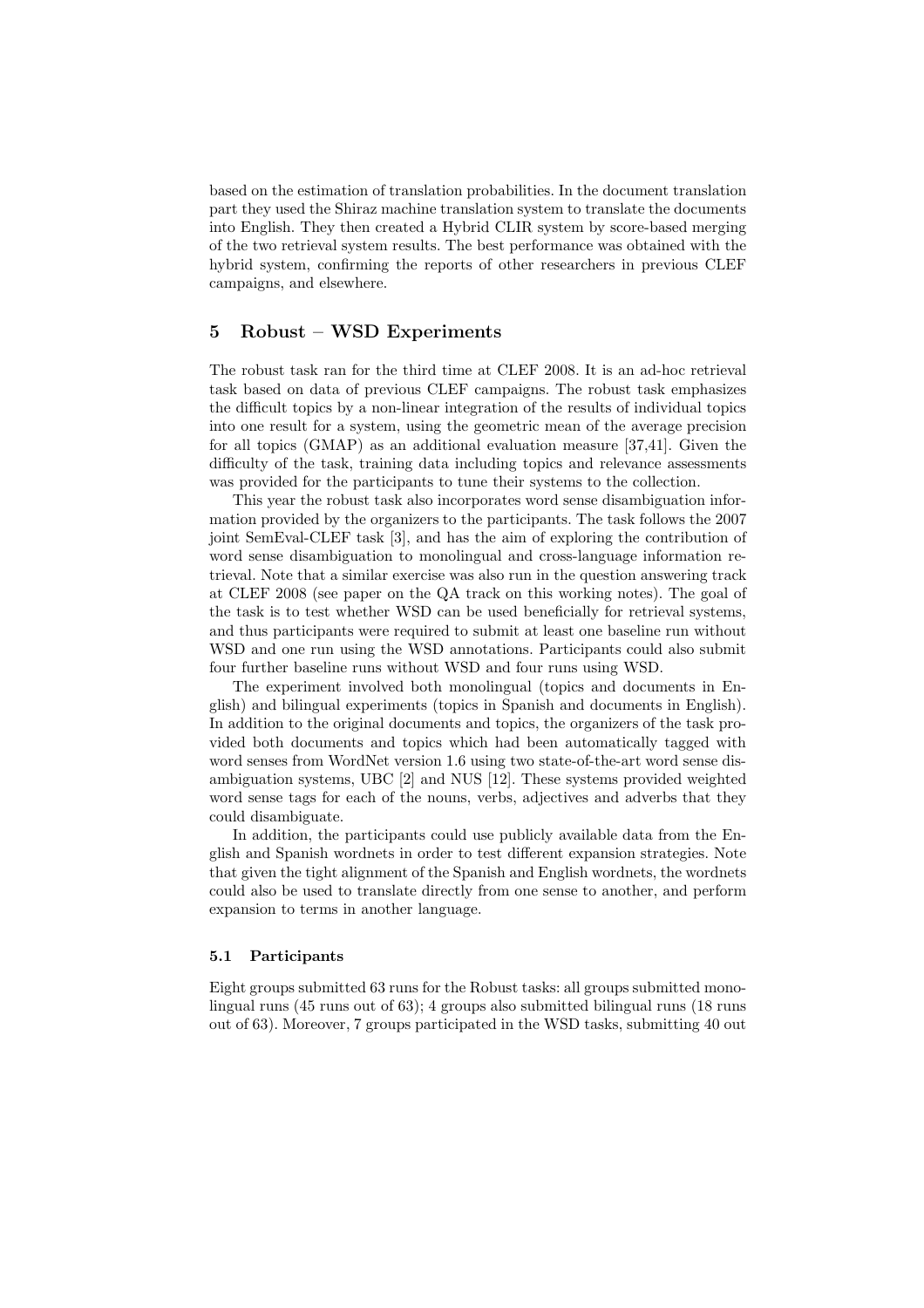based on the estimation of translation probabilities. In the document translation part they used the Shiraz machine translation system to translate the documents into English. They then created a Hybrid CLIR system by score-based merging of the two retrieval system results. The best performance was obtained with the hybrid system, confirming the reports of other researchers in previous CLEF campaigns, and elsewhere.

## 5 Robust – WSD Experiments

The robust task ran for the third time at CLEF 2008. It is an ad-hoc retrieval task based on data of previous CLEF campaigns. The robust task emphasizes the difficult topics by a non-linear integration of the results of individual topics into one result for a system, using the geometric mean of the average precision for all topics (GMAP) as an additional evaluation measure [37,41]. Given the difficulty of the task, training data including topics and relevance assessments was provided for the participants to tune their systems to the collection.

This year the robust task also incorporates word sense disambiguation information provided by the organizers to the participants. The task follows the 2007 joint SemEval-CLEF task [3], and has the aim of exploring the contribution of word sense disambiguation to monolingual and cross-language information retrieval. Note that a similar exercise was also run in the question answering track at CLEF 2008 (see paper on the QA track on this working notes). The goal of the task is to test whether WSD can be used beneficially for retrieval systems, and thus participants were required to submit at least one baseline run without WSD and one run using the WSD annotations. Participants could also submit four further baseline runs without WSD and four runs using WSD.

The experiment involved both monolingual (topics and documents in English) and bilingual experiments (topics in Spanish and documents in English). In addition to the original documents and topics, the organizers of the task provided both documents and topics which had been automatically tagged with word senses from WordNet version 1.6 using two state-of-the-art word sense disambiguation systems, UBC [2] and NUS [12]. These systems provided weighted word sense tags for each of the nouns, verbs, adjectives and adverbs that they could disambiguate.

In addition, the participants could use publicly available data from the English and Spanish wordnets in order to test different expansion strategies. Note that given the tight alignment of the Spanish and English wordnets, the wordnets could also be used to translate directly from one sense to another, and perform expansion to terms in another language.

### 5.1 Participants

Eight groups submitted 63 runs for the Robust tasks: all groups submitted monolingual runs (45 runs out of 63); 4 groups also submitted bilingual runs (18 runs out of 63). Moreover, 7 groups participated in the WSD tasks, submitting 40 out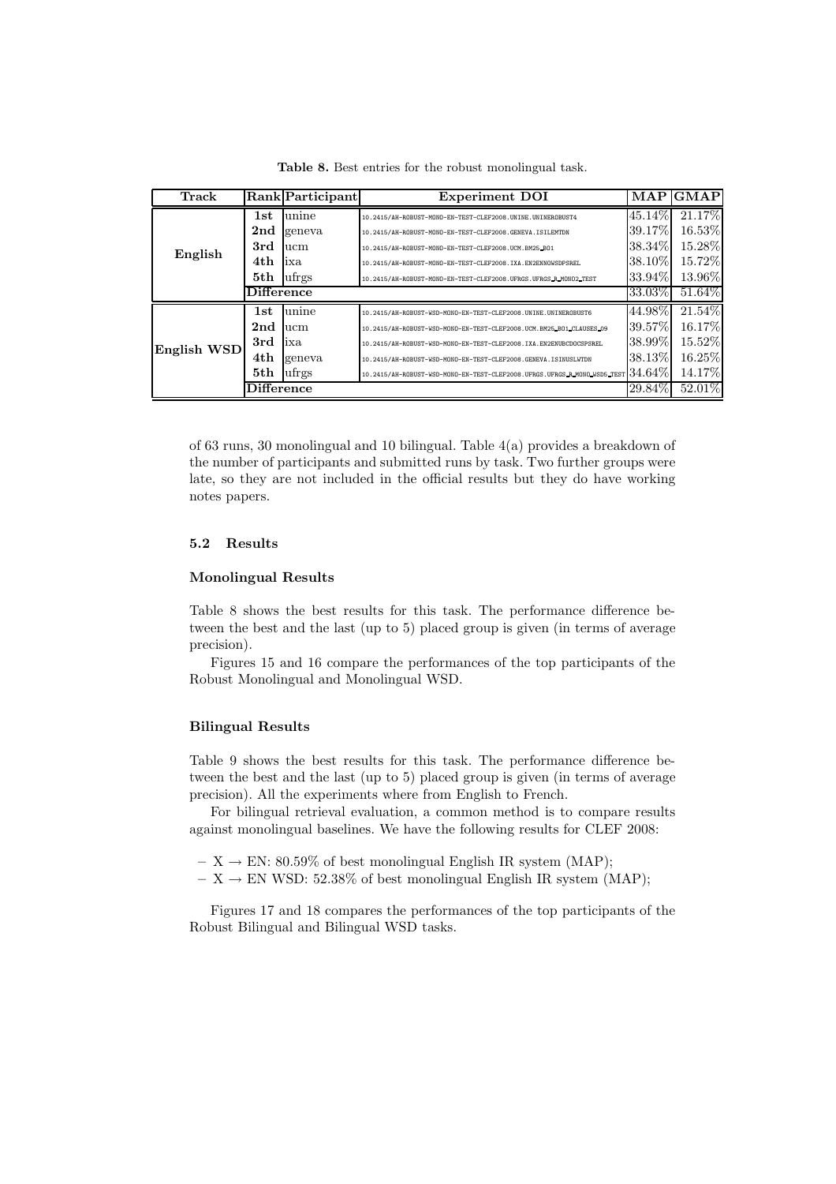**Table 8.** Best entries for the robust monolingual task.

| Track | Rank | Participant | Experiment DOI | MAP | GMAP |
|---|---|---|---|---|---|
| English | 1st | unine | 10.2415/AH-ROBUST-MONO-EN-TEST-CLEF2008.UNINE.UNINEROBUST4 | 45.14% | 21.17% |
| | 2nd | geneva | 10.2415/AH-ROBUST-MONO-EN-TEST-CLEF2008.GENEVA.ISILEMTDN | 39.17% | 16.53% |
| | 3rd | ucm | 10.2415/AH-ROBUST-MONO-EN-TEST-CLEF2008.UCM.BM25_BO1 | 38.34% | 15.28% |
| | 4th | ixa | 10.2415/AH-ROBUST-MONO-EN-TEST-CLEF2008.IXA.EN2ENNOWSDPSREL | 38.10% | 15.72% |
| | 5th | ufrgs | 10.2415/AH-ROBUST-MONO-EN-TEST-CLEF2008.UFRGS.UFRGS_R_MONO2_TEST | 33.94% | 13.96% |
| | Difference | | | 33.03% | 51.64% |
| English WSD | 1st | unine | 10.2415/AH-ROBUST-WSD-MONO-EN-TEST-CLEF2008.UNINE.UNINEROBUST6 | 44.98% | 21.54% |
| | 2nd | ucm | 10.2415/AH-ROBUST-WSD-MONO-EN-TEST-CLEF2008.UCM.BM25_BO1_CLAUSES_09 | 39.57% | 16.17% |
| | 3rd | ixa | 10.2415/AH-ROBUST-WSD-MONO-EN-TEST-CLEF2008.IXA.EN2ENUBCDOCSPSREL | 38.99% | 15.52% |
| | 4th | geneva | 10.2415/AH-ROBUST-WSD-MONO-EN-TEST-CLEF2008.GENEVA.ISINUSLWTDN | 38.13% | 16.25% |
| | 5th | ufrgs | 10.2415/AH-ROBUST-WSD-MONO-EN-TEST-CLEF2008.UFRGS.UFRGS_R_MONO_WSD5_TEST | 34.64% | 14.17% |
| | Difference | | | 29.84% | 52.01% |

of 63 runs, 30 monolingual and 10 bilingual. Table 4(a) provides a breakdown of the number of participants and submitted runs by task. Two further groups were late, so they are not included in the official results but they do have working notes papers.

### 5.2 Results

#### Monolingual Results

Table 8 shows the best results for this task. The performance difference between the best and the last (up to 5) placed group is given (in terms of average precision).

Figures 15 and 16 compare the performances of the top participants of the Robust Monolingual and Monolingual WSD.

#### Bilingual Results

Table 9 shows the best results for this task. The performance difference between the best and the last (up to 5) placed group is given (in terms of average precision). All the experiments where from English to French.

For bilingual retrieval evaluation, a common method is to compare results against monolingual baselines. We have the following results for CLEF 2008:

- X $\rightarrow$ EN: 80.59% of best monolingual English IR system (MAP);
- X $\rightarrow$ EN WSD: 52.38% of best monolingual English IR system (MAP);

Figures 17 and 18 compares the performances of the top participants of the Robust Bilingual and Bilingual WSD tasks.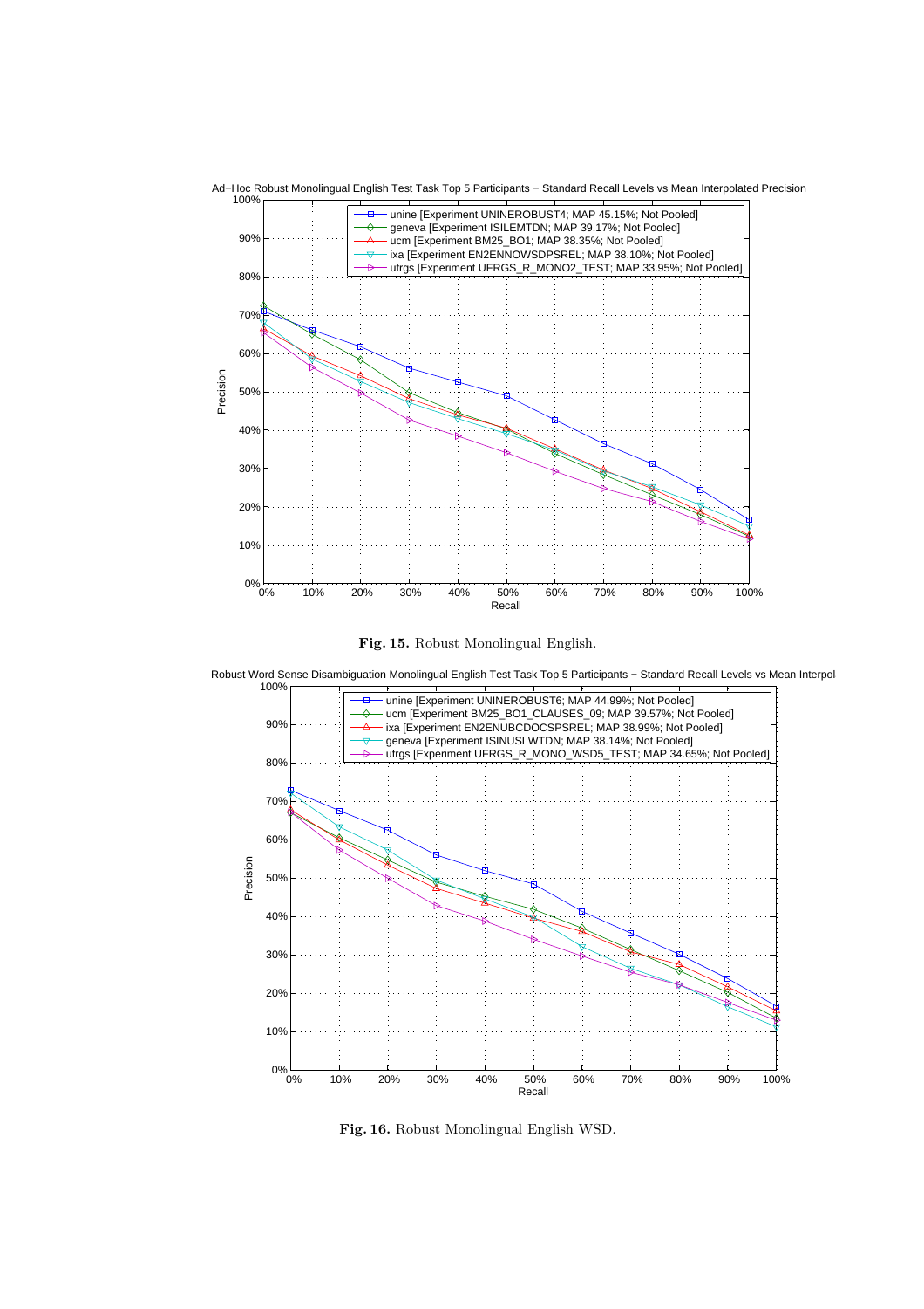Ad−Hoc Robust Monolingual English Test Task Top 5 Participants − Standard Recall Levels vs Mean Interpolated Precision

- unine [Experiment UNINEROBUST4; MAP 45.15%; Not Pooled]
- geneva [Experiment ISILEMTDN; MAP 39.17%; Not Pooled]
- ucm [Experiment BM25_BO1; MAP 38.35%; Not Pooled]
- ixa [Experiment EN2ENNOWSDPSREL; MAP 38.10%; Not Pooled]
- ufrgs [Experiment UFRGS_R_MONO2_TEST; MAP 33.95%; Not Pooled]

**Fig. 15.** Robust Monolingual English.

Robust Word Sense Disambiguation Monolingual English Test Task Top 5 Participants − Standard Recall Levels vs Mean Interpol

- unine [Experiment UNINEROBUST6; MAP 44.99%; Not Pooled]
- ucm [Experiment BM25_BO1_CLAUSES_09; MAP 39.57%; Not Pooled]
- ixa [Experiment EN2ENUBCDOCSPSREL; MAP 38.99%; Not Pooled]
- geneva [Experiment ISINUSLWTDN; MAP 38.14%; Not Pooled]
- ufrgs [Experiment UFRGS_R_MONO_WSD5_TEST; MAP 34.65%; Not Pooled]

**Fig. 16.** Robust Monolingual English WSD.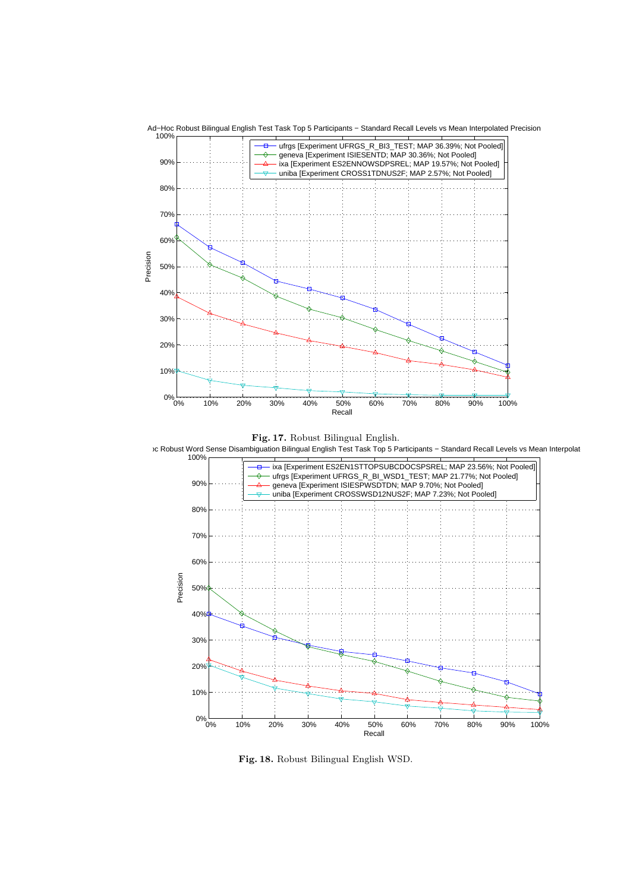Ad−Hoc Robust Bilingual English Test Task Top 5 Participants − Standard Recall Levels vs Mean Interpolated Precision

- ufrgs [Experiment UFRGS_R_BI3_TEST; MAP 36.39%; Not Pooled]
- geneva [Experiment ISIESENTD; MAP 30.36%; Not Pooled]
- ixa [Experiment ES2ENNOWSDPSREL; MAP 19.57%; Not Pooled]
- uniba [Experiment CROSS1TDNUS2F; MAP 2.57%; Not Pooled]

**Fig. 17.** Robust Bilingual English.

Ad−Hoc Robust Word Sense Disambiguation Bilingual English Test Task Top 5 Participants − Standard Recall Levels vs Mean Interpolated Precision

- ixa [Experiment ES2EN1STTOPSUBCDOCSPSREL; MAP 23.56%; Not Pooled]
- ufrgs [Experiment UFRGS_R_BI_WSD1_TEST; MAP 21.77%; Not Pooled]
- geneva [Experiment ISIESPWSDTDN; MAP 9.70%; Not Pooled]
- uniba [Experiment CROSSWSD12NUS2F; MAP 7.23%; Not Pooled]

**Fig. 18.** Robust Bilingual English WSD.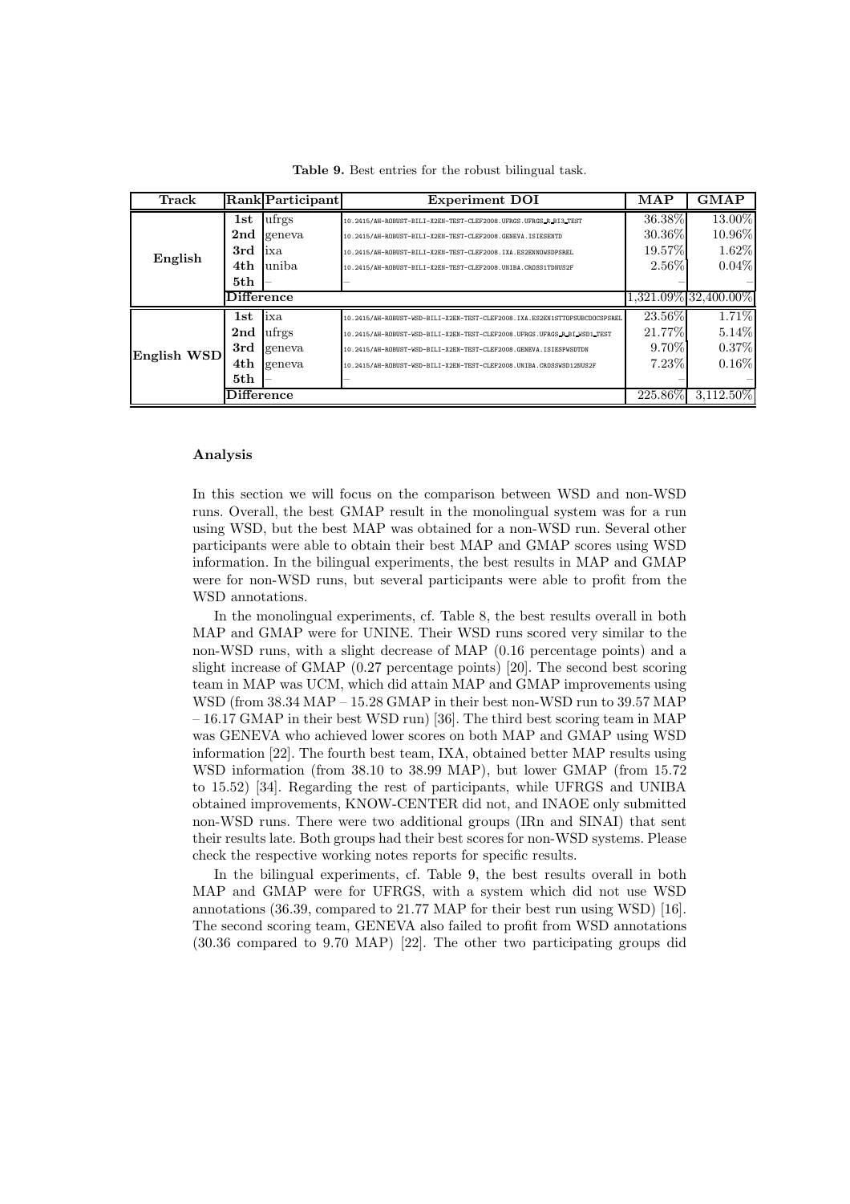**Table 9.** Best entries for the robust bilingual task.

| Track | Rank | Participant | Experiment DOI | MAP | GMAP |
|---|---|---|---|---|---|
| English | 1st | ufrgs | 10.2415/AH-ROBUST-BILI-X2EN-TEST-CLEF2008.UFRGS.UFRGS_R_BI3_TEST | 36.38% | 13.00% |
| | 2nd | geneva | 10.2415/AH-ROBUST-BILI-X2EN-TEST-CLEF2008.GENEVA.ISIESENTD | 30.36% | 10.96% |
| | 3rd | ixa | 10.2415/AH-ROBUST-BILI-X2EN-TEST-CLEF2008.IXA.ES2ENNOWSDPSREL | 19.57% | 1.62% |
| | 4th | uniba | 10.2415/AH-ROBUST-BILI-X2EN-TEST-CLEF2008.UNIBA.CROSS1TDNUS2F | 2.56% | 0.04% |
| | 5th | – | – | – | – |
| | Difference | | | 1,321.09% | 32,400.00% |
| English WSD | 1st | ixa | 10.2415/AH-ROBUST-WSD-BILI-X2EN-TEST-CLEF2008.IXA.ES2EN1STTOPSUBCDOCSPSREL | 23.56% | 1.71% |
| | 2nd | ufrgs | 10.2415/AH-ROBUST-WSD-BILI-X2EN-TEST-CLEF2008.UFRGS.UFRGS_R_BI_WSD1_TEST | 21.77% | 5.14% |
| | 3rd | geneva | 10.2415/AH-ROBUST-WSD-BILI-X2EN-TEST-CLEF2008.GENEVA.ISIESPWSDTDN | 9.70% | 0.37% |
| | 4th | geneva | 10.2415/AH-ROBUST-WSD-BILI-X2EN-TEST-CLEF2008.UNIBA.CROSSWSD12NUS2F | 7.23% | 0.16% |
| | 5th | – | – | – | – |
| | Difference | | | 225.86% | 3,112.50% |

### Analysis

In this section we will focus on the comparison between WSD and non-WSD runs. Overall, the best GMAP result in the monolingual system was for a run using WSD, but the best MAP was obtained for a non-WSD run. Several other participants were able to obtain their best MAP and GMAP scores using WSD information. In the bilingual experiments, the best results in MAP and GMAP were for non-WSD runs, but several participants were able to profit from the WSD annotations.

In the monolingual experiments, cf. Table 8, the best results overall in both MAP and GMAP were for UNINE. Their WSD runs scored very similar to the non-WSD runs, with a slight decrease of MAP (0.16 percentage points) and a slight increase of GMAP (0.27 percentage points) [20]. The second best scoring team in MAP was UCM, which did attain MAP and GMAP improvements using WSD (from 38.34 MAP – 15.28 GMAP in their best non-WSD run to 39.57 MAP – 16.17 GMAP in their best WSD run) [36]. The third best scoring team in MAP was GENEVA who achieved lower scores on both MAP and GMAP using WSD information [22]. The fourth best team, IXA, obtained better MAP results using WSD information (from 38.10 to 38.99 MAP), but lower GMAP (from 15.72 to 15.52) [34]. Regarding the rest of participants, while UFRGS and UNIBA obtained improvements, KNOW-CENTER did not, and INAOE only submitted non-WSD runs. There were two additional groups (IRn and SINAI) that sent their results late. Both groups had their best scores for non-WSD systems. Please check the respective working notes reports for specific results.

In the bilingual experiments, cf. Table 9, the best results overall in both MAP and GMAP were for UFRGS, with a system which did not use WSD annotations (36.39, compared to 21.77 MAP for their best run using WSD) [16]. The second scoring team, GENEVA also failed to profit from WSD annotations (30.36 compared to 9.70 MAP) [22]. The other two participating groups did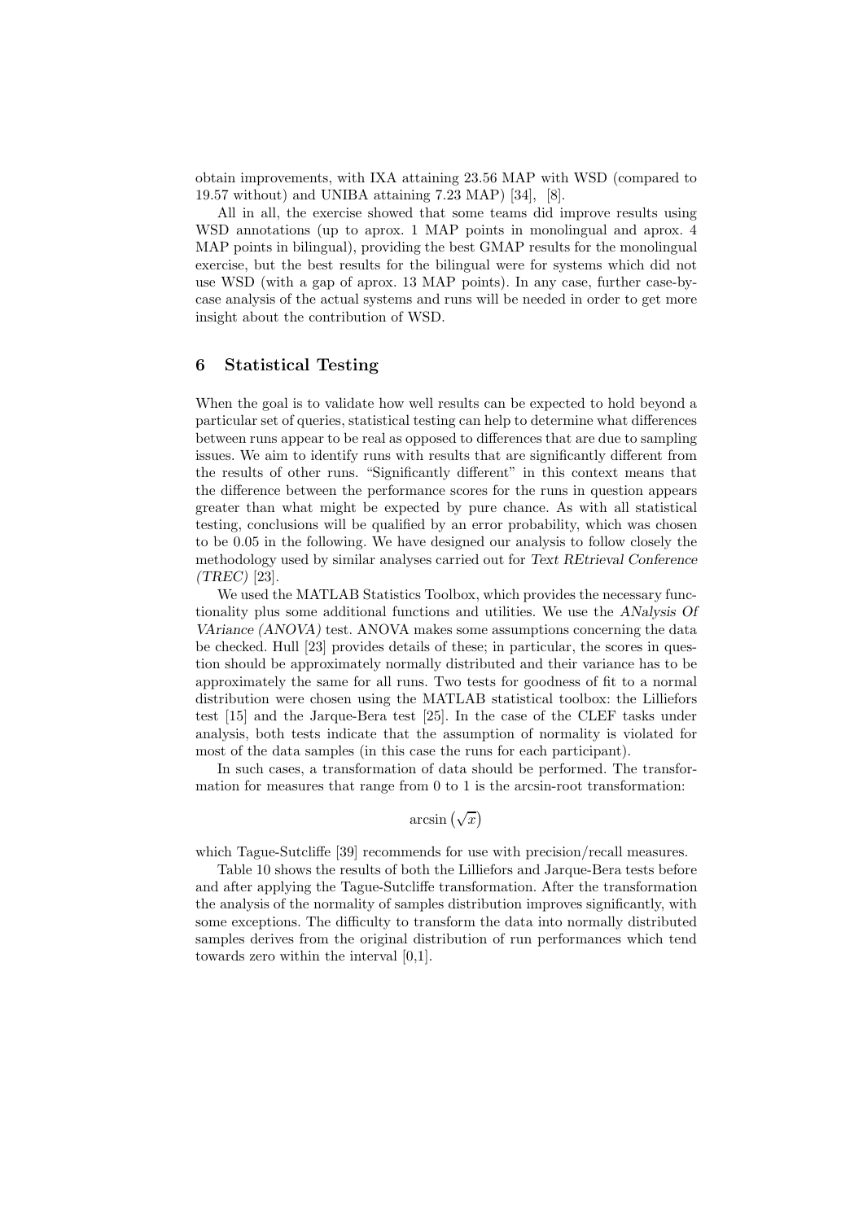obtain improvements, with IXA attaining 23.56 MAP with WSD (compared to 19.57 without) and UNIBA attaining 7.23 MAP) [34], [8].

All in all, the exercise showed that some teams did improve results using WSD annotations (up to aprox. 1 MAP points in monolingual and aprox. 4 MAP points in bilingual), providing the best GMAP results for the monolingual exercise, but the best results for the bilingual were for systems which did not use WSD (with a gap of aprox. 13 MAP points). In any case, further case-by-case analysis of the actual systems and runs will be needed in order to get more insight about the contribution of WSD.

## 6 Statistical Testing

When the goal is to validate how well results can be expected to hold beyond a particular set of queries, statistical testing can help to determine what differences between runs appear to be real as opposed to differences that are due to sampling issues. We aim to identify runs with results that are significantly different from the results of other runs. "Significantly different" in this context means that the difference between the performance scores for the runs in question appears greater than what might be expected by pure chance. As with all statistical testing, conclusions will be qualified by an error probability, which was chosen to be 0.05 in the following. We have designed our analysis to follow closely the methodology used by similar analyses carried out for *Text REtrieval Conference (TREC)* [23].

We used the MATLAB Statistics Toolbox, which provides the necessary functionality plus some additional functions and utilities. We use the *ANalysis Of VAriance (ANOVA)* test. ANOVA makes some assumptions concerning the data be checked. Hull [23] provides details of these; in particular, the scores in question should be approximately normally distributed and their variance has to be approximately the same for all runs. Two tests for goodness of fit to a normal distribution were chosen using the MATLAB statistical toolbox: the Lilliefors test [15] and the Jarque-Bera test [25]. In the case of the CLEF tasks under analysis, both tests indicate that the assumption of normality is violated for most of the data samples (in this case the runs for each participant).

In such cases, a transformation of data should be performed. The transformation for measures that range from 0 to 1 is the arcsin-root transformation:

$$\arcsin\left(\sqrt{x}\right)$$

which Tague-Sutcliffe [39] recommends for use with precision/recall measures.

Table 10 shows the results of both the Lilliefors and Jarque-Bera tests before and after applying the Tague-Sutcliffe transformation. After the transformation the analysis of the normality of samples distribution improves significantly, with some exceptions. The difficulty to transform the data into normally distributed samples derives from the original distribution of run performances which tend towards zero within the interval [0,1].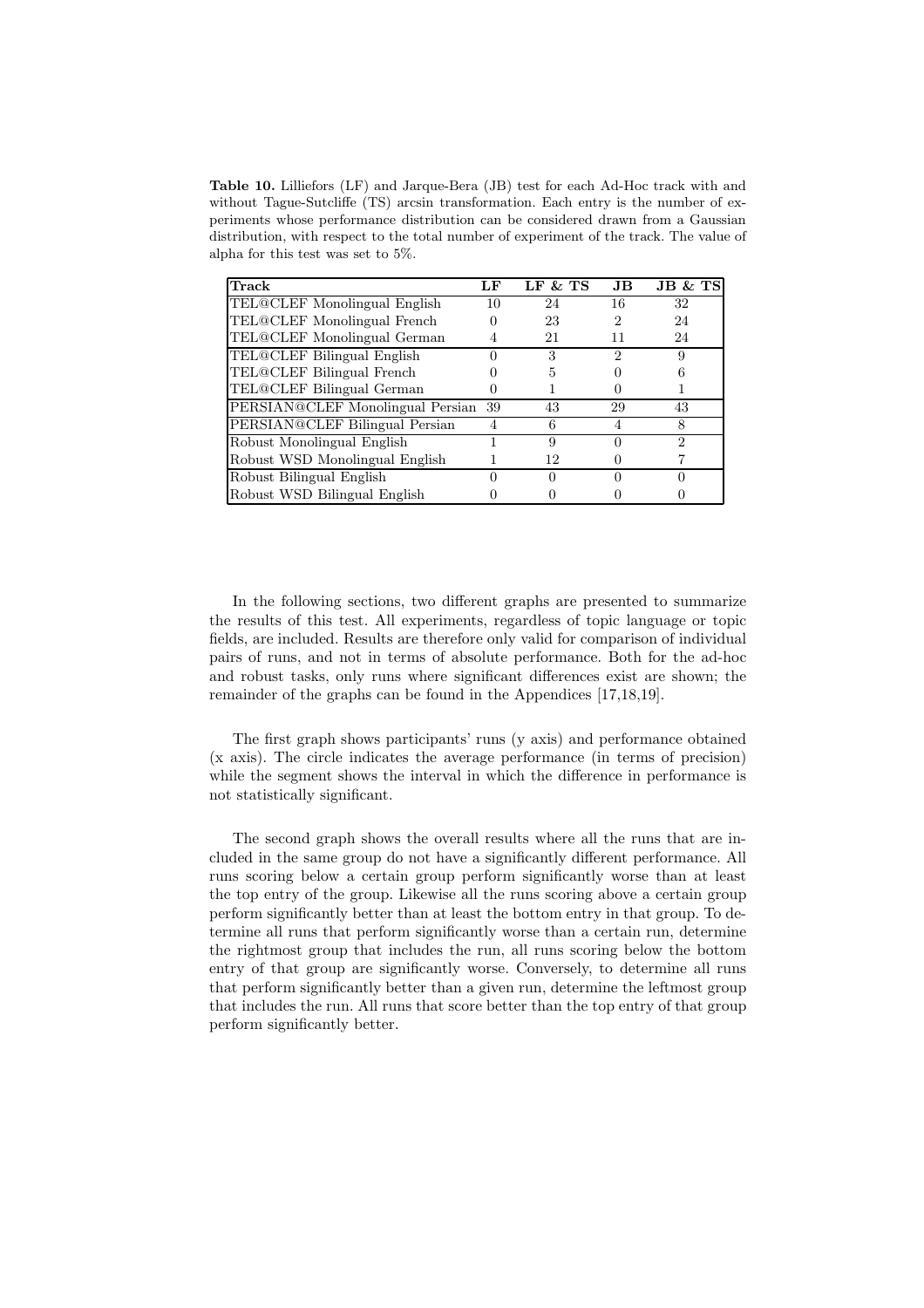**Table 10.** Lilliefors (LF) and Jarque-Bera (JB) test for each Ad-Hoc track with and without Tague-Sutcliffe (TS) arcsin transformation. Each entry is the number of experiments whose performance distribution can be considered drawn from a Gaussian distribution, with respect to the total number of experiment of the track. The value of alpha for this test was set to 5%.

| Track | LF | LF & TS | JB | JB & TS |
|---|---|---|---|---|
| TEL@CLEF Monolingual English | 10 | 24 | 16 | 32 |
| TEL@CLEF Monolingual French | 0 | 23 | 2 | 24 |
| TEL@CLEF Monolingual German | 4 | 21 | 11 | 24 |
| TEL@CLEF Bilingual English | 0 | 3 | 2 | 9 |
| TEL@CLEF Bilingual French | 0 | 5 | 0 | 6 |
| TEL@CLEF Bilingual German | 0 | 1 | 0 | 1 |
| PERSIAN@CLEF Monolingual Persian | 39 | 43 | 29 | 43 |
| PERSIAN@CLEF Bilingual Persian | 4 | 6 | 4 | 8 |
| Robust Monolingual English | 1 | 9 | 0 | 2 |
| Robust WSD Monolingual English | 1 | 12 | 0 | 7 |
| Robust Bilingual English | 0 | 0 | 0 | 0 |
| Robust WSD Bilingual English | 0 | 0 | 0 | 0 |

In the following sections, two different graphs are presented to summarize the results of this test. All experiments, regardless of topic language or topic fields, are included. Results are therefore only valid for comparison of individual pairs of runs, and not in terms of absolute performance. Both for the ad-hoc and robust tasks, only runs where significant differences exist are shown; the remainder of the graphs can be found in the Appendices [17,18,19].

The first graph shows participants' runs (y axis) and performance obtained (x axis). The circle indicates the average performance (in terms of precision) while the segment shows the interval in which the difference in performance is not statistically significant.

The second graph shows the overall results where all the runs that are included in the same group do not have a significantly different performance. All runs scoring below a certain group perform significantly worse than at least the top entry of the group. Likewise all the runs scoring above a certain group perform significantly better than at least the bottom entry in that group. To determine all runs that perform significantly worse than a certain run, determine the rightmost group that includes the run, all runs scoring below the bottom entry of that group are significantly worse. Conversely, to determine all runs that perform significantly better than a given run, determine the leftmost group that includes the run. All runs that score better than the top entry of that group perform significantly better.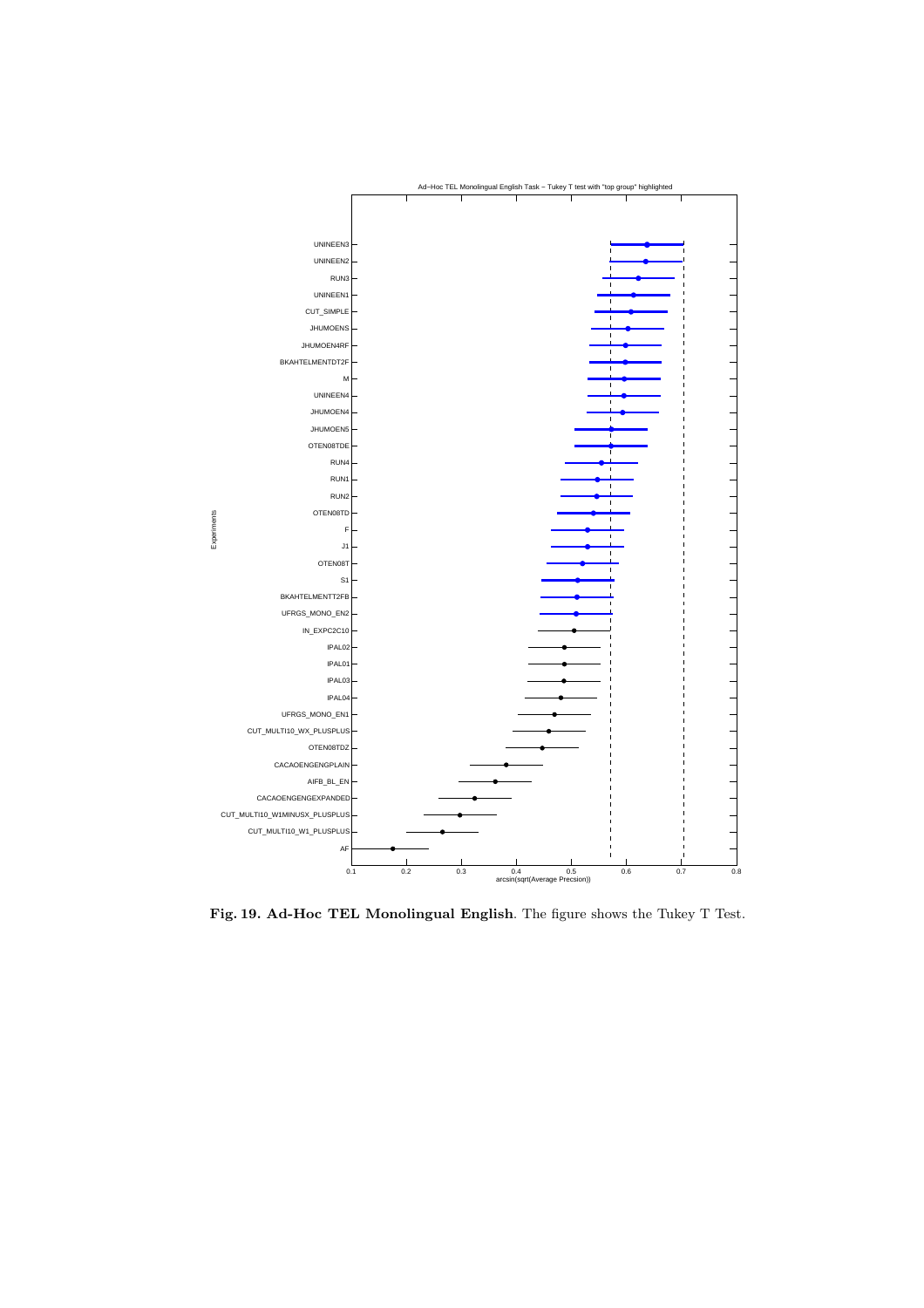**Fig. 19. Ad-Hoc TEL Monolingual English**. The figure shows the Tukey T Test.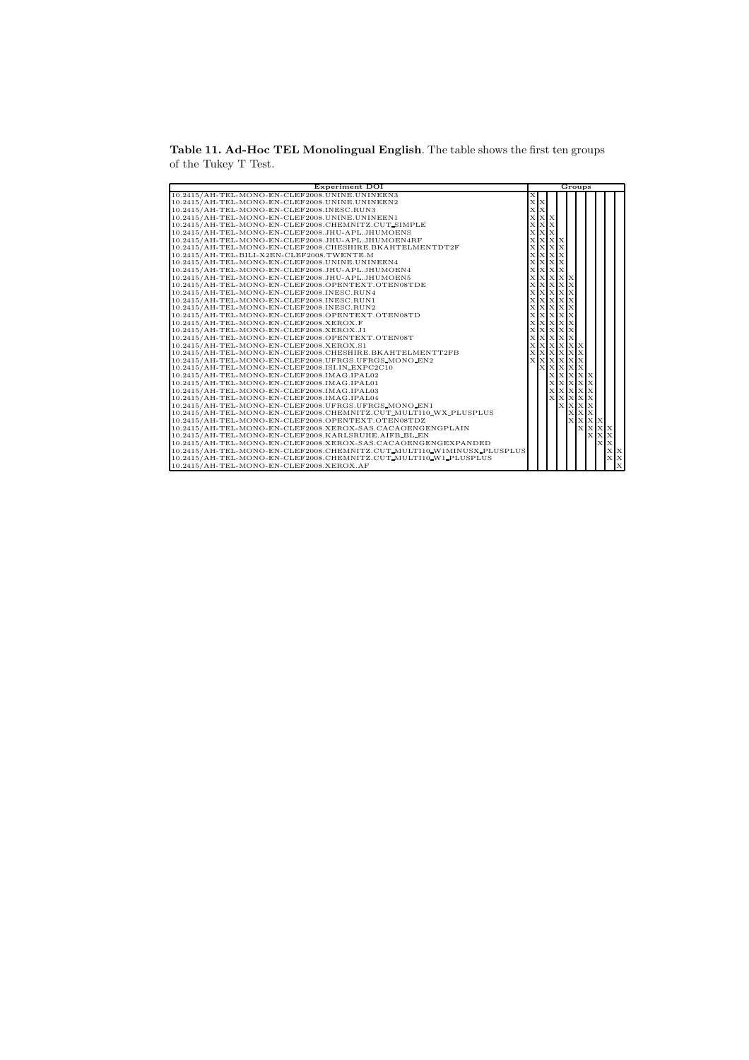**Table 11. Ad-Hoc TEL Monolingual English**. The table shows the first ten groups of the Tukey T Test.

| Experiment DOI | Groups | | | | | | | | | |
|---|---|---|---|---|---|---|---|---|---|---|
| 10.2415/AH-TEL-MONO-EN-CLEF2008.UNINE.UNINEEN3 | X | | | | | | | | | |
| 10.2415/AH-TEL-MONO-EN-CLEF2008.UNINE.UNINEEN2 | X | X | | | | | | | | |
| 10.2415/AH-TEL-MONO-EN-CLEF2008.INESC.RUN3 | X | X | | | | | | | | |
| 10.2415/AH-TEL-MONO-EN-CLEF2008.UNINE.UNINEEN1 | X | X | X | | | | | | | |
| 10.2415/AH-TEL-MONO-EN-CLEF2008.CHEMNITZ.CUT_SIMPLE | X | X | X | | | | | | | |
| 10.2415/AH-TEL-MONO-EN-CLEF2008.JHU-APL.JHUMOENS | X | X | X | | | | | | | |
| 10.2415/AH-TEL-MONO-EN-CLEF2008.JHU-APL.JHUMOEN4RF | X | X | X | X | | | | | | |
| 10.2415/AH-TEL-MONO-EN-CLEF2008.CHESHIRE.BKAHTELMENTDT2F | X | X | X | X | | | | | | |
| 10.2415/AH-TEL-BILI-X2EN-CLEF2008.TWENTE.M | X | X | X | X | | | | | | |
| 10.2415/AH-TEL-MONO-EN-CLEF2008.UNINE.UNINEEN4 | X | X | X | X | | | | | | |
| 10.2415/AH-TEL-MONO-EN-CLEF2008.JHU-APL.JHUMOEN4 | X | X | X | X | | | | | | |
| 10.2415/AH-TEL-MONO-EN-CLEF2008.JHU-APL.JHUMOEN5 | X | X | X | X | X | | | | | |
| 10.2415/AH-TEL-MONO-EN-CLEF2008.OPENTEXT.OTEN08TDE | X | X | X | X | X | | | | | |
| 10.2415/AH-TEL-MONO-EN-CLEF2008.INESC.RUN4 | X | X | X | X | X | | | | | |
| 10.2415/AH-TEL-MONO-EN-CLEF2008.INESC.RUN1 | X | X | X | X | X | | | | | |
| 10.2415/AH-TEL-MONO-EN-CLEF2008.INESC.RUN2 | X | X | X | X | X | | | | | |
| 10.2415/AH-TEL-MONO-EN-CLEF2008.OPENTEXT.OTEN08TD | X | X | X | X | X | | | | | |
| 10.2415/AH-TEL-MONO-EN-CLEF2008.XEROX.F | X | X | X | X | X | | | | | |
| 10.2415/AH-TEL-MONO-EN-CLEF2008.XEROX.J1 | X | X | X | X | X | | | | | |
| 10.2415/AH-TEL-MONO-EN-CLEF2008.OPENTEXT.OTEN08T | X | X | X | X | X | | | | | |
| 10.2415/AH-TEL-MONO-EN-CLEF2008.XEROX.S1 | X | X | X | X | X | X | | | | |
| 10.2415/AH-TEL-MONO-EN-CLEF2008.CHESHIRE.BKAHTELMENTT2FB | X | X | X | X | X | X | | | | |
| 10.2415/AH-TEL-MONO-EN-CLEF2008.UFRGS.UFRGS_MONO_EN2 | X | X | X | X | X | X | | | | |
| 10.2415/AH-TEL-MONO-EN-CLEF2008.ISI.IN_EXPC2C10 | | X | X | X | X | X | | | | |
| 10.2415/AH-TEL-MONO-EN-CLEF2008.IMAG.IPAL02 | | | X | X | X | X | X | | | |
| 10.2415/AH-TEL-MONO-EN-CLEF2008.IMAG.IPAL01 | | | X | X | X | X | X | | | |
| 10.2415/AH-TEL-MONO-EN-CLEF2008.IMAG.IPAL03 | | | X | X | X | X | X | | | |
| 10.2415/AH-TEL-MONO-EN-CLEF2008.IMAG.IPAL04 | | | X | X | X | X | X | | | |
| 10.2415/AH-TEL-MONO-EN-CLEF2008.UFRGS.UFRGS_MONO_EN1 | | | | X | X | X | X | | | |
| 10.2415/AH-TEL-MONO-EN-CLEF2008.CHEMNITZ.CUT_MULTI10_WX_PLUSPLUS | | | | | X | X | X | | | |
| 10.2415/AH-TEL-MONO-EN-CLEF2008.OPENTEXT.OTEN08TDZ | | | | | X | X | X | X | | |
| 10.2415/AH-TEL-MONO-EN-CLEF2008.XEROX-SAS.CACAOENGENGPLAIN | | | | | | X | X | X | X | |
| 10.2415/AH-TEL-MONO-EN-CLEF2008.KARLSRUHE.AIFB_BL_EN | | | | | | | X | X | X | |
| 10.2415/AH-TEL-MONO-EN-CLEF2008.XEROX-SAS.CACAOENGENGEXPANDED | | | | | | | | X | X | |
| 10.2415/AH-TEL-MONO-EN-CLEF2008.CHEMNITZ.CUT_MULTI10_W1MINUSX_PLUSPLUS | | | | | | | | | X | X |
| 10.2415/AH-TEL-MONO-EN-CLEF2008.CHEMNITZ.CUT_MULTI10_W1_PLUSPLUS | | | | | | | | | X | X |
| 10.2415/AH-TEL-MONO-EN-CLEF2008.XEROX.AF | | | | | | | | | | X |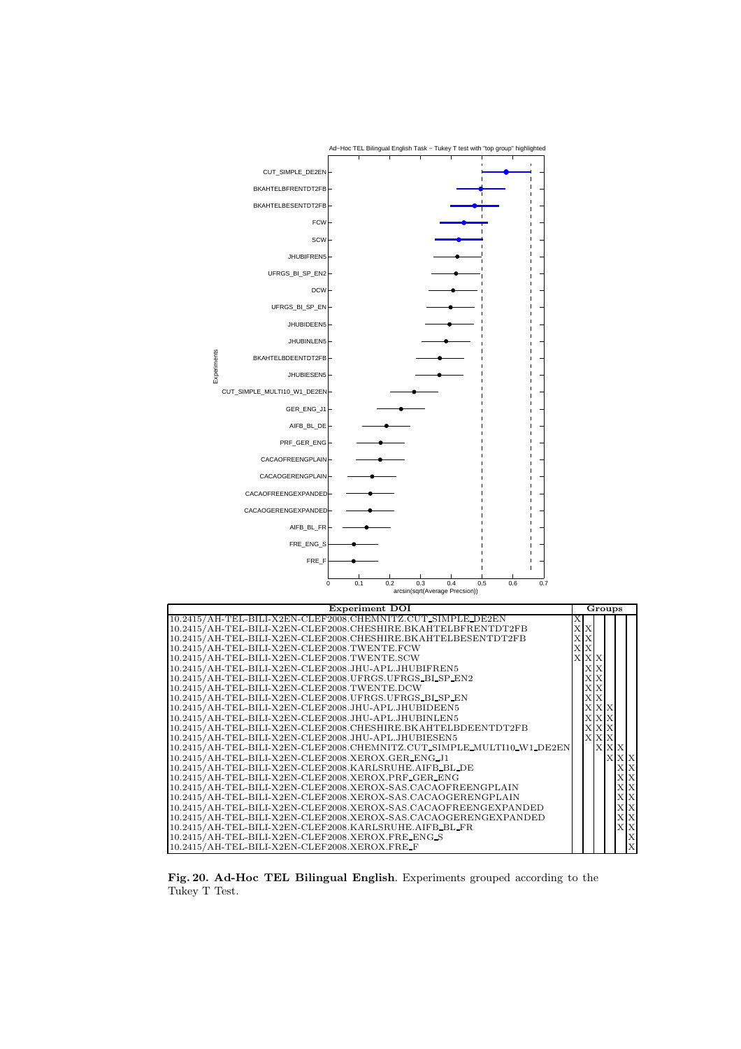| Experiment DOI | Groups | | | | | |
|---|---|---|---|---|---|---|
| 10.2415/AH-TEL-BILI-X2EN-CLEF2008.CHEMNITZ.CUT_SIMPLE_DE2EN | X | | | | | |
| 10.2415/AH-TEL-BILI-X2EN-CLEF2008.CHESHIRE.BKAHTELBFRENTDT2FB | X | X | | | | |
| 10.2415/AH-TEL-BILI-X2EN-CLEF2008.CHESHIRE.BKAHTELBESENTDT2FB | X | X | | | | |
| 10.2415/AH-TEL-BILI-X2EN-CLEF2008.TWENTE.FCW | X | X | | | | |
| 10.2415/AH-TEL-BILI-X2EN-CLEF2008.TWENTE.SCW | X | X | X | | | |
| 10.2415/AH-TEL-BILI-X2EN-CLEF2008.JHU-APL.JHUBIFREN5 | | X | X | | | |
| 10.2415/AH-TEL-BILI-X2EN-CLEF2008.UFRGS.UFRGS_BI_SP_EN2 | | X | X | | | |
| 10.2415/AH-TEL-BILI-X2EN-CLEF2008.TWENTE.DCW | | X | X | | | |
| 10.2415/AH-TEL-BILI-X2EN-CLEF2008.UFRGS.UFRGS_BI_SP_EN | | X | X | | | |
| 10.2415/AH-TEL-BILI-X2EN-CLEF2008.JHU-APL.JHUBIDEEN5 | | X | X | X | | |
| 10.2415/AH-TEL-BILI-X2EN-CLEF2008.JHU-APL.JHUBINLEN5 | | X | X | X | | |
| 10.2415/AH-TEL-BILI-X2EN-CLEF2008.CHESHIRE.BKAHTELBDEENTDT2FB | | X | X | X | | |
| 10.2415/AH-TEL-BILI-X2EN-CLEF2008.JHU-APL.JHUBIESEN5 | | X | X | X | | |
| 10.2415/AH-TEL-BILI-X2EN-CLEF2008.CHEMNITZ.CUT_SIMPLE_MULTI10_W1_DE2EN | | | X | X | X | |
| 10.2415/AH-TEL-BILI-X2EN-CLEF2008.XEROX.GER_ENG_J1 | | | | X | X | X |
| 10.2415/AH-TEL-BILI-X2EN-CLEF2008.KARLSRUHE.AIFB_BL_DE | | | | | X | X |
| 10.2415/AH-TEL-BILI-X2EN-CLEF2008.XEROX.PRF_GER_ENG | | | | | X | X |
| 10.2415/AH-TEL-BILI-X2EN-CLEF2008.XEROX-SAS.CACAOFREENGPLAIN | | | | | X | X |
| 10.2415/AH-TEL-BILI-X2EN-CLEF2008.XEROX-SAS.CACAOGERENGPLAIN | | | | | X | X |
| 10.2415/AH-TEL-BILI-X2EN-CLEF2008.XEROX-SAS.CACAOFREENGEXPANDED | | | | | X | X |
| 10.2415/AH-TEL-BILI-X2EN-CLEF2008.XEROX-SAS.CACAOGERENGEXPANDED | | | | | X | X |
| 10.2415/AH-TEL-BILI-X2EN-CLEF2008.KARLSRUHE.AIFB_BL_FR | | | | | X | X |
| 10.2415/AH-TEL-BILI-X2EN-CLEF2008.XEROX.FRE_ENG_S | | | | | | X |
| 10.2415/AH-TEL-BILI-X2EN-CLEF2008.XEROX.FRE_F | | | | | | X |

**Fig. 20. Ad-Hoc TEL Bilingual English**. Experiments grouped according to the Tukey T Test.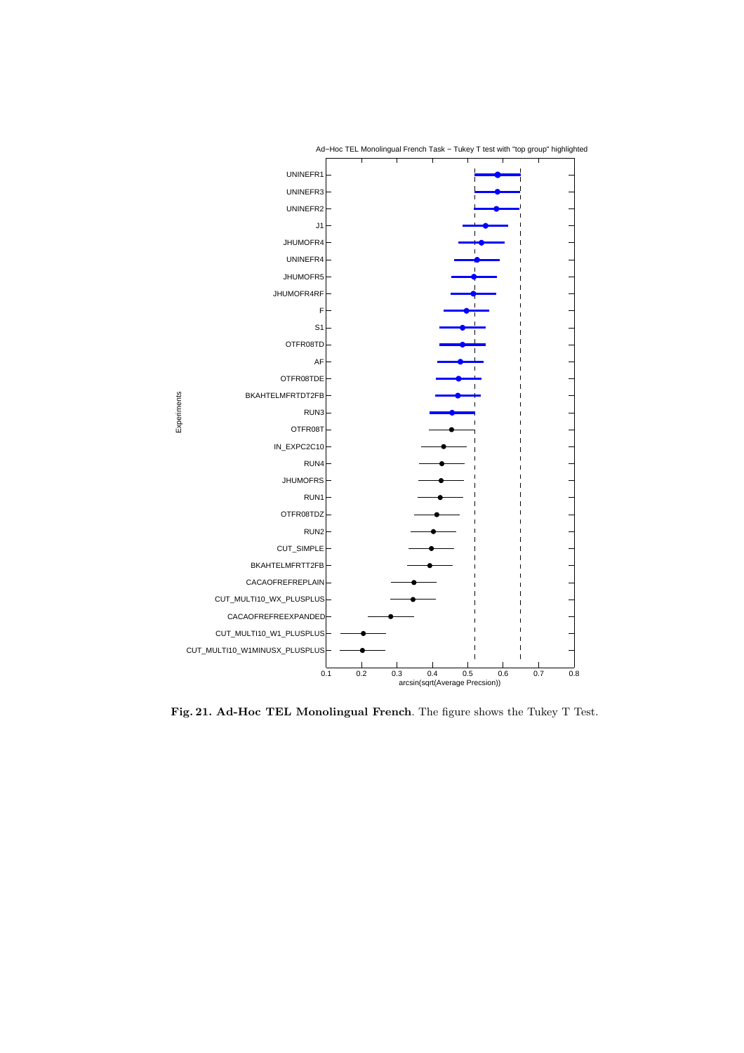**Fig. 21. Ad-Hoc TEL Monolingual French**. The figure shows the Tukey T Test.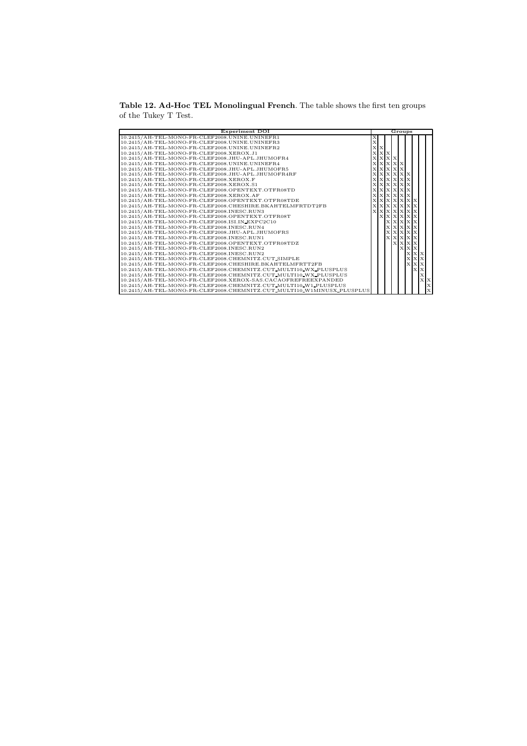**Table 12. Ad-Hoc TEL Monolingual French**. The table shows the first ten groups of the Tukey T Test.

| Experiment DOI | Groups | | | | | | | | |
|---|---|---|---|---|---|---|---|---|---|
| 10.2415/AH-TEL-MONO-FR-CLEF2008.UNINE.UNINEFR1 | X | | | | | | | | |
| 10.2415/AH-TEL-MONO-FR-CLEF2008.UNINE.UNINEFR3 | X | | | | | | | | |
| 10.2415/AH-TEL-MONO-FR-CLEF2008.UNINE.UNINEFR2 | X | X | | | | | | | |
| 10.2415/AH-TEL-MONO-FR-CLEF2008.XEROX.J1 | X | X | X | | | | | | |
| 10.2415/AH-TEL-MONO-FR-CLEF2008.JHU-APL.JHUMOFR4 | X | X | X | X | | | | | |
| 10.2415/AH-TEL-MONO-FR-CLEF2008.UNINE.UNINEFR4 | X | X | X | X | X | | | | |
| 10.2415/AH-TEL-MONO-FR-CLEF2008.JHU-APL.JHUMOFR5 | X | X | X | X | X | | | | |
| 10.2415/AH-TEL-MONO-FR-CLEF2008.JHU-APL.JHUMOFR4RF | X | X | X | X | X | X | | | |
| 10.2415/AH-TEL-MONO-FR-CLEF2008.XEROX.F | X | X | X | X | X | X | | | |
| 10.2415/AH-TEL-MONO-FR-CLEF2008.XEROX.S1 | X | X | X | X | X | X | | | |
| 10.2415/AH-TEL-MONO-FR-CLEF2008.OPENTEXT.OTFR08TD | X | X | X | X | X | X | | | |
| 10.2415/AH-TEL-MONO-FR-CLEF2008.XEROX.AF | X | X | X | X | X | X | | | |
| 10.2415/AH-TEL-MONO-FR-CLEF2008.OPENTEXT.OTFR08TDE | X | X | X | X | X | X | X | | |
| 10.2415/AH-TEL-MONO-FR-CLEF2008.CHESHIRE.BKAHTELMFRTDT2FB | X | X | X | X | X | X | X | | |
| 10.2415/AH-TEL-MONO-FR-CLEF2008.INESC.RUN3 | X | X | X | X | X | X | X | | |
| 10.2415/AH-TEL-MONO-FR-CLEF2008.OPENTEXT.OTFR08T | | X | X | X | X | X | X | | |
| 10.2415/AH-TEL-MONO-FR-CLEF2008.ISI.IN_EXPC2C10 | | | X | X | X | X | X | | |
| 10.2415/AH-TEL-MONO-FR-CLEF2008.INESC.RUN4 | | | X | X | X | X | X | | |
| 10.2415/AH-TEL-MONO-FR-CLEF2008.JHU-APL.JHUMOFRS | | | X | X | X | X | X | | |
| 10.2415/AH-TEL-MONO-FR-CLEF2008.INESC.RUN1 | | | X | X | X | X | X | | |
| 10.2415/AH-TEL-MONO-FR-CLEF2008.OPENTEXT.OTFR08TDZ | | | | X | X | X | X | | |
| 10.2415/AH-TEL-MONO-FR-CLEF2008.INESC.RUN2 | | | | | X | X | X | | |
| 10.2415/AH-TEL-MONO-FR-CLEF2008.INESC.RUN2 | | | | | | X | X | X | |
| 10.2415/AH-TEL-MONO-FR-CLEF2008.CHEMNITZ.CUT_SIMPLE | | | | | | X | X | X | |
| 10.2415/AH-TEL-MONO-FR-CLEF2008.CHESHIRE.BKAHTELMFRTT2FB | | | | | | X | X | X | |
| 10.2415/AH-TEL-MONO-FR-CLEF2008.CHEMNITZ.CUT_MULTI10_WX_PLUSPLUS | | | | | | | X | X | |
| 10.2415/AH-TEL-MONO-FR-CLEF2008.CHEMNITZ.CUT_MULTI10_WX_PLUSPLUS | | | | | | | | X | |
| 10.2415/AH-TEL-MONO-FR-CLEF2008.XEROX-SAS.CACAOFREFREEXPANDED | | | | | | | | X | X |
| 10.2415/AH-TEL-MONO-FR-CLEF2008.CHEMNITZ.CUT_MULTI10_W1_PLUSPLUS | | | | | | | | | X |
| 10.2415/AH-TEL-MONO-FR-CLEF2008.CHEMNITZ.CUT_MULTI10_W1MINUSX_PLUSPLUS | | | | | | | | | X |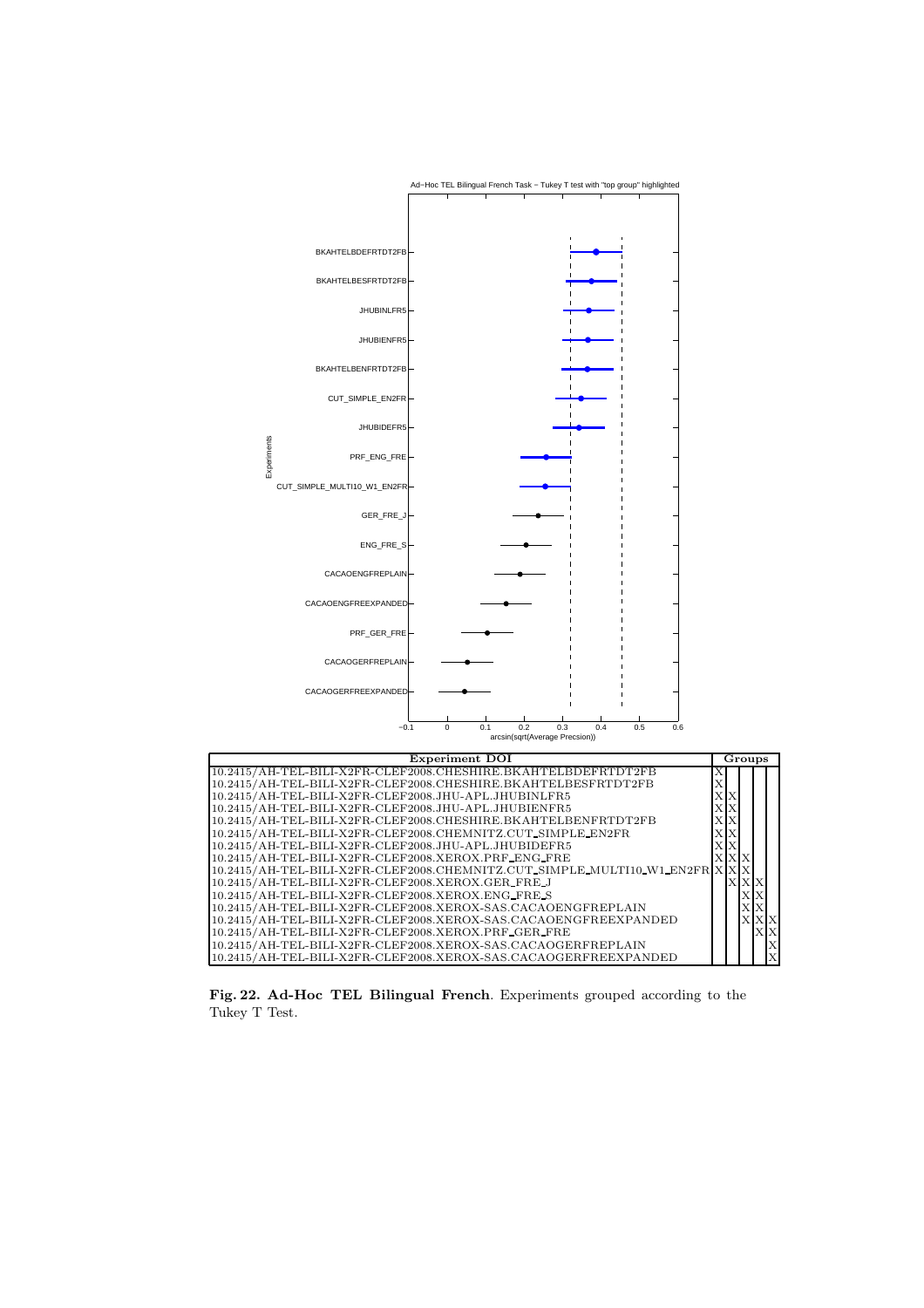| Experiment DOI | Groups | | | | |
|---|---|---|---|---|---|
| 10.2415/AH-TEL-BILI-X2FR-CLEF2008.CHESHIRE.BKAHTELBDEFRTDT2FB | X | | | | |
| 10.2415/AH-TEL-BILI-X2FR-CLEF2008.CHESHIRE.BKAHTELBESFRTDT2FB | X | | | | |
| 10.2415/AH-TEL-BILI-X2FR-CLEF2008.JHU-APL.JHUBINLFR5 | X | X | | | |
| 10.2415/AH-TEL-BILI-X2FR-CLEF2008.JHU-APL.JHUBIENFR5 | X | X | | | |
| 10.2415/AH-TEL-BILI-X2FR-CLEF2008.CHESHIRE.BKAHTELBENFRTDT2FB | X | X | | | |
| 10.2415/AH-TEL-BILI-X2FR-CLEF2008.CHEMNITZ.CUT_SIMPLE_EN2FR | X | X | | | |
| 10.2415/AH-TEL-BILI-X2FR-CLEF2008.JHU-APL.JHUBIDEFR5 | X | X | | | |
| 10.2415/AH-TEL-BILI-X2FR-CLEF2008.XEROX.PRF_ENG_FRE | X | X | X | | |
| 10.2415/AH-TEL-BILI-X2FR-CLEF2008.CHEMNITZ.CUT_SIMPLE_MULTI10_W1_EN2FR | X | X | X | | |
| 10.2415/AH-TEL-BILI-X2FR-CLEF2008.XEROX.GER_FRE_J | | X | X | X | |
| 10.2415/AH-TEL-BILI-X2FR-CLEF2008.XEROX.ENG_FRE_S | | | X | X | |
| 10.2415/AH-TEL-BILI-X2FR-CLEF2008.XEROX-SAS.CACAOENGFREPLAIN | | | X | X | |
| 10.2415/AH-TEL-BILI-X2FR-CLEF2008.XEROX-SAS.CACAOENGFREEXPANDED | | | X | X | X |
| 10.2415/AH-TEL-BILI-X2FR-CLEF2008.XEROX.PRF_GER_FRE | | | | X | X |
| 10.2415/AH-TEL-BILI-X2FR-CLEF2008.XEROX-SAS.CACAOGERFREPLAIN | | | | | X |
| 10.2415/AH-TEL-BILI-X2FR-CLEF2008.XEROX-SAS.CACAOGERFREEXPANDED | | | | | X |

**Fig. 22. Ad-Hoc TEL Bilingual French**. Experiments grouped according to the Tukey T Test.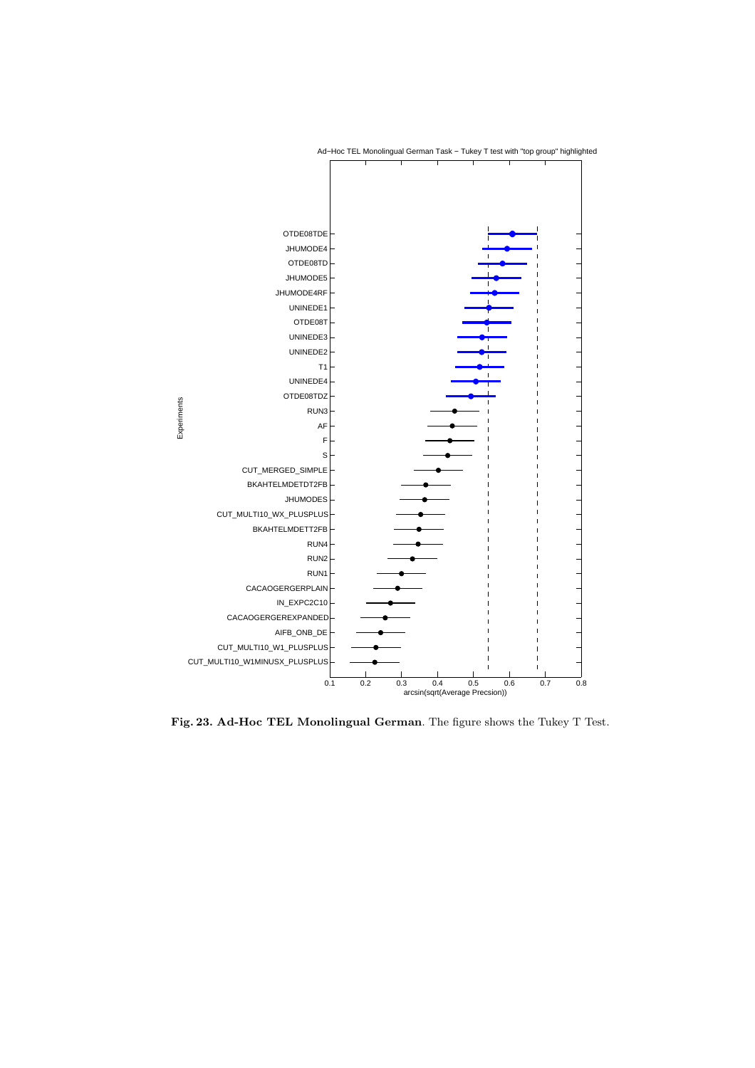**Fig. 23. Ad-Hoc TEL Monolingual German**. The figure shows the Tukey T Test.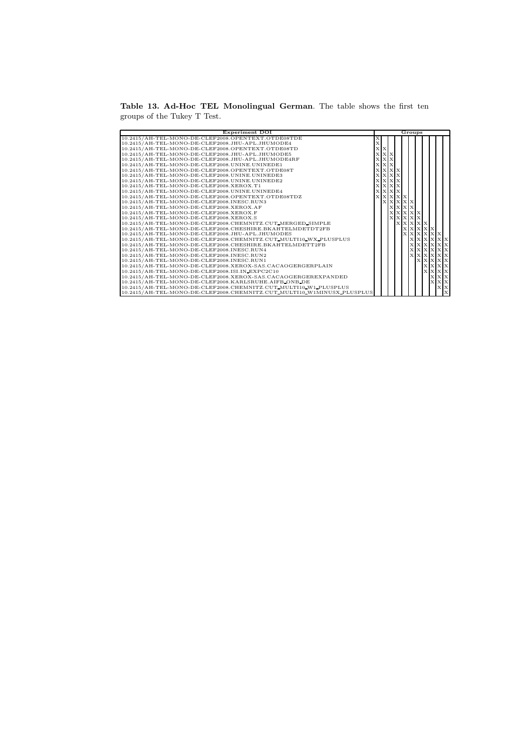**Table 13. Ad-Hoc TEL Monolingual German**. The table shows the first ten groups of the Tukey T Test.

| Experiment DOI | Groups | | | | | | | | | | | |
|---|---|---|---|---|---|---|---|---|---|---|---|---|
| 10.2415/AH-TEL-MONO-DE-CLEF2008.OPENTEXT.OTDE08TDE | X | | | | | | | | | | | |
| 10.2415/AH-TEL-MONO-DE-CLEF2008.JHU-APL.JHUMODE4 | X | | | | | | | | | | | |
| 10.2415/AH-TEL-MONO-DE-CLEF2008.OPENTEXT.OTDE08TD | X | X | | | | | | | | | | |
| 10.2415/AH-TEL-MONO-DE-CLEF2008.JHU-APL.JHUMODE5 | X | X | X | | | | | | | | | |
| 10.2415/AH-TEL-MONO-DE-CLEF2008.JHU-APL.JHUMODE4RF | X | X | X | | | | | | | | | |
| 10.2415/AH-TEL-MONO-DE-CLEF2008.UNINE.UNINEDE1 | X | X | X | | | | | | | | | |
| 10.2415/AH-TEL-MONO-DE-CLEF2008.OPENTEXT.OTDE08T | X | X | X | X | | | | | | | | |
| 10.2415/AH-TEL-MONO-DE-CLEF2008.UNINE.UNINEDE3 | X | X | X | X | | | | | | | | |
| 10.2415/AH-TEL-MONO-DE-CLEF2008.UNINE.UNINEDE2 | X | X | X | X | | | | | | | | |
| 10.2415/AH-TEL-MONO-DE-CLEF2008.XEROX.T1 | X | X | X | X | | | | | | | | |
| 10.2415/AH-TEL-MONO-DE-CLEF2008.UNINE.UNINEDE4 | X | X | X | X | | | | | | | | |
| 10.2415/AH-TEL-MONO-DE-CLEF2008.OPENTEXT.OTDE08TDZ | X | X | X | X | X | | | | | | | |
| 10.2415/AH-TEL-MONO-DE-CLEF2008.INESC.RUN3 | | X | X | X | X | X | | | | | | |
| 10.2415/AH-TEL-MONO-DE-CLEF2008.XEROX.AF | | | X | X | X | X | | | | | | |
| 10.2415/AH-TEL-MONO-DE-CLEF2008.XEROX.F | | | X | X | X | X | X | | | | | |
| 10.2415/AH-TEL-MONO-DE-CLEF2008.XEROX.S | | | X | X | X | X | X | | | | | |
| 10.2415/AH-TEL-MONO-DE-CLEF2008.CHEMNITZ.CUT_MERGED_SIMPLE | | | | X | X | X | X | X | | | | |
| 10.2415/AH-TEL-MONO-DE-CLEF2008.CHESHIRE.BKAHTELMDETDT2FB | | | | | X | X | X | X | X | | | |
| 10.2415/AH-TEL-MONO-DE-CLEF2008.JHU-APL.JHUMODES | | | | | X | X | X | X | X | X | | |
| 10.2415/AH-TEL-MONO-DE-CLEF2008.CHEMNITZ.CUT_MULTI10_WX_PLUSPLUS | | | | | | X | X | X | X | X | X | X |
| 10.2415/AH-TEL-MONO-DE-CLEF2008.CHESHIRE.BKAHTELMDETT2FB | | | | | | X | X | X | X | X | X | X |
| 10.2415/AH-TEL-MONO-DE-CLEF2008.INESC.RUN4 | | | | | | X | X | X | X | X | X | X |
| 10.2415/AH-TEL-MONO-DE-CLEF2008.INESC.RUN2 | | | | | | X | X | X | X | X | X | X |
| 10.2415/AH-TEL-MONO-DE-CLEF2008.INESC.RUN1 | | | | | | | X | X | X | X | X | X |
| 10.2415/AH-TEL-MONO-DE-CLEF2008.XEROX-SAS.CACAOGERGERPLAIN | | | | | | | | X | X | X | X | X |
| 10.2415/AH-TEL-MONO-DE-CLEF2008.ISI.IN_EXPC2C10 | | | | | | | | X | X | X | X | X |
| 10.2415/AH-TEL-MONO-DE-CLEF2008.XEROX-SAS.CACAOGERGEREXPANDED | | | | | | | | | | X | X | X |
| 10.2415/AH-TEL-MONO-DE-CLEF2008.KARLSRUHE.AIFB_ONB_DE | | | | | | | | | | X | X | X |
| 10.2415/AH-TEL-MONO-DE-CLEF2008.CHEMNITZ.CUT_MULTI10_W1_PLUSPLUS | | | | | | | | | | | X | X |
| 10.2415/AH-TEL-MONO-DE-CLEF2008.CHEMNITZ.CUT_MULTI10_W1MINUSX_PLUSPLUS | | | | | | | | | | | | X |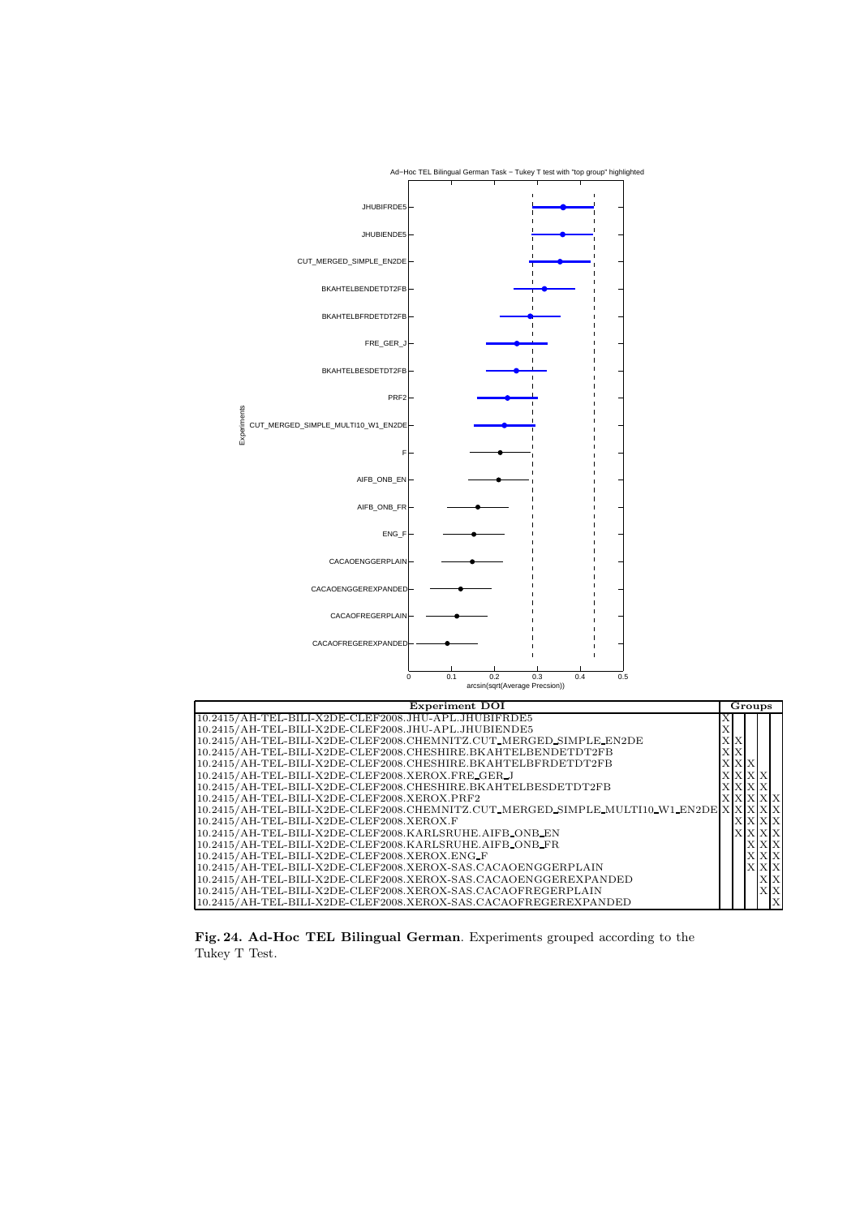| Experiment DOI | Groups | | | | |
|---|---|---|---|---|---|
| 10.2415/AH-TEL-BILI-X2DE-CLEF2008.JHU-APL.JHUBIFRDE5 | X | | | | |
| 10.2415/AH-TEL-BILI-X2DE-CLEF2008.JHU-APL.JHUBIENDE5 | X | | | | |
| 10.2415/AH-TEL-BILI-X2DE-CLEF2008.CHEMNITZ.CUT_MERGED_SIMPLE_EN2DE | X | X | | | |
| 10.2415/AH-TEL-BILI-X2DE-CLEF2008.CHESHIRE.BKAHTELBENDETDT2FB | X | X | | | |
| 10.2415/AH-TEL-BILI-X2DE-CLEF2008.CHESHIRE.BKAHTELBFRDETDT2FB | X | X | X | | |
| 10.2415/AH-TEL-BILI-X2DE-CLEF2008.XEROX.FRE_GER_J | X | X | X | X | |
| 10.2415/AH-TEL-BILI-X2DE-CLEF2008.CHESHIRE.BKAHTELBESDETDT2FB | X | X | X | X | |
| 10.2415/AH-TEL-BILI-X2DE-CLEF2008.XEROX.PRF2 | X | X | X | X | X |
| 10.2415/AH-TEL-BILI-X2DE-CLEF2008.CHEMNITZ.CUT_MERGED_SIMPLE_MULTI10_W1_EN2DE | X | X | X | X | X |
| 10.2415/AH-TEL-BILI-X2DE-CLEF2008.XEROX.F | | X | X | X | X |
| 10.2415/AH-TEL-BILI-X2DE-CLEF2008.KARLSRUHE.AIFB_ONB_EN | | X | X | X | X |
| 10.2415/AH-TEL-BILI-X2DE-CLEF2008.KARLSRUHE.AIFB_ONB_FR | | | X | X | X |
| 10.2415/AH-TEL-BILI-X2DE-CLEF2008.XEROX.ENG_F | | | X | X | X |
| 10.2415/AH-TEL-BILI-X2DE-CLEF2008.XEROX-SAS.CACAOENGGERPLAIN | | | X | X | X |
| 10.2415/AH-TEL-BILI-X2DE-CLEF2008.XEROX-SAS.CACAOENGGEREXPANDED | | | | X | X |
| 10.2415/AH-TEL-BILI-X2DE-CLEF2008.XEROX-SAS.CACAOFREGERPLAIN | | | | X | X |
| 10.2415/AH-TEL-BILI-X2DE-CLEF2008.XEROX-SAS.CACAOFREGEREXPANDED | | | | | X |

**Fig. 24. Ad-Hoc TEL Bilingual German**. Experiments grouped according to the Tukey T Test.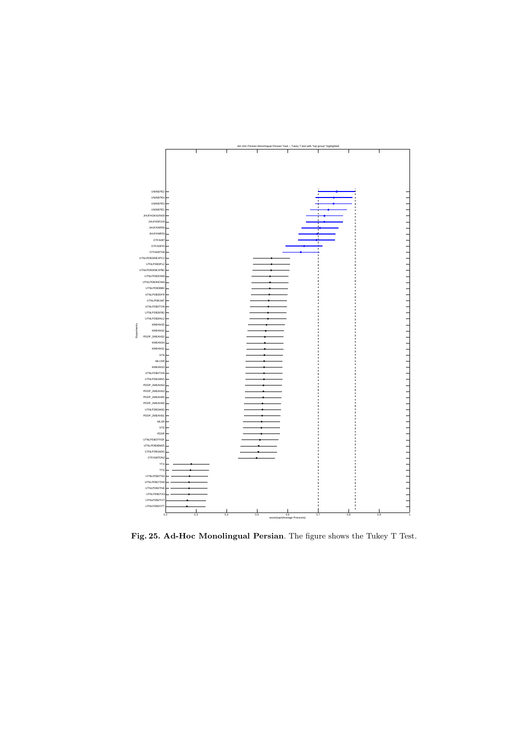Ad–Hoc Persian Monolingual Persian Task – Tukey T test with "top group" highlighted

**Fig. 25. Ad-Hoc Monolingual Persian**. The figure shows the Tukey T Test.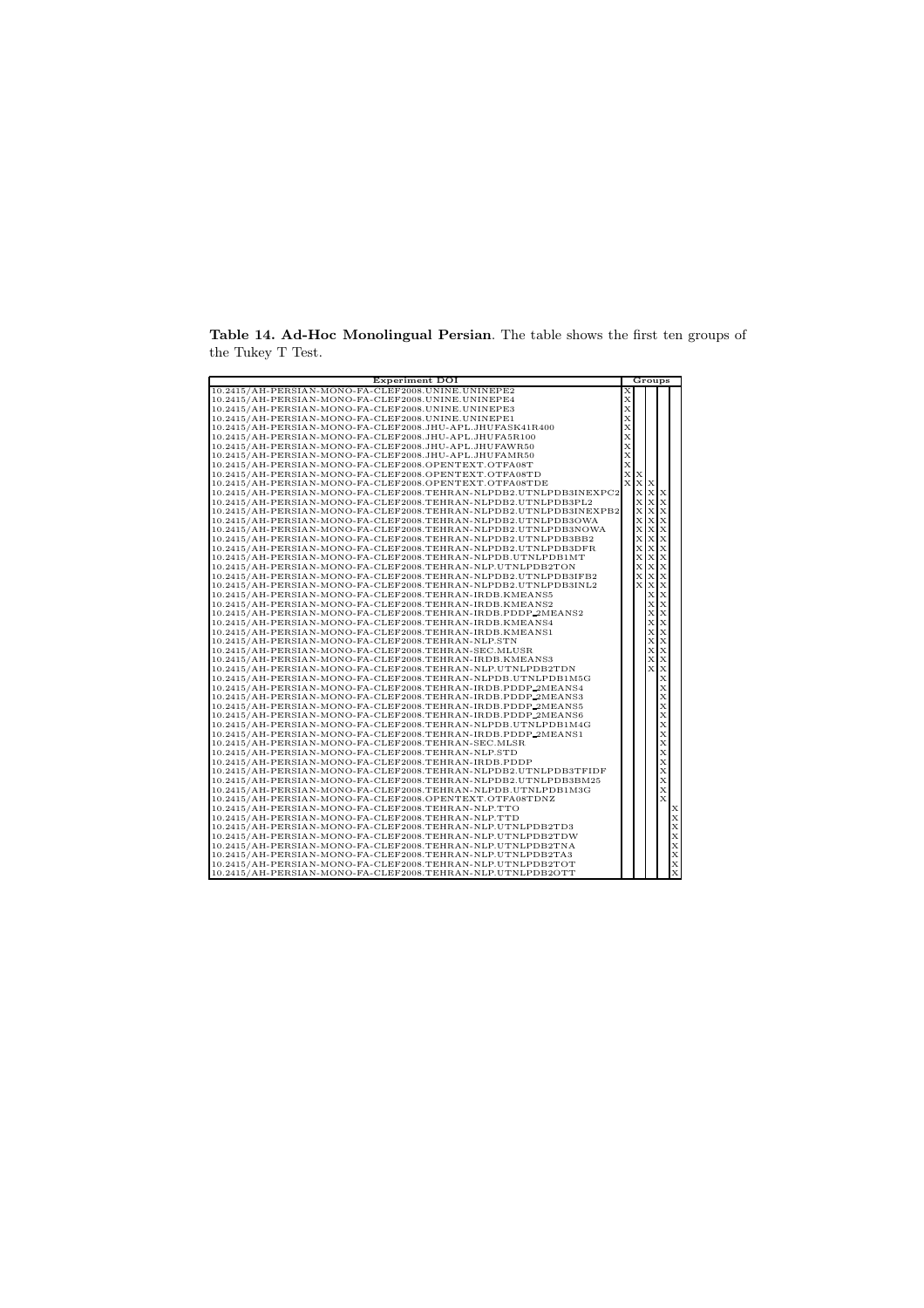**Table 14. Ad-Hoc Monolingual Persian**. The table shows the first ten groups of the Tukey T Test.

| Experiment DOI | Groups | | | | |
|---|---|---|---|---|---|
| 10.2415/AH-PERSIAN-MONO-FA-CLEF2008.UNINE.UNINEPE2 | X | | | | |
| 10.2415/AH-PERSIAN-MONO-FA-CLEF2008.UNINE.UNINEPE4 | X | | | | |
| 10.2415/AH-PERSIAN-MONO-FA-CLEF2008.UNINE.UNINEPE3 | X | | | | |
| 10.2415/AH-PERSIAN-MONO-FA-CLEF2008.UNINE.UNINEPE1 | X | | | | |
| 10.2415/AH-PERSIAN-MONO-FA-CLEF2008.JHU-APL.JHUFASK41R400 | X | | | | |
| 10.2415/AH-PERSIAN-MONO-FA-CLEF2008.JHU-APL.JHUFA5R100 | X | | | | |
| 10.2415/AH-PERSIAN-MONO-FA-CLEF2008.JHU-APL.JHUFAWR50 | X | | | | |
| 10.2415/AH-PERSIAN-MONO-FA-CLEF2008.JHU-APL.JHUFAMR50 | X | | | | |
| 10.2415/AH-PERSIAN-MONO-FA-CLEF2008.OPENTEXT.OTFA08T | X | | | | |
| 10.2415/AH-PERSIAN-MONO-FA-CLEF2008.OPENTEXT.OTFA08TD | X | X | | | |
| 10.2415/AH-PERSIAN-MONO-FA-CLEF2008.OPENTEXT.OTFA08TDE | X | X | X | | |
| 10.2415/AH-PERSIAN-MONO-FA-CLEF2008.TEHRAN-NLPDB2.UTNLPDB3INEXPC2 | | X | X | X | |
| 10.2415/AH-PERSIAN-MONO-FA-CLEF2008.TEHRAN-NLPDB2.UTNLPDB3PL2 | | X | X | X | |
| 10.2415/AH-PERSIAN-MONO-FA-CLEF2008.TEHRAN-NLPDB2.UTNLPDB3INEXPB2 | | X | X | X | |
| 10.2415/AH-PERSIAN-MONO-FA-CLEF2008.TEHRAN-NLPDB2.UTNLPDB3OWA | | X | X | X | |
| 10.2415/AH-PERSIAN-MONO-FA-CLEF2008.TEHRAN-NLPDB2.UTNLPDB3NOWA | | X | X | X | |
| 10.2415/AH-PERSIAN-MONO-FA-CLEF2008.TEHRAN-NLPDB2.UTNLPDB3BB2 | | X | X | X | |
| 10.2415/AH-PERSIAN-MONO-FA-CLEF2008.TEHRAN-NLPDB2.UTNLPDB3DFR | | X | X | X | |
| 10.2415/AH-PERSIAN-MONO-FA-CLEF2008.TEHRAN-NLPDB.UTNLPDB1MT | | X | X | X | |
| 10.2415/AH-PERSIAN-MONO-FA-CLEF2008.TEHRAN-NLP.UTNLPDB2TON | | X | X | X | |
| 10.2415/AH-PERSIAN-MONO-FA-CLEF2008.TEHRAN-NLPDB2.UTNLPDB3IFB2 | | X | X | X | |
| 10.2415/AH-PERSIAN-MONO-FA-CLEF2008.TEHRAN-NLPDB2.UTNLPDB3INL2 | | X | X | X | |
| 10.2415/AH-PERSIAN-MONO-FA-CLEF2008.TEHRAN-IRDB.KMEANS5 | | | X | X | |
| 10.2415/AH-PERSIAN-MONO-FA-CLEF2008.TEHRAN-IRDB.KMEANS2 | | | X | X | |
| 10.2415/AH-PERSIAN-MONO-FA-CLEF2008.TEHRAN-IRDB.PDDP_2MEANS2 | | | X | X | |
| 10.2415/AH-PERSIAN-MONO-FA-CLEF2008.TEHRAN-IRDB.KMEANS4 | | | X | X | |
| 10.2415/AH-PERSIAN-MONO-FA-CLEF2008.TEHRAN-IRDB.KMEANS1 | | | X | X | |
| 10.2415/AH-PERSIAN-MONO-FA-CLEF2008.TEHRAN-NLP.STN | | | X | X | |
| 10.2415/AH-PERSIAN-MONO-FA-CLEF2008.TEHRAN-SEC.MLUSR | | | X | X | |
| 10.2415/AH-PERSIAN-MONO-FA-CLEF2008.TEHRAN-IRDB.KMEANS3 | | | X | X | |
| 10.2415/AH-PERSIAN-MONO-FA-CLEF2008.TEHRAN-NLP.UTNLPDB2TDN | | | X | X | |
| 10.2415/AH-PERSIAN-MONO-FA-CLEF2008.TEHRAN-NLPDB.UTNLPDB1M5G | | | | X | |
| 10.2415/AH-PERSIAN-MONO-FA-CLEF2008.TEHRAN-IRDB.PDDP_2MEANS4 | | | | X | |
| 10.2415/AH-PERSIAN-MONO-FA-CLEF2008.TEHRAN-IRDB.PDDP_2MEANS3 | | | | X | |
| 10.2415/AH-PERSIAN-MONO-FA-CLEF2008.TEHRAN-IRDB.PDDP_2MEANS5 | | | | X | |
| 10.2415/AH-PERSIAN-MONO-FA-CLEF2008.TEHRAN-IRDB.PDDP_2MEANS6 | | | | X | |
| 10.2415/AH-PERSIAN-MONO-FA-CLEF2008.TEHRAN-NLPDB.UTNLPDB1M4G | | | | X | |
| 10.2415/AH-PERSIAN-MONO-FA-CLEF2008.TEHRAN-IRDB.PDDP_2MEANS1 | | | | X | |
| 10.2415/AH-PERSIAN-MONO-FA-CLEF2008.TEHRAN-SEC.MLSR | | | | X | |
| 10.2415/AH-PERSIAN-MONO-FA-CLEF2008.TEHRAN-NLP.STD | | | | X | |
| 10.2415/AH-PERSIAN-MONO-FA-CLEF2008.TEHRAN-IRDB.PDDP | | | | X | |
| 10.2415/AH-PERSIAN-MONO-FA-CLEF2008.TEHRAN-NLPDB2.UTNLPDB3TFIDF | | | | X | |
| 10.2415/AH-PERSIAN-MONO-FA-CLEF2008.TEHRAN-NLPDB2.UTNLPDB3BM25 | | | | X | |
| 10.2415/AH-PERSIAN-MONO-FA-CLEF2008.TEHRAN-NLPDB.UTNLPDB1M3G | | | | X | |
| 10.2415/AH-PERSIAN-MONO-FA-CLEF2008.OPENTEXT.OTFA08TDNZ | | | | X | |
| 10.2415/AH-PERSIAN-MONO-FA-CLEF2008.TEHRAN-NLP.TTO | | | | | X |
| 10.2415/AH-PERSIAN-MONO-FA-CLEF2008.TEHRAN-NLP.TTD | | | | | X |
| 10.2415/AH-PERSIAN-MONO-FA-CLEF2008.TEHRAN-NLP.UTNLPDB2TD3 | | | | | X |
| 10.2415/AH-PERSIAN-MONO-FA-CLEF2008.TEHRAN-NLP.UTNLPDB2TDW | | | | | X |
| 10.2415/AH-PERSIAN-MONO-FA-CLEF2008.TEHRAN-NLP.UTNLPDB2TNA | | | | | X |
| 10.2415/AH-PERSIAN-MONO-FA-CLEF2008.TEHRAN-NLP.UTNLPDB2TA3 | | | | | X |
| 10.2415/AH-PERSIAN-MONO-FA-CLEF2008.TEHRAN-NLP.UTNLPDB2TOT | | | | | X |
| 10.2415/AH-PERSIAN-MONO-FA-CLEF2008.TEHRAN-NLP.UTNLPDB2OTT | | | | | X |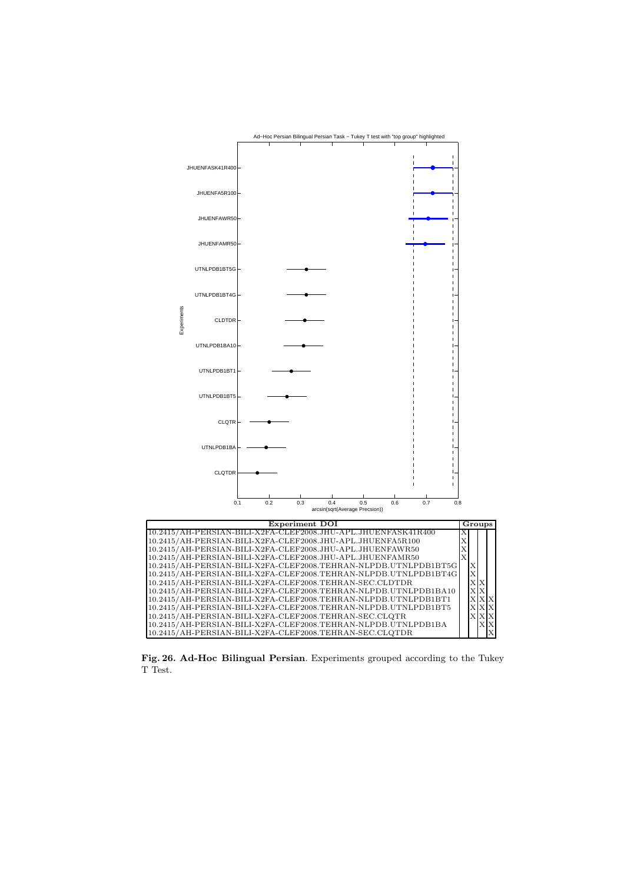| Experiment DOI | Groups | | | |
|---|---|---|---|---|
| 10.2415/AH-PERSIAN-BILI-X2FA-CLEF2008.JHU-APL.JHUENFASK41R400 | X | | | |
| 10.2415/AH-PERSIAN-BILI-X2FA-CLEF2008.JHU-APL.JHUENFA5R100 | X | | | |
| 10.2415/AH-PERSIAN-BILI-X2FA-CLEF2008.JHU-APL.JHUENFAWR50 | X | | | |
| 10.2415/AH-PERSIAN-BILI-X2FA-CLEF2008.JHU-APL.JHUENFAMR50 | X | | | |
| 10.2415/AH-PERSIAN-BILI-X2FA-CLEF2008.TEHRAN-NLPDB.UTNLPDB1BT5G | | X | | |
| 10.2415/AH-PERSIAN-BILI-X2FA-CLEF2008.TEHRAN-NLPDB.UTNLPDB1BT4G | | X | | |
| 10.2415/AH-PERSIAN-BILI-X2FA-CLEF2008.TEHRAN-SEC.CLDTDR | | X | X | |
| 10.2415/AH-PERSIAN-BILI-X2FA-CLEF2008.TEHRAN-NLPDB.UTNLPDB1BA10 | | X | X | |
| 10.2415/AH-PERSIAN-BILI-X2FA-CLEF2008.TEHRAN-NLPDB.UTNLPDB1BT1 | | X | X | X |
| 10.2415/AH-PERSIAN-BILI-X2FA-CLEF2008.TEHRAN-NLPDB.UTNLPDB1BT5 | | X | X | X |
| 10.2415/AH-PERSIAN-BILI-X2FA-CLEF2008.TEHRAN-SEC.CLQTR | | X | X | X |
| 10.2415/AH-PERSIAN-BILI-X2FA-CLEF2008.TEHRAN-NLPDB.UTNLPDB1BA | | | X | X |
| 10.2415/AH-PERSIAN-BILI-X2FA-CLEF2008.TEHRAN-SEC.CLQTDR | | | | X |

**Fig. 26. Ad-Hoc Bilingual Persian**. Experiments grouped according to the Tukey T Test.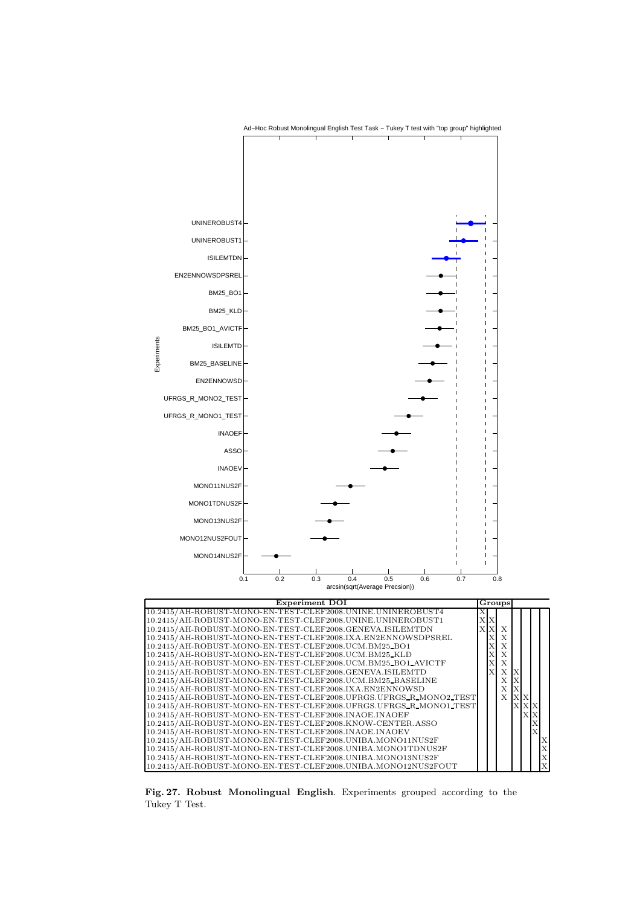| Experiment DOI | Groups | | | | | | |
|---|---|---|---|---|---|---|---|
| 10.2415/AH-ROBUST-MONO-EN-TEST-CLEF2008.UNINE.UNINEROBUST4 | X | | | | | | |
| 10.2415/AH-ROBUST-MONO-EN-TEST-CLEF2008.UNINE.UNINEROBUST1 | X | X | | | | | |
| 10.2415/AH-ROBUST-MONO-EN-TEST-CLEF2008.GENEVA.ISILEMTDN | X | X | X | | | | |
| 10.2415/AH-ROBUST-MONO-EN-TEST-CLEF2008.IXA.EN2ENNOWSDPSREL | | X | X | | | | |
| 10.2415/AH-ROBUST-MONO-EN-TEST-CLEF2008.UCM.BM25_BO1 | | X | X | | | | |
| 10.2415/AH-ROBUST-MONO-EN-TEST-CLEF2008.UCM.BM25_KLD | | X | X | | | | |
| 10.2415/AH-ROBUST-MONO-EN-TEST-CLEF2008.UCM.BM25_BO1_AVICTF | | X | X | | | | |
| 10.2415/AH-ROBUST-MONO-EN-TEST-CLEF2008.GENEVA.ISILEMTD | | X | X | X | | | |
| 10.2415/AH-ROBUST-MONO-EN-TEST-CLEF2008.UCM.BM25_BASELINE | | | X | X | | | |
| 10.2415/AH-ROBUST-MONO-EN-TEST-CLEF2008.IXA.EN2ENNOWSD | | | X | X | | | |
| 10.2415/AH-ROBUST-MONO-EN-TEST-CLEF2008.UFRGS.UFRGS_R_MONO2_TEST | | | X | X | X | | |
| 10.2415/AH-ROBUST-MONO-EN-TEST-CLEF2008.UFRGS.UFRGS_R_MONO1_TEST | | | | X | X | X | |
| 10.2415/AH-ROBUST-MONO-EN-TEST-CLEF2008.INAOE.INAOEF | | | | | X | X | |
| 10.2415/AH-ROBUST-MONO-EN-TEST-CLEF2008.KNOW-CENTER.ASSO | | | | | | X | |
| 10.2415/AH-ROBUST-MONO-EN-TEST-CLEF2008.INAOE.INAOEV | | | | | | X | |
| 10.2415/AH-ROBUST-MONO-EN-TEST-CLEF2008.UNIBA.MONO11NUS2F | | | | | | | X |
| 10.2415/AH-ROBUST-MONO-EN-TEST-CLEF2008.UNIBA.MONO1TDNUS2F | | | | | | | X |
| 10.2415/AH-ROBUST-MONO-EN-TEST-CLEF2008.UNIBA.MONO13NUS2F | | | | | | | X |
| 10.2415/AH-ROBUST-MONO-EN-TEST-CLEF2008.UNIBA.MONO12NUS2FOUT | | | | | | | X |

**Fig. 27. Robust Monolingual English**. Experiments grouped according to the Tukey T Test.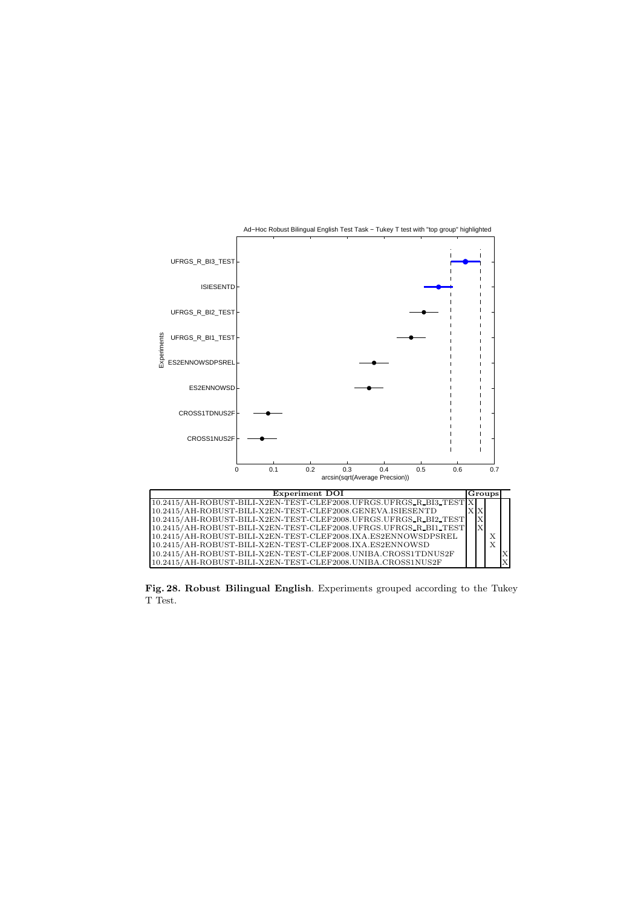Ad-Hoc Robust Bilingual English Test Task − Tukey T test with "top group" highlighted

| Experiment DOI | Groups | | | |
|---|---|---|---|---|
| 10.2415/AH-ROBUST-BILI-X2EN-TEST-CLEF2008.UFRGS.UFRGS_R_BI3_TEST | X | | | |
| 10.2415/AH-ROBUST-BILI-X2EN-TEST-CLEF2008.GENEVA.ISIESENTD | X | X | | |
| 10.2415/AH-ROBUST-BILI-X2EN-TEST-CLEF2008.UFRGS.UFRGS_R_BI2_TEST | | X | | |
| 10.2415/AH-ROBUST-BILI-X2EN-TEST-CLEF2008.UFRGS.UFRGS_R_BI1_TEST | | X | | |
| 10.2415/AH-ROBUST-BILI-X2EN-TEST-CLEF2008.IXA.ES2ENNOWSDPSREL | | | X | |
| 10.2415/AH-ROBUST-BILI-X2EN-TEST-CLEF2008.IXA.ES2ENNOWSD | | | X | |
| 10.2415/AH-ROBUST-BILI-X2EN-TEST-CLEF2008.UNIBA.CROSS1TDNUS2F | | | | X |
| 10.2415/AH-ROBUST-BILI-X2EN-TEST-CLEF2008.UNIBA.CROSS1NUS2F | | | | X |

**Fig. 28. Robust Bilingual English**. Experiments grouped according to the Tukey T Test.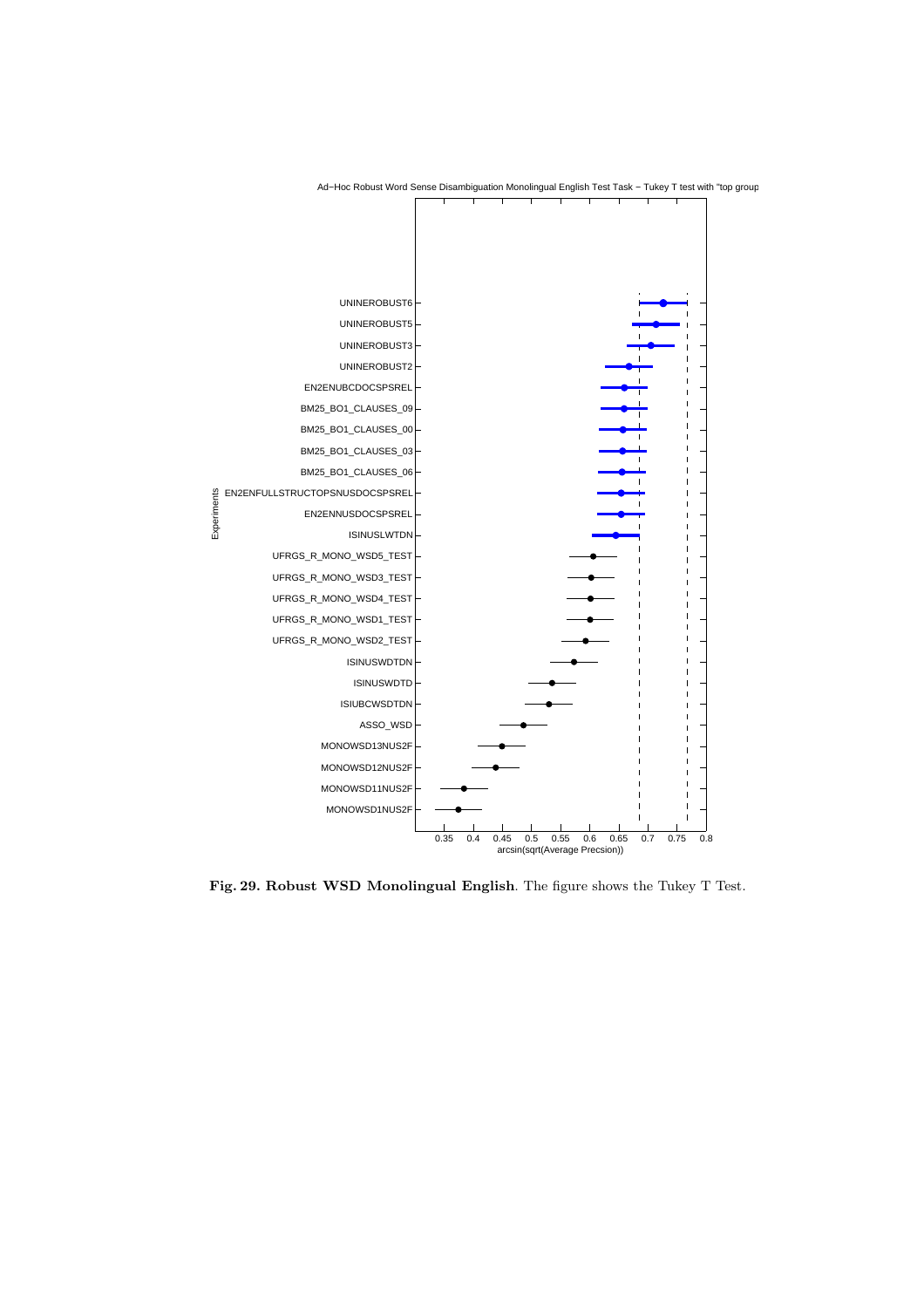**Fig. 29. Robust WSD Monolingual English**. The figure shows the Tukey T Test.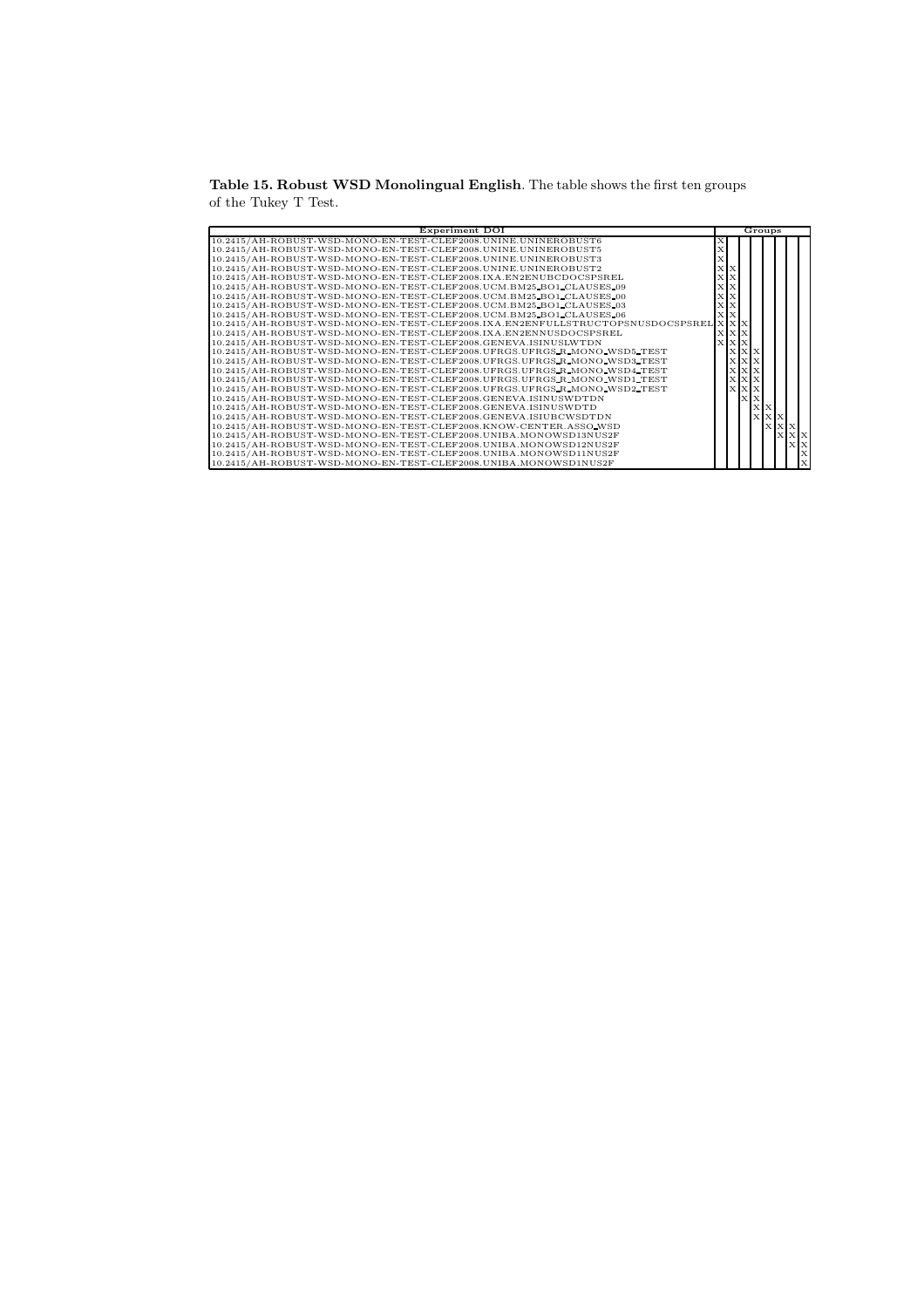**Table 15. Robust WSD Monolingual English**. The table shows the first ten groups of the Tukey T Test.

| Experiment DOI | Groups | | | | | | | |
|---|---|---|---|---|---|---|---|---|
| 10.2415/AH-ROBUST-WSD-MONO-EN-TEST-CLEF2008.UNINE.UNINEROBUST6 | X | | | | | | | |
| 10.2415/AH-ROBUST-WSD-MONO-EN-TEST-CLEF2008.UNINE.UNINEROBUST5 | X | | | | | | | |
| 10.2415/AH-ROBUST-WSD-MONO-EN-TEST-CLEF2008.UNINE.UNINEROBUST3 | X | | | | | | | |
| 10.2415/AH-ROBUST-WSD-MONO-EN-TEST-CLEF2008.UNINE.UNINEROBUST2 | X | X | | | | | | |
| 10.2415/AH-ROBUST-WSD-MONO-EN-TEST-CLEF2008.IXA.EN2ENUBCDOCSPSREL | X | X | | | | | | |
| 10.2415/AH-ROBUST-WSD-MONO-EN-TEST-CLEF2008.UCM.BM25_BO1_CLAUSES_09 | X | X | | | | | | |
| 10.2415/AH-ROBUST-WSD-MONO-EN-TEST-CLEF2008.UCM.BM25_BO1_CLAUSES_00 | X | X | | | | | | |
| 10.2415/AH-ROBUST-WSD-MONO-EN-TEST-CLEF2008.UCM.BM25_BO1_CLAUSES_03 | X | X | | | | | | |
| 10.2415/AH-ROBUST-WSD-MONO-EN-TEST-CLEF2008.UCM.BM25_BO1_CLAUSES_06 | X | X | | | | | | |
| 10.2415/AH-ROBUST-WSD-MONO-EN-TEST-CLEF2008.IXA.EN2ENFULLSTRUCTOPSNUSDOCSPSREL | X | X | X | | | | | |
| 10.2415/AH-ROBUST-WSD-MONO-EN-TEST-CLEF2008.IXA.EN2ENNUSDOCSPSREL | X | X | X | | | | | |
| 10.2415/AH-ROBUST-WSD-MONO-EN-TEST-CLEF2008.GENEVA.ISINUSLWTDN | X | X | X | | | | | |
| 10.2415/AH-ROBUST-WSD-MONO-EN-TEST-CLEF2008.UFRGS.UFRGS_R_MONO_WSD5_TEST | | X | X | X | | | | |
| 10.2415/AH-ROBUST-WSD-MONO-EN-TEST-CLEF2008.UFRGS.UFRGS_R_MONO_WSD3_TEST | | X | X | X | | | | |
| 10.2415/AH-ROBUST-WSD-MONO-EN-TEST-CLEF2008.UFRGS.UFRGS_R_MONO_WSD4_TEST | | X | X | X | | | | |
| 10.2415/AH-ROBUST-WSD-MONO-EN-TEST-CLEF2008.UFRGS.UFRGS_R_MONO_WSD1_TEST | | X | X | X | | | | |
| 10.2415/AH-ROBUST-WSD-MONO-EN-TEST-CLEF2008.UFRGS.UFRGS_R_MONO_WSD2_TEST | | X | X | X | | | | |
| 10.2415/AH-ROBUST-WSD-MONO-EN-TEST-CLEF2008.GENEVA.ISINUSWDTDN | | | X | X | | | | |
| 10.2415/AH-ROBUST-WSD-MONO-EN-TEST-CLEF2008.GENEVA.ISINUSWDTD | | | | X | X | | | |
| 10.2415/AH-ROBUST-WSD-MONO-EN-TEST-CLEF2008.GENEVA.ISIUBCWSDTDN | | | | X | X | X | | |
| 10.2415/AH-ROBUST-WSD-MONO-EN-TEST-CLEF2008.KNOW-CENTER.ASSO_WSD | | | | | X | X | X | |
| 10.2415/AH-ROBUST-WSD-MONO-EN-TEST-CLEF2008.UNIBA.MONOWSD13NUS2F | | | | | | X | X | X |
| 10.2415/AH-ROBUST-WSD-MONO-EN-TEST-CLEF2008.UNIBA.MONOWSD12NUS2F | | | | | | | X | X |
| 10.2415/AH-ROBUST-WSD-MONO-EN-TEST-CLEF2008.UNIBA.MONOWSD11NUS2F | | | | | | | | X |
| 10.2415/AH-ROBUST-WSD-MONO-EN-TEST-CLEF2008.UNIBA.MONOWSD1NUS2F | | | | | | | | X |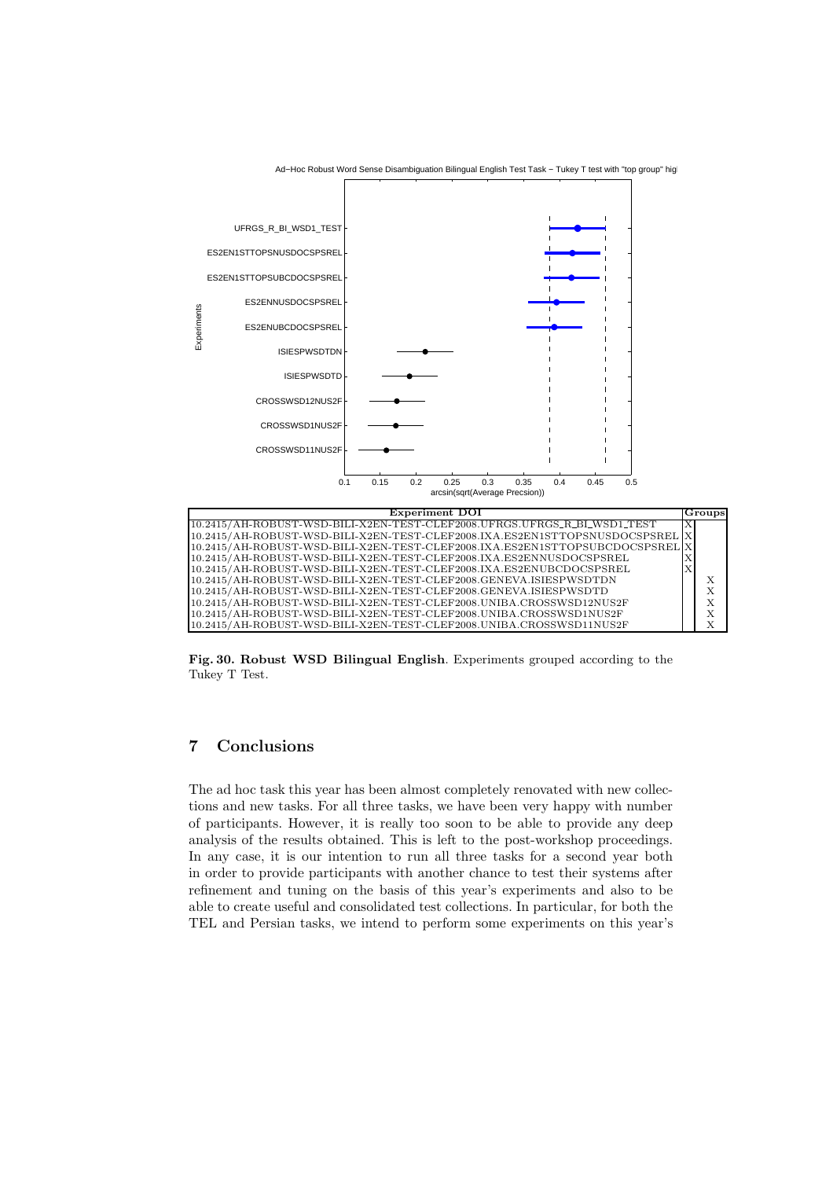| Experiment DOI | Groups | |
|---|---|---|
| 10.2415/AH-ROBUST-WSD-BILI-X2EN-TEST-CLEF2008.UFRGS.UFRGS_R_BI_WSD1_TEST | X | |
| 10.2415/AH-ROBUST-WSD-BILI-X2EN-TEST-CLEF2008.IXA.ES2EN1STTOPSNUSDOCSPSREL | X | |
| 10.2415/AH-ROBUST-WSD-BILI-X2EN-TEST-CLEF2008.IXA.ES2EN1STTOPSUBCDOCSPSREL | X | |
| 10.2415/AH-ROBUST-WSD-BILI-X2EN-TEST-CLEF2008.IXA.ES2ENNUSDOCSPSREL | X | |
| 10.2415/AH-ROBUST-WSD-BILI-X2EN-TEST-CLEF2008.IXA.ES2ENUBCDOCSPSREL | X | |
| 10.2415/AH-ROBUST-WSD-BILI-X2EN-TEST-CLEF2008.GENEVA.ISIESPWSDTDN | | X |
| 10.2415/AH-ROBUST-WSD-BILI-X2EN-TEST-CLEF2008.GENEVA.ISIESPWSDTD | | X |
| 10.2415/AH-ROBUST-WSD-BILI-X2EN-TEST-CLEF2008.UNIBA.CROSSWSD12NUS2F | | X |
| 10.2415/AH-ROBUST-WSD-BILI-X2EN-TEST-CLEF2008.UNIBA.CROSSWSD1NUS2F | | X |
| 10.2415/AH-ROBUST-WSD-BILI-X2EN-TEST-CLEF2008.UNIBA.CROSSWSD11NUS2F | | X |

**Fig. 30. Robust WSD Bilingual English**. Experiments grouped according to the Tukey T Test.

## 7 Conclusions

The ad hoc task this year has been almost completely renovated with new collections and new tasks. For all three tasks, we have been very happy with number of participants. However, it is really too soon to be able to provide any deep analysis of the results obtained. This is left to the post-workshop proceedings. In any case, it is our intention to run all three tasks for a second year both in order to provide participants with another chance to test their systems after refinement and tuning on the basis of this year's experiments and also to be able to create useful and consolidated test collections. In particular, for both the TEL and Persian tasks, we intend to perform some experiments on this year's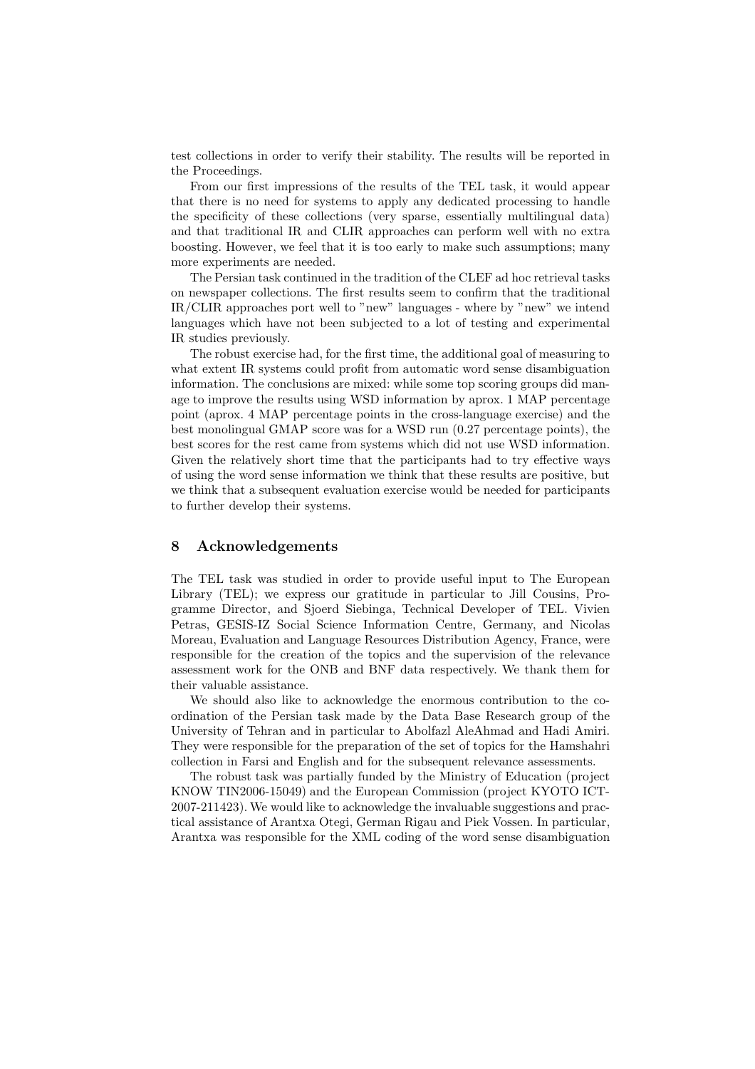test collections in order to verify their stability. The results will be reported in the Proceedings.

From our first impressions of the results of the TEL task, it would appear that there is no need for systems to apply any dedicated processing to handle the specificity of these collections (very sparse, essentially multilingual data) and that traditional IR and CLIR approaches can perform well with no extra boosting. However, we feel that it is too early to make such assumptions; many more experiments are needed.

The Persian task continued in the tradition of the CLEF ad hoc retrieval tasks on newspaper collections. The first results seem to confirm that the traditional IR/CLIR approaches port well to "new" languages - where by "new" we intend languages which have not been subjected to a lot of testing and experimental IR studies previously.

The robust exercise had, for the first time, the additional goal of measuring to what extent IR systems could profit from automatic word sense disambiguation information. The conclusions are mixed: while some top scoring groups did manage to improve the results using WSD information by aprox. 1 MAP percentage point (aprox. 4 MAP percentage points in the cross-language exercise) and the best monolingual GMAP score was for a WSD run (0.27 percentage points), the best scores for the rest came from systems which did not use WSD information. Given the relatively short time that the participants had to try effective ways of using the word sense information we think that these results are positive, but we think that a subsequent evaluation exercise would be needed for participants to further develop their systems.

## 8 Acknowledgements

The TEL task was studied in order to provide useful input to The European Library (TEL); we express our gratitude in particular to Jill Cousins, Programme Director, and Sjoerd Siebinga, Technical Developer of TEL. Vivien Petras, GESIS-IZ Social Science Information Centre, Germany, and Nicolas Moreau, Evaluation and Language Resources Distribution Agency, France, were responsible for the creation of the topics and the supervision of the relevance assessment work for the ONB and BNF data respectively. We thank them for their valuable assistance.

We should also like to acknowledge the enormous contribution to the coordination of the Persian task made by the Data Base Research group of the University of Tehran and in particular to Abolfazl AleAhmad and Hadi Amiri. They were responsible for the preparation of the set of topics for the Hamshahri collection in Farsi and English and for the subsequent relevance assessments.

The robust task was partially funded by the Ministry of Education (project KNOW TIN2006-15049) and the European Commission (project KYOTO ICT-2007-211423). We would like to acknowledge the invaluable suggestions and practical assistance of Arantxa Otegi, German Rigau and Piek Vossen. In particular, Arantxa was responsible for the XML coding of the word sense disambiguation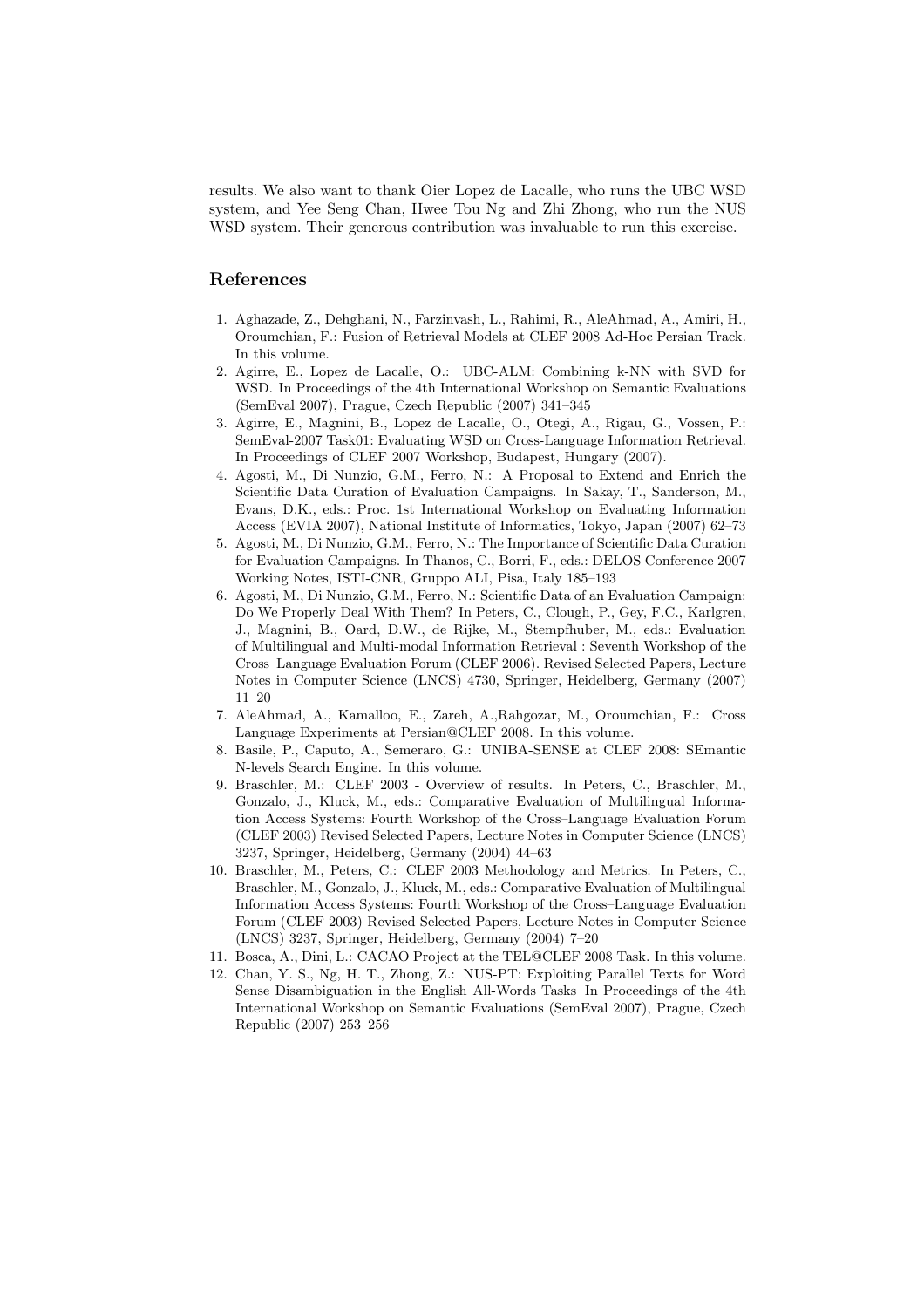results. We also want to thank Oier Lopez de Lacalle, who runs the UBC WSD system, and Yee Seng Chan, Hwee Tou Ng and Zhi Zhong, who run the NUS WSD system. Their generous contribution was invaluable to run this exercise.

## References

1. Aghazade, Z., Dehghani, N., Farzinvash, L., Rahimi, R., AleAhmad, A., Amiri, H., Oroumchian, F.: Fusion of Retrieval Models at CLEF 2008 Ad-Hoc Persian Track. In this volume.
2. Agirre, E., Lopez de Lacalle, O.: UBC-ALM: Combining k-NN with SVD for WSD. In Proceedings of the 4th International Workshop on Semantic Evaluations (SemEval 2007), Prague, Czech Republic (2007) 341–345
3. Agirre, E., Magnini, B., Lopez de Lacalle, O., Otegi, A., Rigau, G., Vossen, P.: SemEval-2007 Task01: Evaluating WSD on Cross-Language Information Retrieval. In Proceedings of CLEF 2007 Workshop, Budapest, Hungary (2007).
4. Agosti, M., Di Nunzio, G.M., Ferro, N.: A Proposal to Extend and Enrich the Scientific Data Curation of Evaluation Campaigns. In Sakay, T., Sanderson, M., Evans, D.K., eds.: Proc. 1st International Workshop on Evaluating Information Access (EVIA 2007), National Institute of Informatics, Tokyo, Japan (2007) 62–73
5. Agosti, M., Di Nunzio, G.M., Ferro, N.: The Importance of Scientific Data Curation for Evaluation Campaigns. In Thanos, C., Borri, F., eds.: DELOS Conference 2007 Working Notes, ISTI-CNR, Gruppo ALI, Pisa, Italy 185–193
6. Agosti, M., Di Nunzio, G.M., Ferro, N.: Scientific Data of an Evaluation Campaign: Do We Properly Deal With Them? In Peters, C., Clough, P., Gey, F.C., Karlgren, J., Magnini, B., Oard, D.W., de Rijke, M., Stempfhuber, M., eds.: Evaluation of Multilingual and Multi-modal Information Retrieval : Seventh Workshop of the Cross–Language Evaluation Forum (CLEF 2006). Revised Selected Papers, Lecture Notes in Computer Science (LNCS) 4730, Springer, Heidelberg, Germany (2007) 11–20
7. AleAhmad, A., Kamalloo, E., Zareh, A.,Rahgozar, M., Oroumchian, F.: Cross Language Experiments at Persian@CLEF 2008. In this volume.
8. Basile, P., Caputo, A., Semeraro, G.: UNIBA-SENSE at CLEF 2008: SEmantic N-levels Search Engine. In this volume.
9. Braschler, M.: CLEF 2003 - Overview of results. In Peters, C., Braschler, M., Gonzalo, J., Kluck, M., eds.: Comparative Evaluation of Multilingual Information Access Systems: Fourth Workshop of the Cross–Language Evaluation Forum (CLEF 2003) Revised Selected Papers, Lecture Notes in Computer Science (LNCS) 3237, Springer, Heidelberg, Germany (2004) 44–63
10. Braschler, M., Peters, C.: CLEF 2003 Methodology and Metrics. In Peters, C., Braschler, M., Gonzalo, J., Kluck, M., eds.: Comparative Evaluation of Multilingual Information Access Systems: Fourth Workshop of the Cross–Language Evaluation Forum (CLEF 2003) Revised Selected Papers, Lecture Notes in Computer Science (LNCS) 3237, Springer, Heidelberg, Germany (2004) 7–20
11. Bosca, A., Dini, L.: CACAO Project at the TEL@CLEF 2008 Task. In this volume.
12. Chan, Y. S., Ng, H. T., Zhong, Z.: NUS-PT: Exploiting Parallel Texts for Word Sense Disambiguation in the English All-Words Tasks In Proceedings of the 4th International Workshop on Semantic Evaluations (SemEval 2007), Prague, Czech Republic (2007) 253–256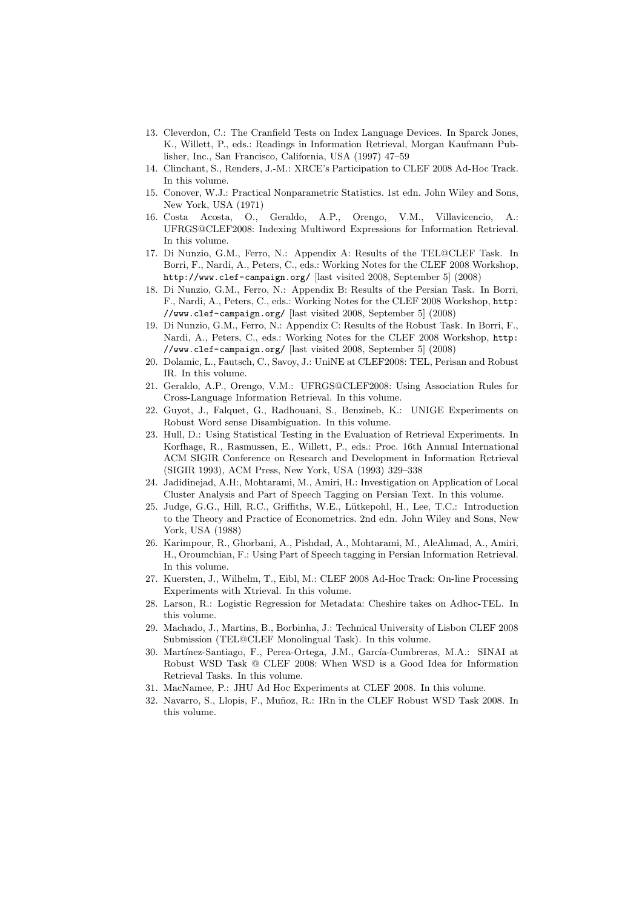13. Cleverdon, C.: The Cranfield Tests on Index Language Devices. In Sparck Jones, K., Willett, P., eds.: Readings in Information Retrieval, Morgan Kaufmann Publisher, Inc., San Francisco, California, USA (1997) 47–59
14. Clinchant, S., Renders, J.-M.: XRCE's Participation to CLEF 2008 Ad-Hoc Track. In this volume.
15. Conover, W.J.: Practical Nonparametric Statistics. 1st edn. John Wiley and Sons, New York, USA (1971)
16. Costa Acosta, O., Geraldo, A.P., Orengo, V.M., Villavicencio, A.: UFRGS@CLEF2008: Indexing Multiword Expressions for Information Retrieval. In this volume.
17. Di Nunzio, G.M., Ferro, N.: Appendix A: Results of the TEL@CLEF Task. In Borri, F., Nardi, A., Peters, C., eds.: Working Notes for the CLEF 2008 Workshop, http://www.clef-campaign.org/ [last visited 2008, September 5] (2008)
18. Di Nunzio, G.M., Ferro, N.: Appendix B: Results of the Persian Task. In Borri, F., Nardi, A., Peters, C., eds.: Working Notes for the CLEF 2008 Workshop, http://www.clef-campaign.org/ [last visited 2008, September 5] (2008)
19. Di Nunzio, G.M., Ferro, N.: Appendix C: Results of the Robust Task. In Borri, F., Nardi, A., Peters, C., eds.: Working Notes for the CLEF 2008 Workshop, http://www.clef-campaign.org/ [last visited 2008, September 5] (2008)
20. Dolamic, L., Fautsch, C., Savoy, J.: UniNE at CLEF2008: TEL, Perisan and Robust IR. In this volume.
21. Geraldo, A.P., Orengo, V.M.: UFRGS@CLEF2008: Using Association Rules for Cross-Language Information Retrieval. In this volume.
22. Guyot, J., Falquet, G., Radhouani, S., Benzineb, K.: UNIGE Experiments on Robust Word sense Disambiguation. In this volume.
23. Hull, D.: Using Statistical Testing in the Evaluation of Retrieval Experiments. In Korfhage, R., Rasmussen, E., Willett, P., eds.: Proc. 16th Annual International ACM SIGIR Conference on Research and Development in Information Retrieval (SIGIR 1993), ACM Press, New York, USA (1993) 329–338
24. Jadidinejad, A.H:, Mohtarami, M., Amiri, H.: Investigation on Application of Local Cluster Analysis and Part of Speech Tagging on Persian Text. In this volume.
25. Judge, G.G., Hill, R.C., Griffiths, W.E., Lütkepohl, H., Lee, T.C.: Introduction to the Theory and Practice of Econometrics. 2nd edn. John Wiley and Sons, New York, USA (1988)
26. Karimpour, R., Ghorbani, A., Pishdad, A., Mohtarami, M., AleAhmad, A., Amiri, H., Oroumchian, F.: Using Part of Speech tagging in Persian Information Retrieval. In this volume.
27. Kuersten, J., Wilhelm, T., Eibl, M.: CLEF 2008 Ad-Hoc Track: On-line Processing Experiments with Xtrieval. In this volume.
28. Larson, R.: Logistic Regression for Metadata: Cheshire takes on Adhoc-TEL. In this volume.
29. Machado, J., Martins, B., Borbinha, J.: Technical University of Lisbon CLEF 2008 Submission (TEL@CLEF Monolingual Task). In this volume.
30. Martínez-Santiago, F., Perea-Ortega, J.M., García-Cumbreras, M.A.: SINAI at Robust WSD Task @ CLEF 2008: When WSD is a Good Idea for Information Retrieval Tasks. In this volume.
31. MacNamee, P.: JHU Ad Hoc Experiments at CLEF 2008. In this volume.
32. Navarro, S., Llopis, F., Muñoz, R.: IRn in the CLEF Robust WSD Task 2008. In this volume.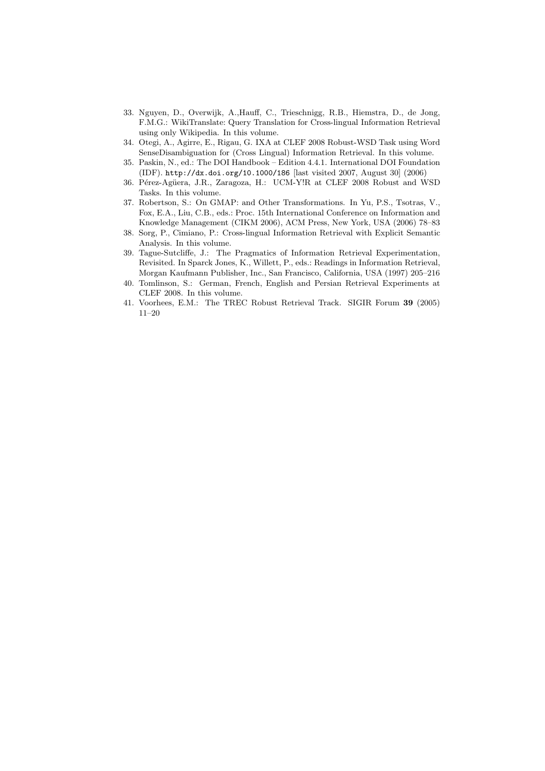33. Nguyen, D., Overwijk, A.,Hauff, C., Trieschnigg, R.B., Hiemstra, D., de Jong, F.M.G.: WikiTranslate: Query Translation for Cross-lingual Information Retrieval using only Wikipedia. In this volume.
34. Otegi, A., Agirre, E., Rigau, G. IXA at CLEF 2008 Robust-WSD Task using Word SenseDisambiguation for (Cross Lingual) Information Retrieval. In this volume.
35. Paskin, N., ed.: The DOI Handbook – Edition 4.4.1. International DOI Foundation (IDF). http://dx.doi.org/10.1000/186 [last visited 2007, August 30] (2006)
36. Pérez-Agüera, J.R., Zaragoza, H.: UCM-Y!R at CLEF 2008 Robust and WSD Tasks. In this volume.
37. Robertson, S.: On GMAP: and Other Transformations. In Yu, P.S., Tsotras, V., Fox, E.A., Liu, C.B., eds.: Proc. 15th International Conference on Information and Knowledge Management (CIKM 2006), ACM Press, New York, USA (2006) 78–83
38. Sorg, P., Cimiano, P.: Cross-lingual Information Retrieval with Explicit Semantic Analysis. In this volume.
39. Tague-Sutcliffe, J.: The Pragmatics of Information Retrieval Experimentation, Revisited. In Sparck Jones, K., Willett, P., eds.: Readings in Information Retrieval, Morgan Kaufmann Publisher, Inc., San Francisco, California, USA (1997) 205–216
40. Tomlinson, S.: German, French, English and Persian Retrieval Experiments at CLEF 2008. In this volume.
41. Voorhees, E.M.: The TREC Robust Retrieval Track. SIGIR Forum **39** (2005) 11–20